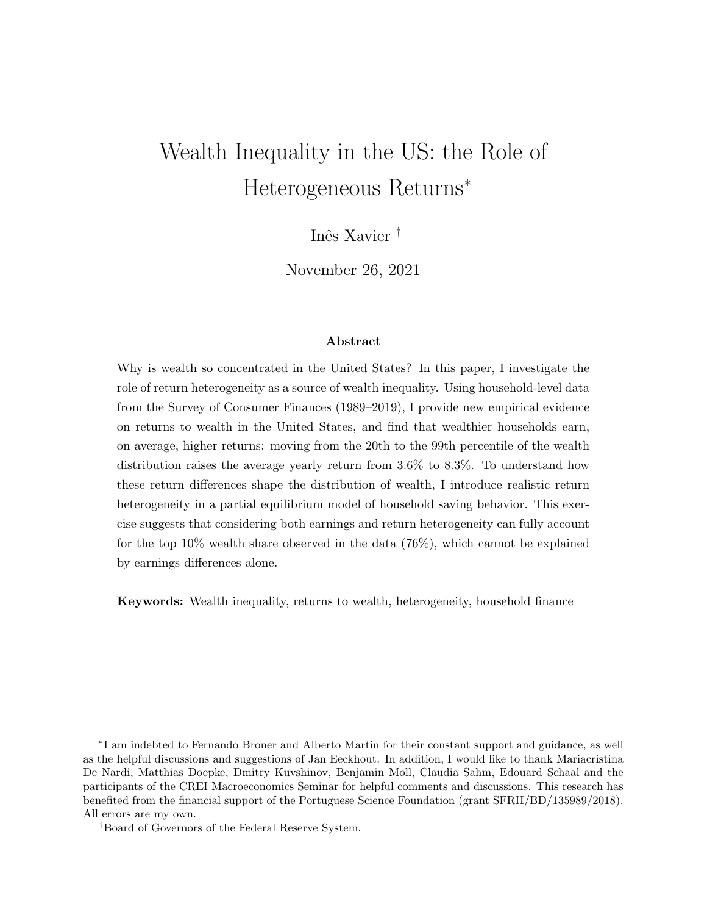# Wealth Inequality in the US: the Role of Heterogeneous Returns*

Inês Xavier †

November 26, 2021

### Abstract

Why is wealth so concentrated in the United States? In this paper, I investigate the role of return heterogeneity as a source of wealth inequality. Using household-level data from the Survey of Consumer Finances (1989–2019), I provide new empirical evidence on returns to wealth in the United States, and find that wealthier households earn, on average, higher returns: moving from the 20th to the 99th percentile of the wealth distribution raises the average yearly return from 3.6% to 8.3%. To understand how these return differences shape the distribution of wealth, I introduce realistic return heterogeneity in a partial equilibrium model of household saving behavior. This exercise suggests that considering both earnings and return heterogeneity can fully account for the top 10% wealth share observed in the data (76%), which cannot be explained by earnings differences alone.

**Keywords:** Wealth inequality, returns to wealth, heterogeneity, household finance

---

*I am indebted to Fernando Broner and Alberto Martin for their constant support and guidance, as well as the helpful discussions and suggestions of Jan Eeckhout. In addition, I would like to thank Mariacristina De Nardi, Matthias Doepke, Dmitry Kuvshinov, Benjamin Moll, Claudia Sahm, Edouard Schaal and the participants of the CREI Macroeconomics Seminar for helpful comments and discussions. This research has benefited from the financial support of the Portuguese Science Foundation (grant SFRH/BD/135989/2018). All errors are my own.

†Board of Governors of the Federal Reserve System.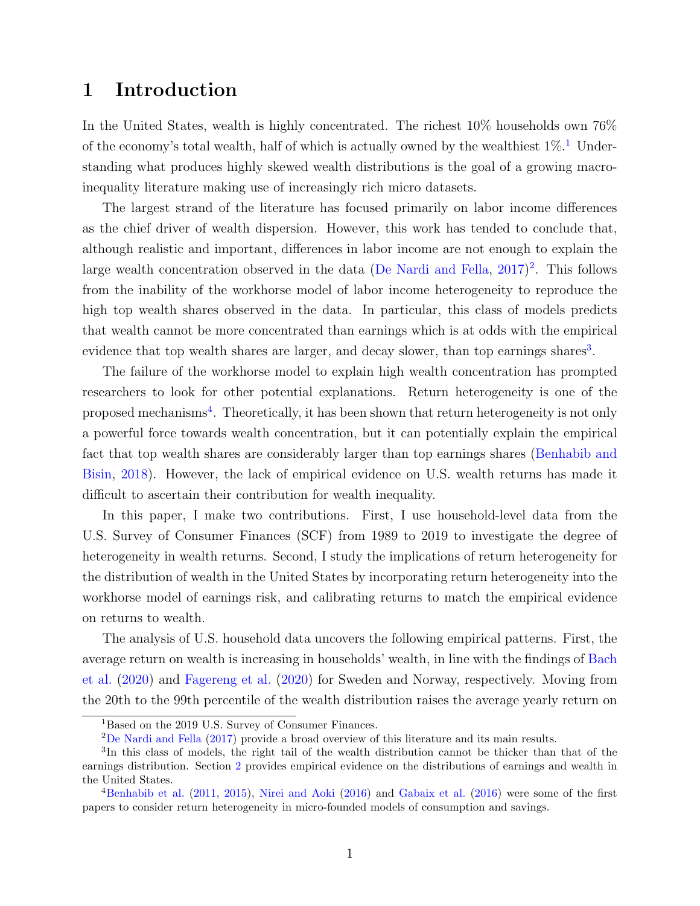# 1 Introduction

In the United States, wealth is highly concentrated. The richest 10% households own 76% of the economy's total wealth, half of which is actually owned by the wealthiest 1%.[1] Understanding what produces highly skewed wealth distributions is the goal of a growing macro-inequality literature making use of increasingly rich micro datasets.

The largest strand of the literature has focused primarily on labor income differences as the chief driver of wealth dispersion. However, this work has tended to conclude that, although realistic and important, differences in labor income are not enough to explain the large wealth concentration observed in the data (De Nardi and Fella, 2017)[2]. This follows from the inability of the workhorse model of labor income heterogeneity to reproduce the high top wealth shares observed in the data. In particular, this class of models predicts that wealth cannot be more concentrated than earnings which is at odds with the empirical evidence that top wealth shares are larger, and decay slower, than top earnings shares[3].

The failure of the workhorse model to explain high wealth concentration has prompted researchers to look for other potential explanations. Return heterogeneity is one of the proposed mechanisms[4]. Theoretically, it has been shown that return heterogeneity is not only a powerful force towards wealth concentration, but it can potentially explain the empirical fact that top wealth shares are considerably larger than top earnings shares (Benhabib and Bisin, 2018). However, the lack of empirical evidence on U.S. wealth returns has made it difficult to ascertain their contribution for wealth inequality.

In this paper, I make two contributions. First, I use household-level data from the U.S. Survey of Consumer Finances (SCF) from 1989 to 2019 to investigate the degree of heterogeneity in wealth returns. Second, I study the implications of return heterogeneity for the distribution of wealth in the United States by incorporating return heterogeneity into the workhorse model of earnings risk, and calibrating returns to match the empirical evidence on returns to wealth.

The analysis of U.S. household data uncovers the following empirical patterns. First, the average return on wealth is increasing in households' wealth, in line with the findings of Bach et al. (2020) and Fagereng et al. (2020) for Sweden and Norway, respectively. Moving from the 20th to the 99th percentile of the wealth distribution raises the average yearly return on

[1] Based on the 2019 U.S. Survey of Consumer Finances.

[2] De Nardi and Fella (2017) provide a broad overview of this literature and its main results.

[3] In this class of models, the right tail of the wealth distribution cannot be thicker than that of the earnings distribution. Section 2 provides empirical evidence on the distributions of earnings and wealth in the United States.

[4] Benhabib et al. (2011, 2015), Nirei and Aoki (2016) and Gabaix et al. (2016) were some of the first papers to consider return heterogeneity in micro-founded models of consumption and savings.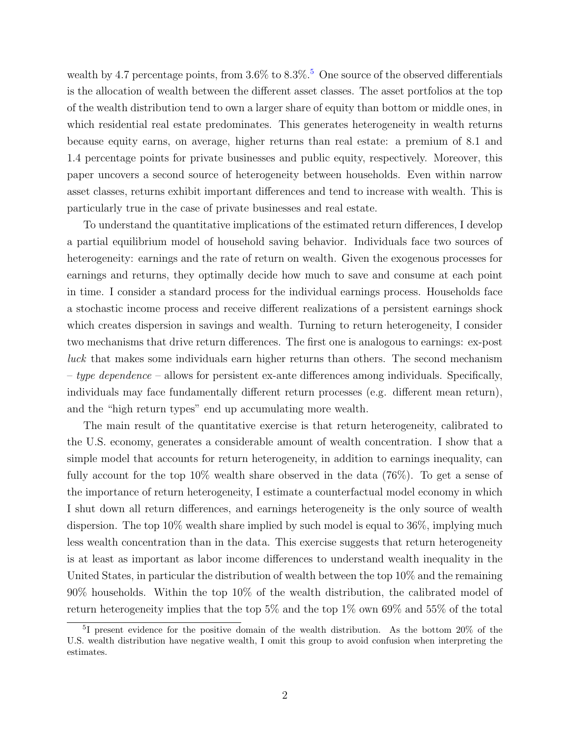wealth by 4.7 percentage points, from 3.6% to 8.3%.[5] One source of the observed differentials is the allocation of wealth between the different asset classes. The asset portfolios at the top of the wealth distribution tend to own a larger share of equity than bottom or middle ones, in which residential real estate predominates. This generates heterogeneity in wealth returns because equity earns, on average, higher returns than real estate: a premium of 8.1 and 1.4 percentage points for private businesses and public equity, respectively. Moreover, this paper uncovers a second source of heterogeneity between households. Even within narrow asset classes, returns exhibit important differences and tend to increase with wealth. This is particularly true in the case of private businesses and real estate.

To understand the quantitative implications of the estimated return differences, I develop a partial equilibrium model of household saving behavior. Individuals face two sources of heterogeneity: earnings and the rate of return on wealth. Given the exogenous processes for earnings and returns, they optimally decide how much to save and consume at each point in time. I consider a standard process for the individual earnings process. Households face a stochastic income process and receive different realizations of a persistent earnings shock which creates dispersion in savings and wealth. Turning to return heterogeneity, I consider two mechanisms that drive return differences. The first one is analogous to earnings: ex-post *luck* that makes some individuals earn higher returns than others. The second mechanism – *type dependence* – allows for persistent ex-ante differences among individuals. Specifically, individuals may face fundamentally different return processes (e.g. different mean return), and the "high return types" end up accumulating more wealth.

The main result of the quantitative exercise is that return heterogeneity, calibrated to the U.S. economy, generates a considerable amount of wealth concentration. I show that a simple model that accounts for return heterogeneity, in addition to earnings inequality, can fully account for the top 10% wealth share observed in the data (76%). To get a sense of the importance of return heterogeneity, I estimate a counterfactual model economy in which I shut down all return differences, and earnings heterogeneity is the only source of wealth dispersion. The top 10% wealth share implied by such model is equal to 36%, implying much less wealth concentration than in the data. This exercise suggests that return heterogeneity is at least as important as labor income differences to understand wealth inequality in the United States, in particular the distribution of wealth between the top 10% and the remaining 90% households. Within the top 10% of the wealth distribution, the calibrated model of return heterogeneity implies that the top 5% and the top 1% own 69% and 55% of the total

[5] I present evidence for the positive domain of the wealth distribution. As the bottom 20% of the U.S. wealth distribution have negative wealth, I omit this group to avoid confusion when interpreting the estimates.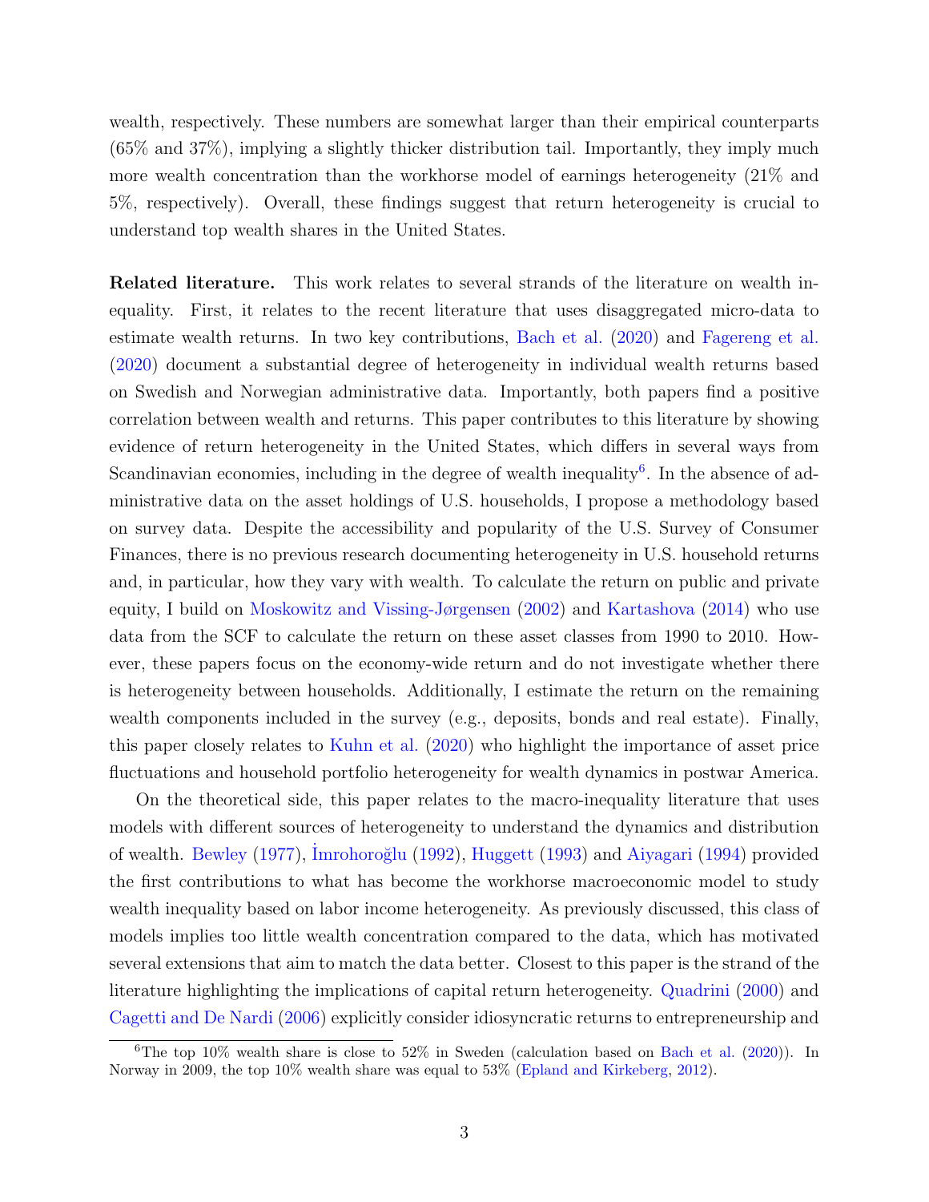wealth, respectively. These numbers are somewhat larger than their empirical counterparts (65% and 37%), implying a slightly thicker distribution tail. Importantly, they imply much more wealth concentration than the workhorse model of earnings heterogeneity (21% and 5%, respectively). Overall, these findings suggest that return heterogeneity is crucial to understand top wealth shares in the United States.

**Related literature.** This work relates to several strands of the literature on wealth inequality. First, it relates to the recent literature that uses disaggregated micro-data to estimate wealth returns. In two key contributions, Bach et al. (2020) and Fagereng et al. (2020) document a substantial degree of heterogeneity in individual wealth returns based on Swedish and Norwegian administrative data. Importantly, both papers find a positive correlation between wealth and returns. This paper contributes to this literature by showing evidence of return heterogeneity in the United States, which differs in several ways from Scandinavian economies, including in the degree of wealth inequality[6]. In the absence of administrative data on the asset holdings of U.S. households, I propose a methodology based on survey data. Despite the accessibility and popularity of the U.S. Survey of Consumer Finances, there is no previous research documenting heterogeneity in U.S. household returns and, in particular, how they vary with wealth. To calculate the return on public and private equity, I build on Moskowitz and Vissing-Jørgensen (2002) and Kartashova (2014) who use data from the SCF to calculate the return on these asset classes from 1990 to 2010. However, these papers focus on the economy-wide return and do not investigate whether there is heterogeneity between households. Additionally, I estimate the return on the remaining wealth components included in the survey (e.g., deposits, bonds and real estate). Finally, this paper closely relates to Kuhn et al. (2020) who highlight the importance of asset price fluctuations and household portfolio heterogeneity for wealth dynamics in postwar America.

On the theoretical side, this paper relates to the macro-inequality literature that uses models with different sources of heterogeneity to understand the dynamics and distribution of wealth. Bewley (1977), İmrohoroğlu (1992), Huggett (1993) and Aiyagari (1994) provided the first contributions to what has become the workhorse macroeconomic model to study wealth inequality based on labor income heterogeneity. As previously discussed, this class of models implies too little wealth concentration compared to the data, which has motivated several extensions that aim to match the data better. Closest to this paper is the strand of the literature highlighting the implications of capital return heterogeneity. Quadrini (2000) and Cagetti and De Nardi (2006) explicitly consider idiosyncratic returns to entrepreneurship and

[6] The top 10% wealth share is close to 52% in Sweden (calculation based on Bach et al. (2020)). In Norway in 2009, the top 10% wealth share was equal to 53% (Epland and Kirkeberg, 2012).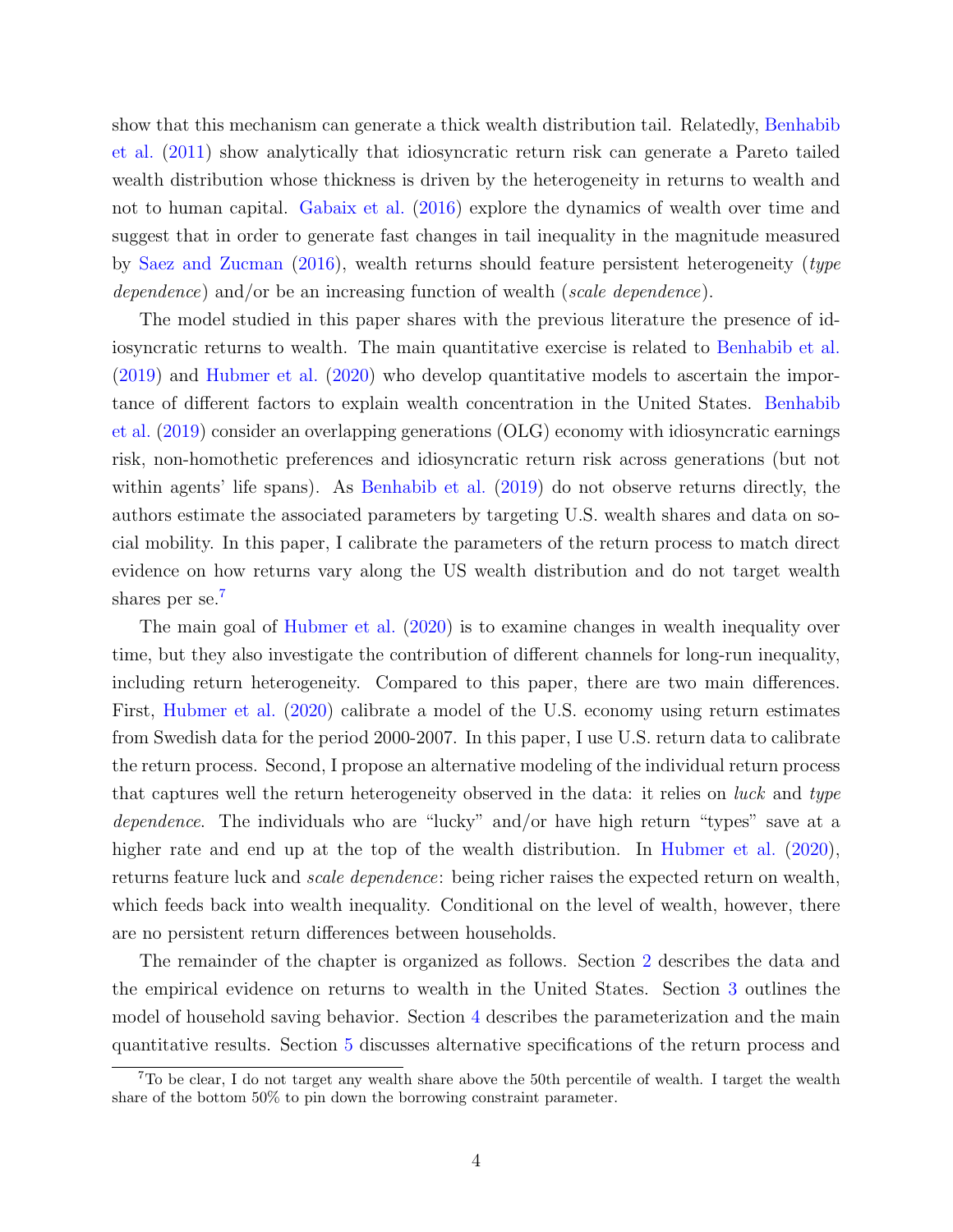show that this mechanism can generate a thick wealth distribution tail. Relatedly, Benhabib et al. (2011) show analytically that idiosyncratic return risk can generate a Pareto tailed wealth distribution whose thickness is driven by the heterogeneity in returns to wealth and not to human capital. Gabaix et al. (2016) explore the dynamics of wealth over time and suggest that in order to generate fast changes in tail inequality in the magnitude measured by Saez and Zucman (2016), wealth returns should feature persistent heterogeneity (*type dependence*) and/or be an increasing function of wealth (*scale dependence*).

The model studied in this paper shares with the previous literature the presence of idiosyncratic returns to wealth. The main quantitative exercise is related to Benhabib et al. (2019) and Hubmer et al. (2020) who develop quantitative models to ascertain the importance of different factors to explain wealth concentration in the United States. Benhabib et al. (2019) consider an overlapping generations (OLG) economy with idiosyncratic earnings risk, non-homothetic preferences and idiosyncratic return risk across generations (but not within agents' life spans). As Benhabib et al. (2019) do not observe returns directly, the authors estimate the associated parameters by targeting U.S. wealth shares and data on social mobility. In this paper, I calibrate the parameters of the return process to match direct evidence on how returns vary along the US wealth distribution and do not target wealth shares per se.[7]

The main goal of Hubmer et al. (2020) is to examine changes in wealth inequality over time, but they also investigate the contribution of different channels for long-run inequality, including return heterogeneity. Compared to this paper, there are two main differences. First, Hubmer et al. (2020) calibrate a model of the U.S. economy using return estimates from Swedish data for the period 2000-2007. In this paper, I use U.S. return data to calibrate the return process. Second, I propose an alternative modeling of the individual return process that captures well the return heterogeneity observed in the data: it relies on *luck* and *type dependence*. The individuals who are "lucky" and/or have high return "types" save at a higher rate and end up at the top of the wealth distribution. In Hubmer et al. (2020), returns feature luck and *scale dependence*: being richer raises the expected return on wealth, which feeds back into wealth inequality. Conditional on the level of wealth, however, there are no persistent return differences between households.

The remainder of the chapter is organized as follows. Section 2 describes the data and the empirical evidence on returns to wealth in the United States. Section 3 outlines the model of household saving behavior. Section 4 describes the parameterization and the main quantitative results. Section 5 discusses alternative specifications of the return process and

[7] To be clear, I do not target any wealth share above the 50th percentile of wealth. I target the wealth share of the bottom 50% to pin down the borrowing constraint parameter.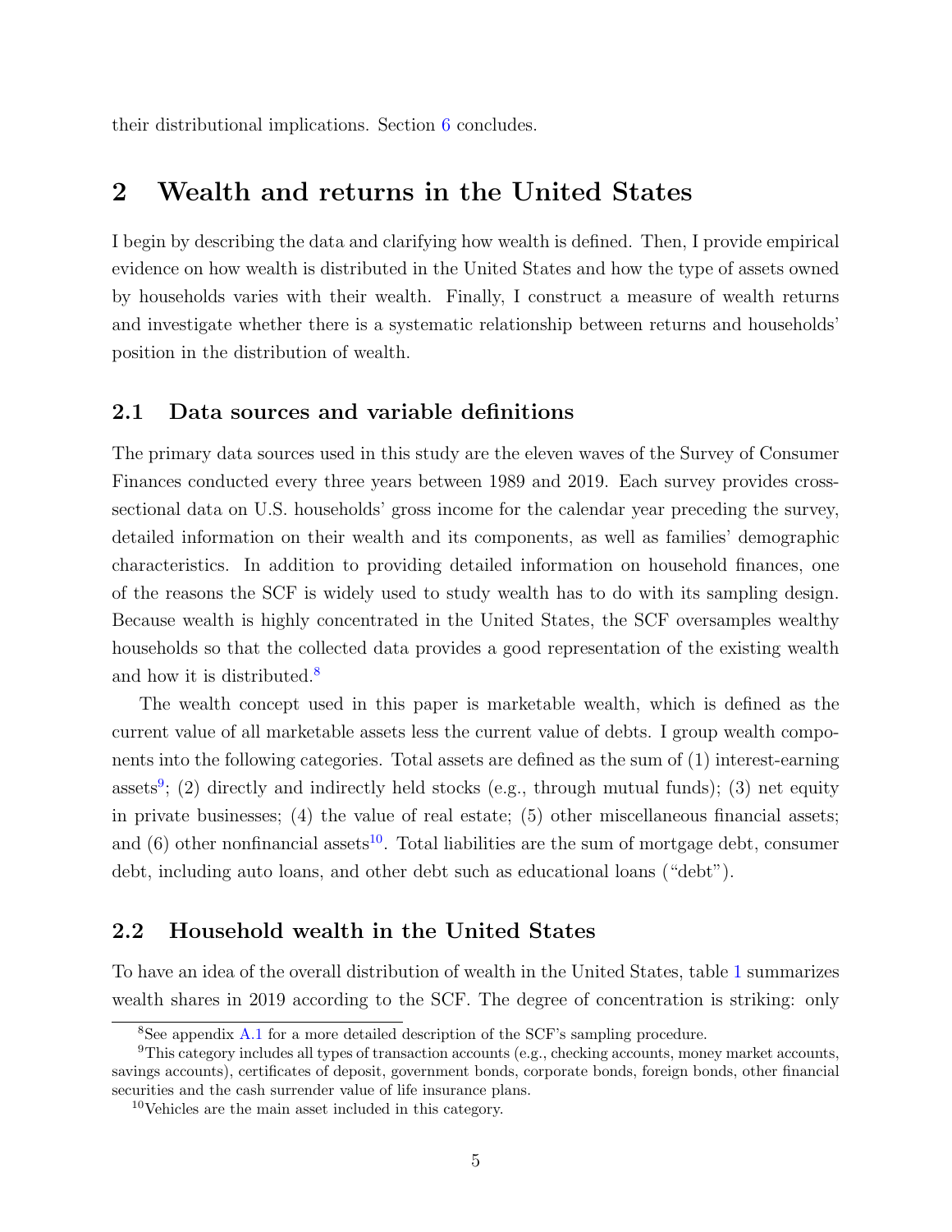their distributional implications. Section 6 concludes.

## 2 Wealth and returns in the United States

I begin by describing the data and clarifying how wealth is defined. Then, I provide empirical evidence on how wealth is distributed in the United States and how the type of assets owned by households varies with their wealth. Finally, I construct a measure of wealth returns and investigate whether there is a systematic relationship between returns and households' position in the distribution of wealth.

### 2.1 Data sources and variable definitions

The primary data sources used in this study are the eleven waves of the Survey of Consumer Finances conducted every three years between 1989 and 2019. Each survey provides cross-sectional data on U.S. households' gross income for the calendar year preceding the survey, detailed information on their wealth and its components, as well as families' demographic characteristics. In addition to providing detailed information on household finances, one of the reasons the SCF is widely used to study wealth has to do with its sampling design. Because wealth is highly concentrated in the United States, the SCF oversamples wealthy households so that the collected data provides a good representation of the existing wealth and how it is distributed.[8]

The wealth concept used in this paper is marketable wealth, which is defined as the current value of all marketable assets less the current value of debts. I group wealth components into the following categories. Total assets are defined as the sum of (1) interest-earning assets[9]; (2) directly and indirectly held stocks (e.g., through mutual funds); (3) net equity in private businesses; (4) the value of real estate; (5) other miscellaneous financial assets; and (6) other nonfinancial assets[10]. Total liabilities are the sum of mortgage debt, consumer debt, including auto loans, and other debt such as educational loans ("debt").

### 2.2 Household wealth in the United States

To have an idea of the overall distribution of wealth in the United States, table 1 summarizes wealth shares in 2019 according to the SCF. The degree of concentration is striking: only

[8] See appendix A.1 for a more detailed description of the SCF's sampling procedure.

[9] This category includes all types of transaction accounts (e.g., checking accounts, money market accounts, savings accounts), certificates of deposit, government bonds, corporate bonds, foreign bonds, other financial securities and the cash surrender value of life insurance plans.

[10] Vehicles are the main asset included in this category.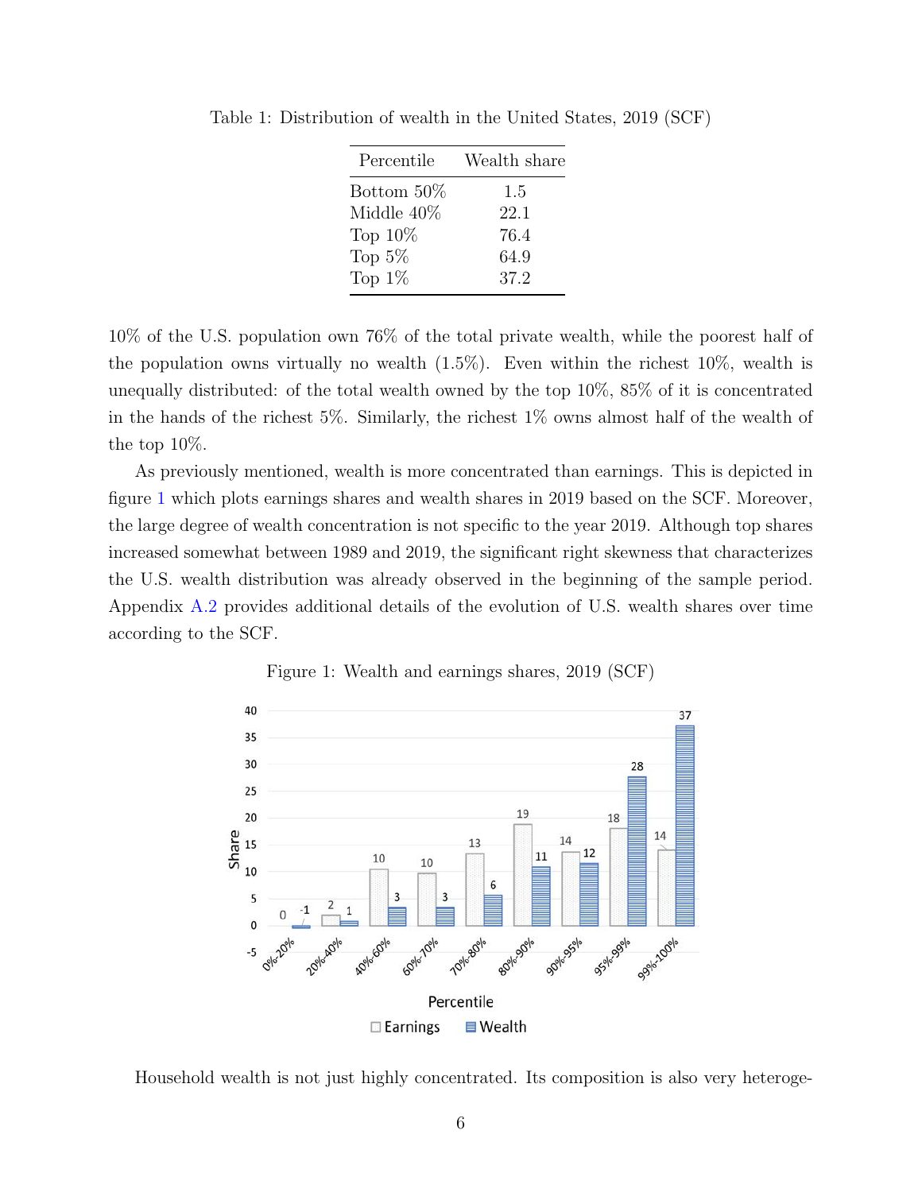Table 1: Distribution of wealth in the United States, 2019 (SCF)

| Percentile | Wealth share |
|---|---|
| Bottom 50% | 1.5 |
| Middle 40% | 22.1 |
| Top 10% | 76.4 |
| Top 5% | 64.9 |
| Top 1% | 37.2 |

10% of the U.S. population own 76% of the total private wealth, while the poorest half of the population owns virtually no wealth (1.5%). Even within the richest 10%, wealth is unequally distributed: of the total wealth owned by the top 10%, 85% of it is concentrated in the hands of the richest 5%. Similarly, the richest 1% owns almost half of the wealth of the top 10%.

As previously mentioned, wealth is more concentrated than earnings. This is depicted in figure 1 which plots earnings shares and wealth shares in 2019 based on the SCF. Moreover, the large degree of wealth concentration is not specific to the year 2019. Although top shares increased somewhat between 1989 and 2019, the significant right skewness that characterizes the U.S. wealth distribution was already observed in the beginning of the sample period. Appendix A.2 provides additional details of the evolution of U.S. wealth shares over time according to the SCF.

Figure 1: Wealth and earnings shares, 2019 (SCF)

| Percentile | Earnings | Wealth |
|---|---|---|
| 0%-20% | 0 | -1 |
| 20%-40% | 2 | 1 |
| 40%-60% | 10 | 3 |
| 60%-70% | 10 | 3 |
| 70%-80% | 13 | 6 |
| 80%-90% | 19 | 11 |
| 90%-95% | 14 | 12 |
| 95%-99% | 18 | 28 |
| 99%-100% | 14 | 37 |

Household wealth is not just highly concentrated. Its composition is also very heteroge-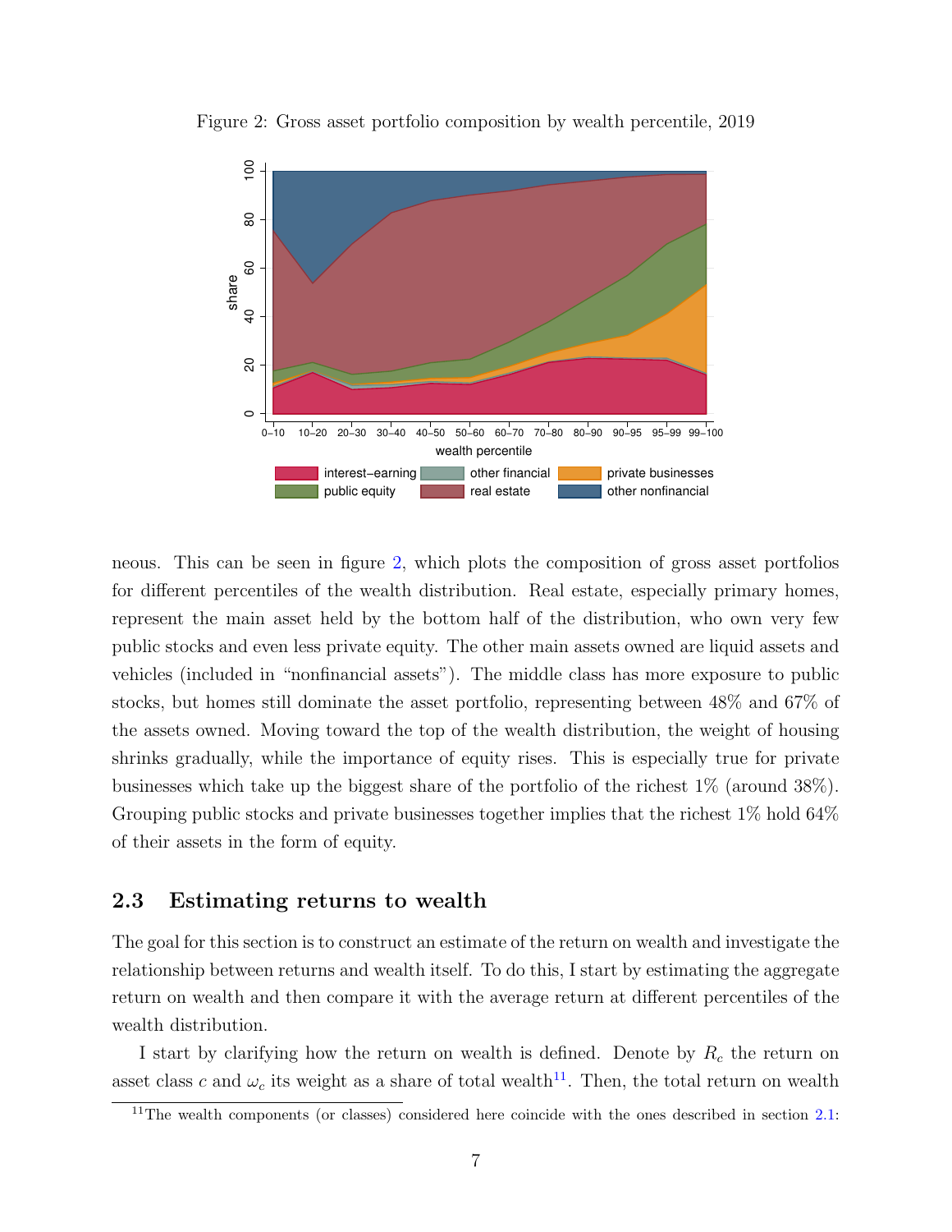Figure 2: Gross asset portfolio composition by wealth percentile, 2019

neous. This can be seen in figure 2, which plots the composition of gross asset portfolios for different percentiles of the wealth distribution. Real estate, especially primary homes, represent the main asset held by the bottom half of the distribution, who own very few public stocks and even less private equity. The other main assets owned are liquid assets and vehicles (included in "nonfinancial assets"). The middle class has more exposure to public stocks, but homes still dominate the asset portfolio, representing between 48% and 67% of the assets owned. Moving toward the top of the wealth distribution, the weight of housing shrinks gradually, while the importance of equity rises. This is especially true for private businesses which take up the biggest share of the portfolio of the richest 1% (around 38%). Grouping public stocks and private businesses together implies that the richest 1% hold 64% of their assets in the form of equity.

## 2.3 Estimating returns to wealth

The goal for this section is to construct an estimate of the return on wealth and investigate the relationship between returns and wealth itself. To do this, I start by estimating the aggregate return on wealth and then compare it with the average return at different percentiles of the wealth distribution.

I start by clarifying how the return on wealth is defined. Denote by $R_c$ the return on asset class $c$ and $\omega_c$ its weight as a share of total wealth[11]. Then, the total return on wealth

[11] The wealth components (or classes) considered here coincide with the ones described in section 2.1: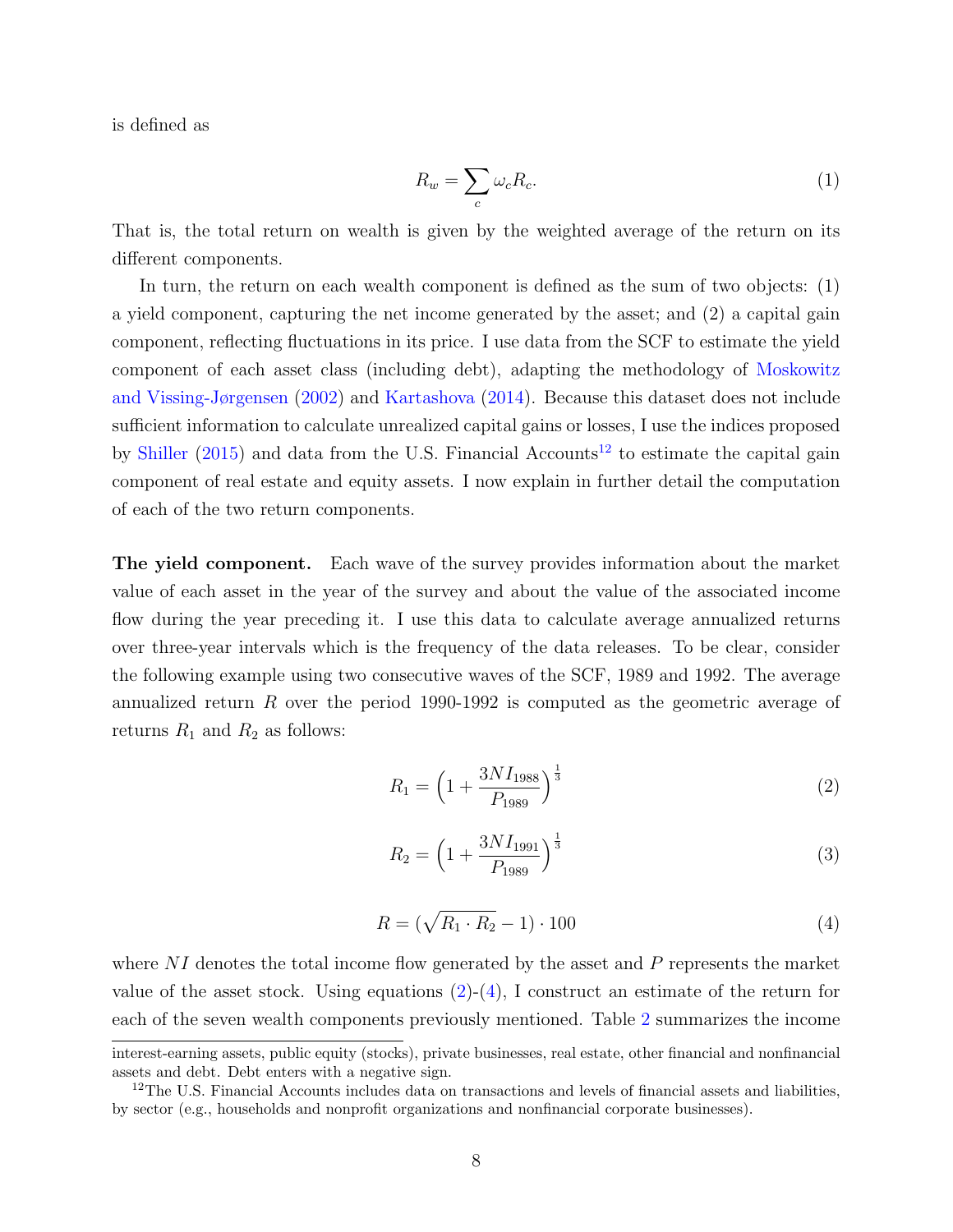is defined as

$$R_w = \sum_c \omega_c R_c. \tag{1}$$

That is, the total return on wealth is given by the weighted average of the return on its different components.

In turn, the return on each wealth component is defined as the sum of two objects: (1) a yield component, capturing the net income generated by the asset; and (2) a capital gain component, reflecting fluctuations in its price. I use data from the SCF to estimate the yield component of each asset class (including debt), adapting the methodology of Moskowitz and Vissing-Jørgensen (2002) and Kartashova (2014). Because this dataset does not include sufficient information to calculate unrealized capital gains or losses, I use the indices proposed by Shiller (2015) and data from the U.S. Financial Accounts[12] to estimate the capital gain component of real estate and equity assets. I now explain in further detail the computation of each of the two return components.

**The yield component.** Each wave of the survey provides information about the market value of each asset in the year of the survey and about the value of the associated income flow during the year preceding it. I use this data to calculate average annualized returns over three-year intervals which is the frequency of the data releases. To be clear, consider the following example using two consecutive waves of the SCF, 1989 and 1992. The average annualized return $R$ over the period 1990-1992 is computed as the geometric average of returns $R_1$ and $R_2$ as follows:

$$R_1 = \left(1 + \frac{3NI_{1988}}{P_{1989}}\right)^{\frac{1}{3}} \tag{2}$$

$$R_2 = \left(1 + \frac{3NI_{1991}}{P_{1989}}\right)^{\frac{1}{3}} \tag{3}$$

$$R = (\sqrt{R_1 \cdot R_2} - 1) \cdot 100 \tag{4}$$

where $NI$ denotes the total income flow generated by the asset and $P$ represents the market value of the asset stock. Using equations (2)-(4), I construct an estimate of the return for each of the seven wealth components previously mentioned. Table 2 summarizes the income

---

interest-earning assets, public equity (stocks), private businesses, real estate, other financial and nonfinancial assets and debt. Debt enters with a negative sign.

[12] The U.S. Financial Accounts includes data on transactions and levels of financial assets and liabilities, by sector (e.g., households and nonprofit organizations and nonfinancial corporate businesses).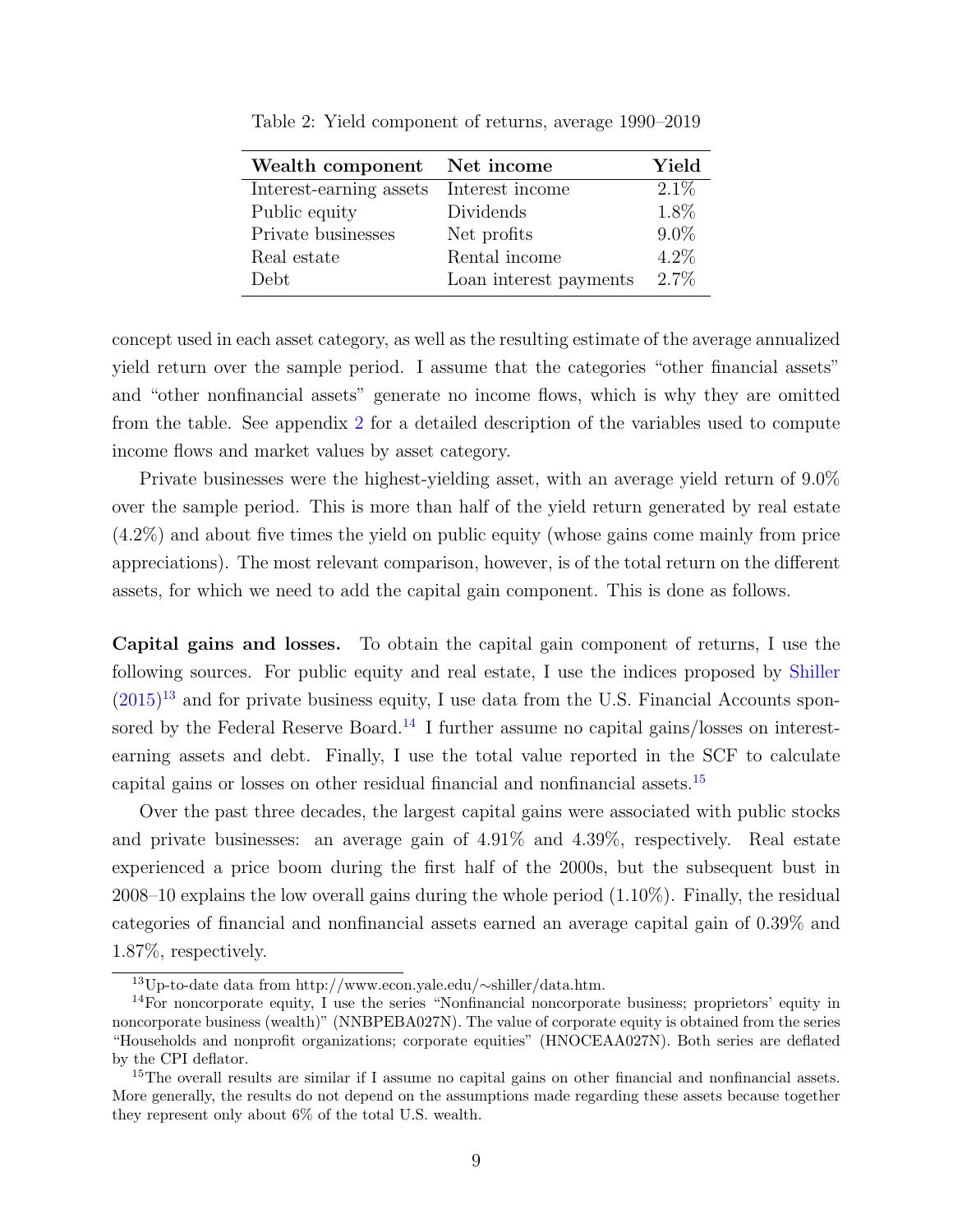Table 2: Yield component of returns, average 1990–2019

| **Wealth component** | **Net income** | **Yield** |
|---|---|---|
| Interest-earning assets | Interest income | 2.1% |
| Public equity | Dividends | 1.8% |
| Private businesses | Net profits | 9.0% |
| Real estate | Rental income | 4.2% |
| Debt | Loan interest payments | 2.7% |

concept used in each asset category, as well as the resulting estimate of the average annualized yield return over the sample period. I assume that the categories "other financial assets" and "other nonfinancial assets" generate no income flows, which is why they are omitted from the table. See appendix 2 for a detailed description of the variables used to compute income flows and market values by asset category.

Private businesses were the highest-yielding asset, with an average yield return of 9.0% over the sample period. This is more than half of the yield return generated by real estate (4.2%) and about five times the yield on public equity (whose gains come mainly from price appreciations). The most relevant comparison, however, is of the total return on the different assets, for which we need to add the capital gain component. This is done as follows.

**Capital gains and losses.** To obtain the capital gain component of returns, I use the following sources. For public equity and real estate, I use the indices proposed by Shiller (2015)[13] and for private business equity, I use data from the U.S. Financial Accounts sponsored by the Federal Reserve Board.[14] I further assume no capital gains/losses on interest-earning assets and debt. Finally, I use the total value reported in the SCF to calculate capital gains or losses on other residual financial and nonfinancial assets.[15]

Over the past three decades, the largest capital gains were associated with public stocks and private businesses: an average gain of 4.91% and 4.39%, respectively. Real estate experienced a price boom during the first half of the 2000s, but the subsequent bust in 2008–10 explains the low overall gains during the whole period (1.10%). Finally, the residual categories of financial and nonfinancial assets earned an average capital gain of 0.39% and 1.87%, respectively.

[13] Up-to-date data from http://www.econ.yale.edu/~shiller/data.htm.

[14] For noncorporate equity, I use the series "Nonfinancial noncorporate business; proprietors' equity in noncorporate business (wealth)" (NNBPEBA027N). The value of corporate equity is obtained from the series "Households and nonprofit organizations; corporate equities" (HNOCEAA027N). Both series are deflated by the CPI deflator.

[15] The overall results are similar if I assume no capital gains on other financial and nonfinancial assets. More generally, the results do not depend on the assumptions made regarding these assets because together they represent only about 6% of the total U.S. wealth.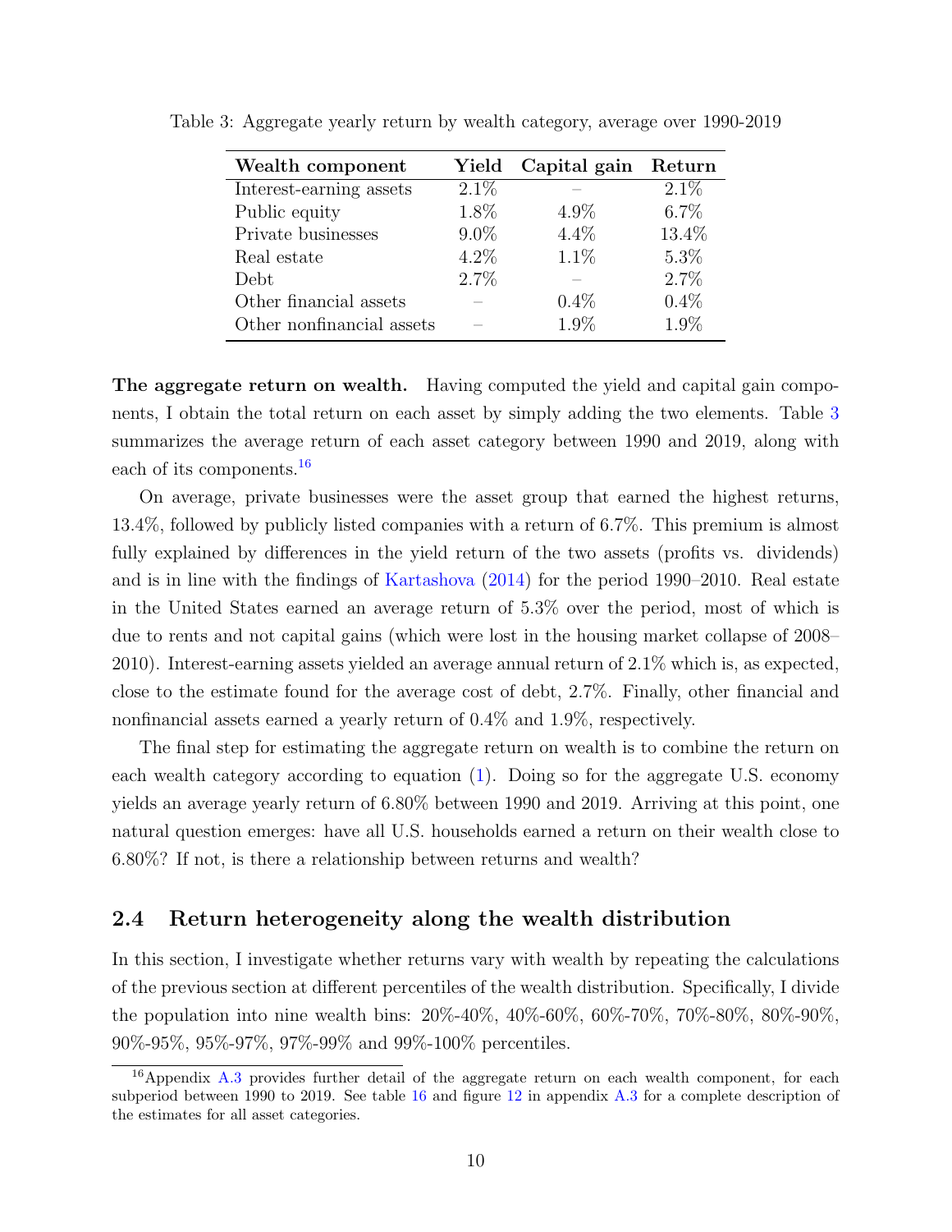Table 3: Aggregate yearly return by wealth category, average over 1990-2019

| Wealth component | Yield | Capital gain | Return |
|---|---|---|---|
| Interest-earning assets | 2.1% | – | 2.1% |
| Public equity | 1.8% | 4.9% | 6.7% |
| Private businesses | 9.0% | 4.4% | 13.4% |
| Real estate | 4.2% | 1.1% | 5.3% |
| Debt | 2.7% | – | 2.7% |
| Other financial assets | – | 0.4% | 0.4% |
| Other nonfinancial assets | – | 1.9% | 1.9% |

**The aggregate return on wealth.** Having computed the yield and capital gain components, I obtain the total return on each asset by simply adding the two elements. Table 3 summarizes the average return of each asset category between 1990 and 2019, along with each of its components.[16]

On average, private businesses were the asset group that earned the highest returns, 13.4%, followed by publicly listed companies with a return of 6.7%. This premium is almost fully explained by differences in the yield return of the two assets (profits vs. dividends) and is in line with the findings of Kartashova (2014) for the period 1990–2010. Real estate in the United States earned an average return of 5.3% over the period, most of which is due to rents and not capital gains (which were lost in the housing market collapse of 2008–2010). Interest-earning assets yielded an average annual return of 2.1% which is, as expected, close to the estimate found for the average cost of debt, 2.7%. Finally, other financial and nonfinancial assets earned a yearly return of 0.4% and 1.9%, respectively.

The final step for estimating the aggregate return on wealth is to combine the return on each wealth category according to equation (1). Doing so for the aggregate U.S. economy yields an average yearly return of 6.80% between 1990 and 2019. Arriving at this point, one natural question emerges: have all U.S. households earned a return on their wealth close to 6.80%? If not, is there a relationship between returns and wealth?

## 2.4 Return heterogeneity along the wealth distribution

In this section, I investigate whether returns vary with wealth by repeating the calculations of the previous section at different percentiles of the wealth distribution. Specifically, I divide the population into nine wealth bins: 20%-40%, 40%-60%, 60%-70%, 70%-80%, 80%-90%, 90%-95%, 95%-97%, 97%-99% and 99%-100% percentiles.

[16] Appendix A.3 provides further detail of the aggregate return on each wealth component, for each subperiod between 1990 to 2019. See table 16 and figure 12 in appendix A.3 for a complete description of the estimates for all asset categories.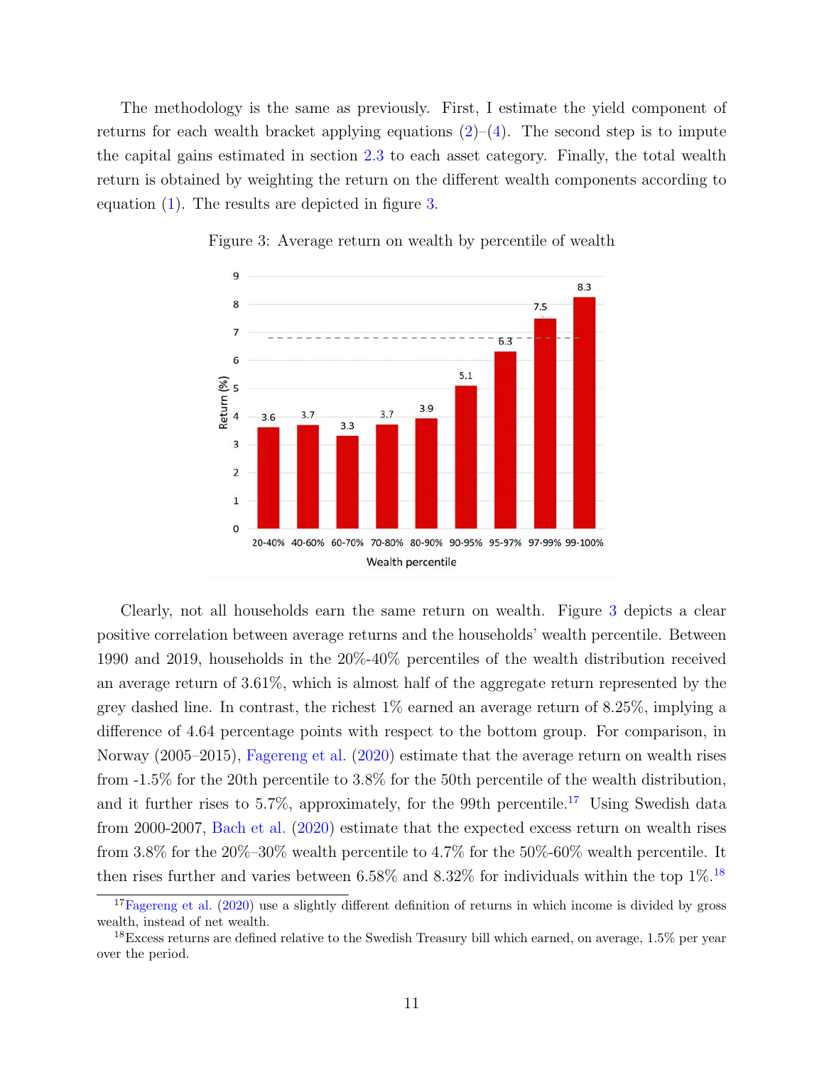The methodology is the same as previously. First, I estimate the yield component of returns for each wealth bracket applying equations (2)–(4). The second step is to impute the capital gains estimated in section 2.3 to each asset category. Finally, the total wealth return is obtained by weighting the return on the different wealth components according to equation (1). The results are depicted in figure 3.

Figure 3: Average return on wealth by percentile of wealth

Clearly, not all households earn the same return on wealth. Figure 3 depicts a clear positive correlation between average returns and the households' wealth percentile. Between 1990 and 2019, households in the 20%-40% percentiles of the wealth distribution received an average return of 3.61%, which is almost half of the aggregate return represented by the grey dashed line. In contrast, the richest 1% earned an average return of 8.25%, implying a difference of 4.64 percentage points with respect to the bottom group. For comparison, in Norway (2005–2015), Fagereng et al. (2020) estimate that the average return on wealth rises from -1.5% for the 20th percentile to 3.8% for the 50th percentile of the wealth distribution, and it further rises to 5.7%, approximately, for the 99th percentile.[17] Using Swedish data from 2000-2007, Bach et al. (2020) estimate that the expected excess return on wealth rises from 3.8% for the 20%–30% wealth percentile to 4.7% for the 50%-60% wealth percentile. It then rises further and varies between 6.58% and 8.32% for individuals within the top 1%.[18]

[17] Fagereng et al. (2020) use a slightly different definition of returns in which income is divided by gross wealth, instead of net wealth.

[18] Excess returns are defined relative to the Swedish Treasury bill which earned, on average, 1.5% per year over the period.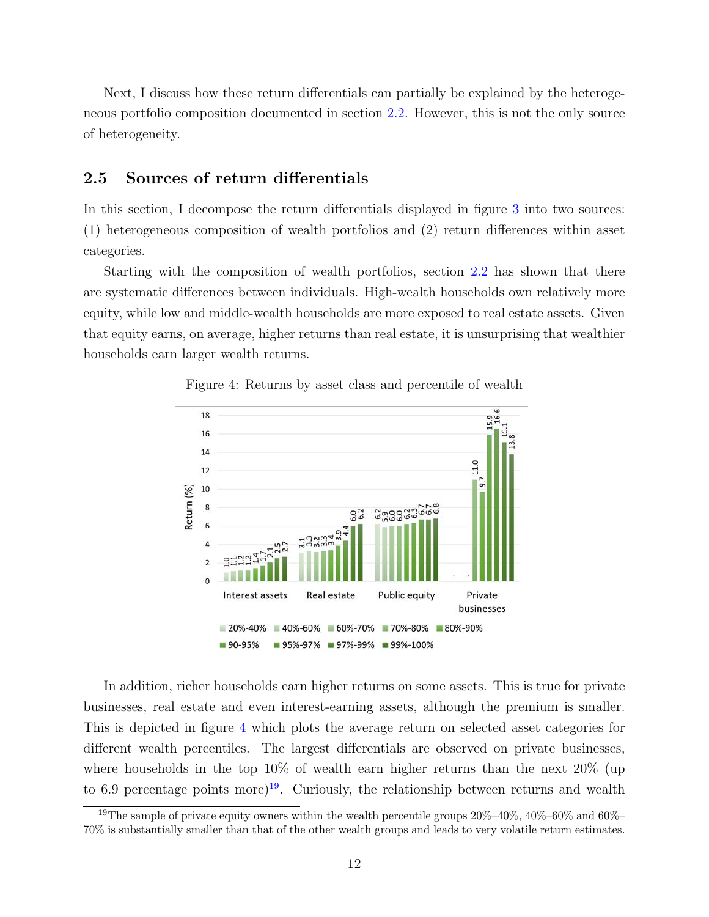Next, I discuss how these return differentials can partially be explained by the heterogeneous portfolio composition documented in section 2.2. However, this is not the only source of heterogeneity.

## 2.5 Sources of return differentials

In this section, I decompose the return differentials displayed in figure 3 into two sources: (1) heterogeneous composition of wealth portfolios and (2) return differences within asset categories.

Starting with the composition of wealth portfolios, section 2.2 has shown that there are systematic differences between individuals. High-wealth households own relatively more equity, while low and middle-wealth households are more exposed to real estate assets. Given that equity earns, on average, higher returns than real estate, it is unsurprising that wealthier households earn larger wealth returns.

Figure 4: Returns by asset class and percentile of wealth

In addition, richer households earn higher returns on some assets. This is true for private businesses, real estate and even interest-earning assets, although the premium is smaller. This is depicted in figure 4 which plots the average return on selected asset categories for different wealth percentiles. The largest differentials are observed on private businesses, where households in the top 10% of wealth earn higher returns than the next 20% (up to 6.9 percentage points more)[19]. Curiously, the relationship between returns and wealth

[19] The sample of private equity owners within the wealth percentile groups 20%–40%, 40%–60% and 60%–70% is substantially smaller than that of the other wealth groups and leads to very volatile return estimates.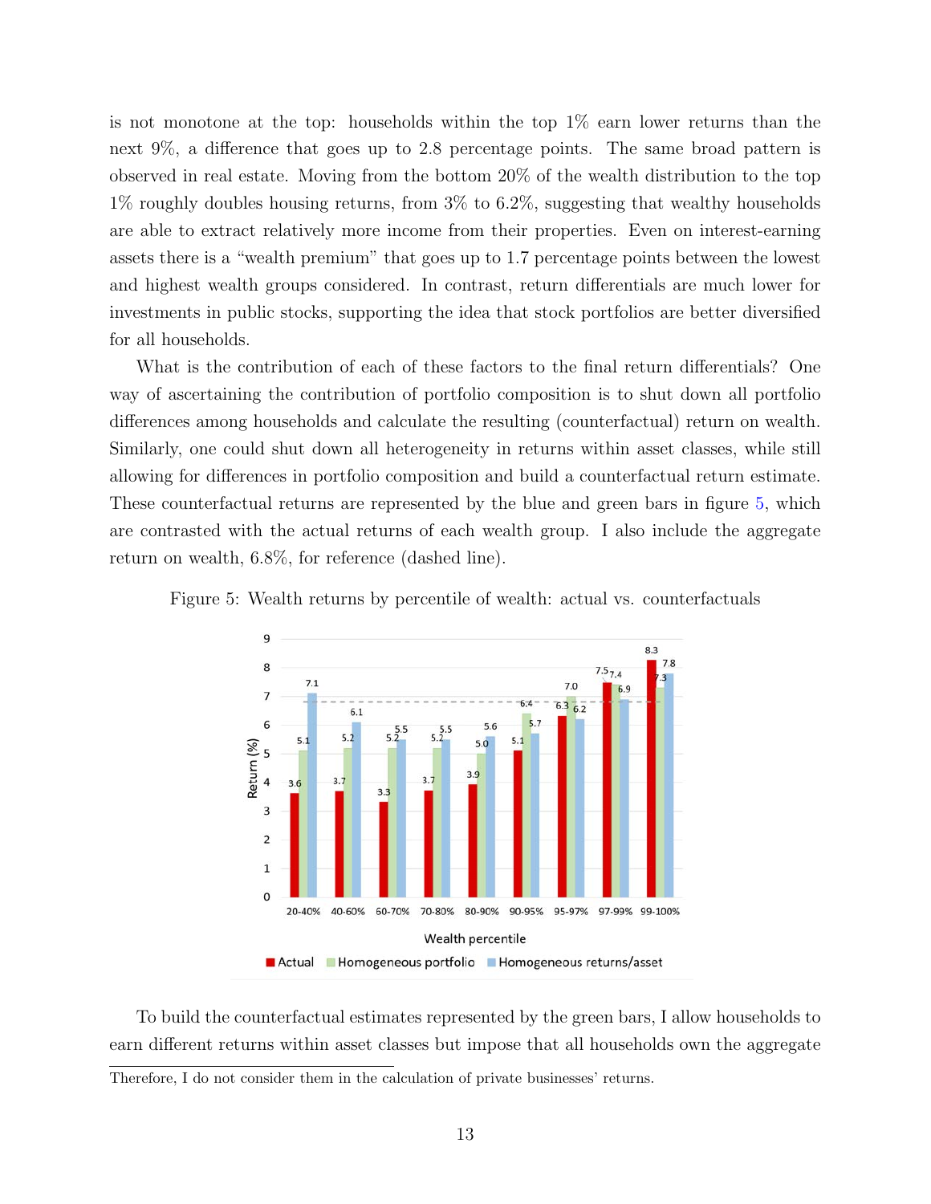is not monotone at the top: households within the top 1% earn lower returns than the next 9%, a difference that goes up to 2.8 percentage points. The same broad pattern is observed in real estate. Moving from the bottom 20% of the wealth distribution to the top 1% roughly doubles housing returns, from 3% to 6.2%, suggesting that wealthy households are able to extract relatively more income from their properties. Even on interest-earning assets there is a "wealth premium" that goes up to 1.7 percentage points between the lowest and highest wealth groups considered. In contrast, return differentials are much lower for investments in public stocks, supporting the idea that stock portfolios are better diversified for all households.

What is the contribution of each of these factors to the final return differentials? One way of ascertaining the contribution of portfolio composition is to shut down all portfolio differences among households and calculate the resulting (counterfactual) return on wealth. Similarly, one could shut down all heterogeneity in returns within asset classes, while still allowing for differences in portfolio composition and build a counterfactual return estimate. These counterfactual returns are represented by the blue and green bars in figure 5, which are contrasted with the actual returns of each wealth group. I also include the aggregate return on wealth, 6.8%, for reference (dashed line).

Figure 5: Wealth returns by percentile of wealth: actual vs. counterfactuals

| Wealth percentile | Actual | Homogeneous portfolio | Homogeneous returns/asset |
|---|---|---|---|
| 20-40% | 3.6 | 5.1 | 7.1 |
| 40-60% | 3.7 | 5.2 | 6.1 |
| 60-70% | 3.3 | 5.2 | 5.5 |
| 70-80% | 3.7 | 5.2 | 5.5 |
| 80-90% | 3.9 | 5.0 | 5.6 |
| 90-95% | 5.1 | 6.4 | 5.7 |
| 95-97% | 6.3 | 7.0 | 6.2 |
| 97-99% | 7.5 | 7.4 | 6.9 |
| 99-100% | 8.3 | 7.3 | 7.8 |

To build the counterfactual estimates represented by the green bars, I allow households to earn different returns within asset classes but impose that all households own the aggregate

Therefore, I do not consider them in the calculation of private businesses' returns.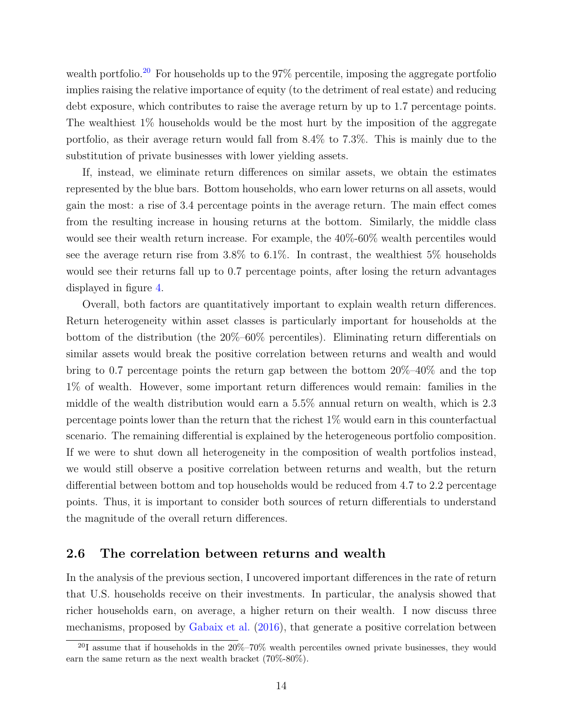wealth portfolio.[20] For households up to the 97% percentile, imposing the aggregate portfolio implies raising the relative importance of equity (to the detriment of real estate) and reducing debt exposure, which contributes to raise the average return by up to 1.7 percentage points. The wealthiest 1% households would be the most hurt by the imposition of the aggregate portfolio, as their average return would fall from 8.4% to 7.3%. This is mainly due to the substitution of private businesses with lower yielding assets.

If, instead, we eliminate return differences on similar assets, we obtain the estimates represented by the blue bars. Bottom households, who earn lower returns on all assets, would gain the most: a rise of 3.4 percentage points in the average return. The main effect comes from the resulting increase in housing returns at the bottom. Similarly, the middle class would see their wealth return increase. For example, the 40%-60% wealth percentiles would see the average return rise from 3.8% to 6.1%. In contrast, the wealthiest 5% households would see their returns fall up to 0.7 percentage points, after losing the return advantages displayed in figure 4.

Overall, both factors are quantitatively important to explain wealth return differences. Return heterogeneity within asset classes is particularly important for households at the bottom of the distribution (the 20%–60% percentiles). Eliminating return differentials on similar assets would break the positive correlation between returns and wealth and would bring to 0.7 percentage points the return gap between the bottom 20%–40% and the top 1% of wealth. However, some important return differences would remain: families in the middle of the wealth distribution would earn a 5.5% annual return on wealth, which is 2.3 percentage points lower than the return that the richest 1% would earn in this counterfactual scenario. The remaining differential is explained by the heterogeneous portfolio composition. If we were to shut down all heterogeneity in the composition of wealth portfolios instead, we would still observe a positive correlation between returns and wealth, but the return differential between bottom and top households would be reduced from 4.7 to 2.2 percentage points. Thus, it is important to consider both sources of return differentials to understand the magnitude of the overall return differences.

## 2.6 The correlation between returns and wealth

In the analysis of the previous section, I uncovered important differences in the rate of return that U.S. households receive on their investments. In particular, the analysis showed that richer households earn, on average, a higher return on their wealth. I now discuss three mechanisms, proposed by Gabaix et al. (2016), that generate a positive correlation between

[20] I assume that if households in the 20%–70% wealth percentiles owned private businesses, they would earn the same return as the next wealth bracket (70%-80%).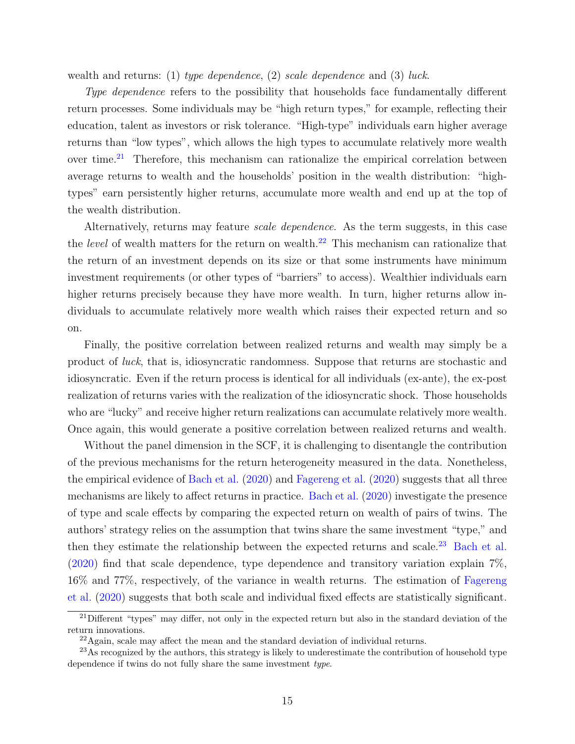wealth and returns: (1) *type dependence*, (2) *scale dependence* and (3) *luck*.

*Type dependence* refers to the possibility that households face fundamentally different return processes. Some individuals may be "high return types," for example, reflecting their education, talent as investors or risk tolerance. "High-type" individuals earn higher average returns than "low types", which allows the high types to accumulate relatively more wealth over time.[21] Therefore, this mechanism can rationalize the empirical correlation between average returns to wealth and the households' position in the wealth distribution: "high-types" earn persistently higher returns, accumulate more wealth and end up at the top of the wealth distribution.

Alternatively, returns may feature *scale dependence*. As the term suggests, in this case the *level* of wealth matters for the return on wealth.[22] This mechanism can rationalize that the return of an investment depends on its size or that some instruments have minimum investment requirements (or other types of "barriers" to access). Wealthier individuals earn higher returns precisely because they have more wealth. In turn, higher returns allow individuals to accumulate relatively more wealth which raises their expected return and so on.

Finally, the positive correlation between realized returns and wealth may simply be a product of *luck*, that is, idiosyncratic randomness. Suppose that returns are stochastic and idiosyncratic. Even if the return process is identical for all individuals (ex-ante), the ex-post realization of returns varies with the realization of the idiosyncratic shock. Those households who are "lucky" and receive higher return realizations can accumulate relatively more wealth. Once again, this would generate a positive correlation between realized returns and wealth.

Without the panel dimension in the SCF, it is challenging to disentangle the contribution of the previous mechanisms for the return heterogeneity measured in the data. Nonetheless, the empirical evidence of Bach et al. (2020) and Fagereng et al. (2020) suggests that all three mechanisms are likely to affect returns in practice. Bach et al. (2020) investigate the presence of type and scale effects by comparing the expected return on wealth of pairs of twins. The authors' strategy relies on the assumption that twins share the same investment "type," and then they estimate the relationship between the expected returns and scale.[23] Bach et al. (2020) find that scale dependence, type dependence and transitory variation explain 7%, 16% and 77%, respectively, of the variance in wealth returns. The estimation of Fagereng et al. (2020) suggests that both scale and individual fixed effects are statistically significant.

[21] Different "types" may differ, not only in the expected return but also in the standard deviation of the return innovations.

[22] Again, scale may affect the mean and the standard deviation of individual returns.

[23] As recognized by the authors, this strategy is likely to underestimate the contribution of household type dependence if twins do not fully share the same investment *type*.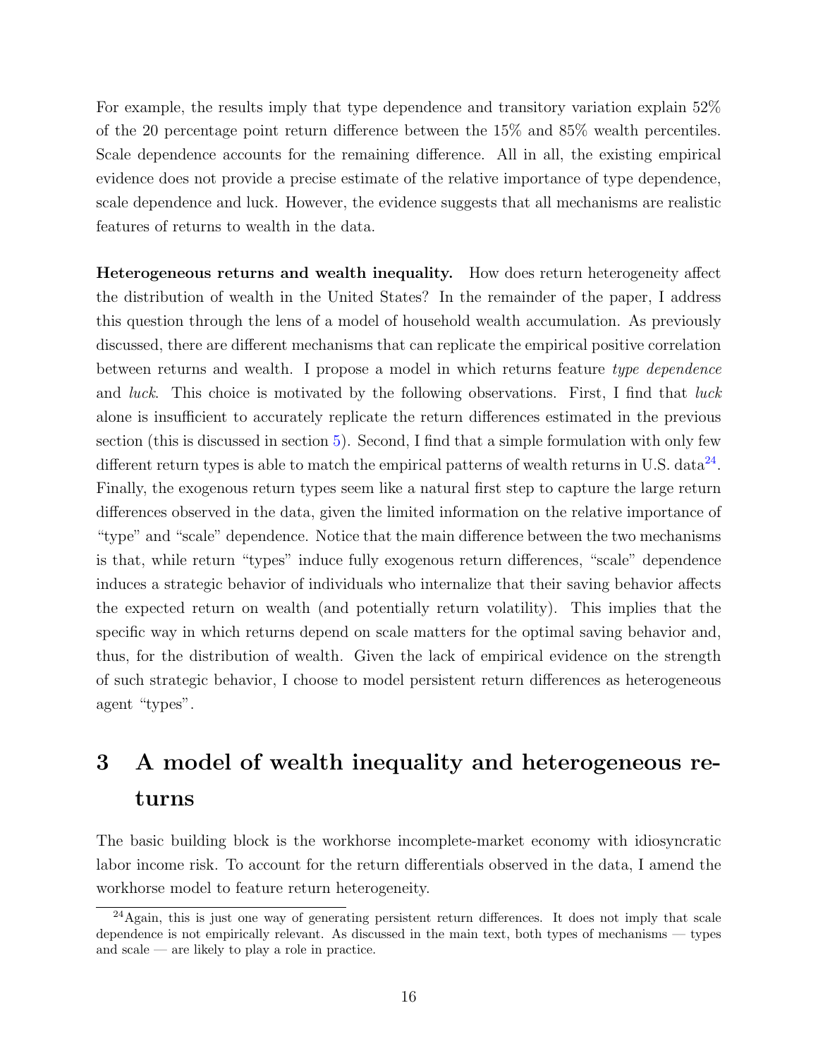For example, the results imply that type dependence and transitory variation explain 52% of the 20 percentage point return difference between the 15% and 85% wealth percentiles. Scale dependence accounts for the remaining difference. All in all, the existing empirical evidence does not provide a precise estimate of the relative importance of type dependence, scale dependence and luck. However, the evidence suggests that all mechanisms are realistic features of returns to wealth in the data.

**Heterogeneous returns and wealth inequality.** How does return heterogeneity affect the distribution of wealth in the United States? In the remainder of the paper, I address this question through the lens of a model of household wealth accumulation. As previously discussed, there are different mechanisms that can replicate the empirical positive correlation between returns and wealth. I propose a model in which returns feature *type dependence* and *luck*. This choice is motivated by the following observations. First, I find that *luck* alone is insufficient to accurately replicate the return differences estimated in the previous section (this is discussed in section 5). Second, I find that a simple formulation with only few different return types is able to match the empirical patterns of wealth returns in U.S. data[24]. Finally, the exogenous return types seem like a natural first step to capture the large return differences observed in the data, given the limited information on the relative importance of "type" and "scale" dependence. Notice that the main difference between the two mechanisms is that, while return "types" induce fully exogenous return differences, "scale" dependence induces a strategic behavior of individuals who internalize that their saving behavior affects the expected return on wealth (and potentially return volatility). This implies that the specific way in which returns depend on scale matters for the optimal saving behavior and, thus, for the distribution of wealth. Given the lack of empirical evidence on the strength of such strategic behavior, I choose to model persistent return differences as heterogeneous agent "types".

# 3 A model of wealth inequality and heterogeneous returns

The basic building block is the workhorse incomplete-market economy with idiosyncratic labor income risk. To account for the return differentials observed in the data, I amend the workhorse model to feature return heterogeneity.

[24] Again, this is just one way of generating persistent return differences. It does not imply that scale dependence is not empirically relevant. As discussed in the main text, both types of mechanisms — types and scale — are likely to play a role in practice.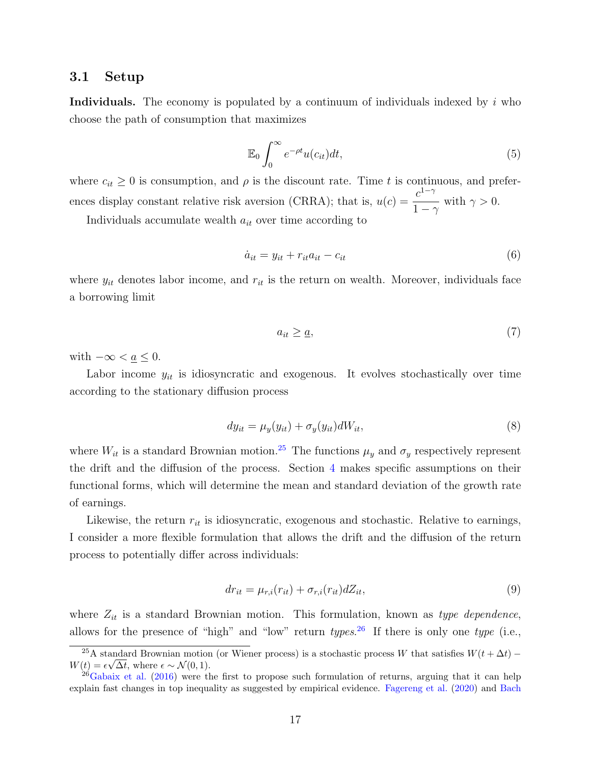### 3.1 Setup

**Individuals.** The economy is populated by a continuum of individuals indexed by $i$ who choose the path of consumption that maximizes

$$\mathbb{E}_0 \int_0^\infty e^{-\rho t} u(c_{it}) dt, \tag{5}$$

where $c_{it} \geq 0$ is consumption, and $\rho$ is the discount rate. Time $t$ is continuous, and preferences display constant relative risk aversion (CRRA); that is, $u(c) = \dfrac{c^{1-\gamma}}{1-\gamma}$ with $\gamma > 0$.

Individuals accumulate wealth $a_{it}$ over time according to

$$\dot{a}_{it} = y_{it} + r_{it} a_{it} - c_{it} \tag{6}$$

where $y_{it}$ denotes labor income, and $r_{it}$ is the return on wealth. Moreover, individuals face a borrowing limit

$$a_{it} \geq \underline{a}, \tag{7}$$

with $-\infty < \underline{a} \leq 0$.

Labor income $y_{it}$ is idiosyncratic and exogenous. It evolves stochastically over time according to the stationary diffusion process

$$dy_{it} = \mu_y(y_{it}) + \sigma_y(y_{it}) dW_{it}, \tag{8}$$

where $W_{it}$ is a standard Brownian motion.[25] The functions $\mu_y$ and $\sigma_y$ respectively represent the drift and the diffusion of the process. Section 4 makes specific assumptions on their functional forms, which will determine the mean and standard deviation of the growth rate of earnings.

Likewise, the return $r_{it}$ is idiosyncratic, exogenous and stochastic. Relative to earnings, I consider a more flexible formulation that allows the drift and the diffusion of the return process to potentially differ across individuals:

$$dr_{it} = \mu_{r,i}(r_{it}) + \sigma_{r,i}(r_{it}) dZ_{it}, \tag{9}$$

where $Z_{it}$ is a standard Brownian motion. This formulation, known as *type dependence*, allows for the presence of "high" and "low" return *types*.[26] If there is only one *type* (i.e.,

[25] A standard Brownian motion (or Wiener process) is a stochastic process $W$ that satisfies $W(t + \Delta t) - W(t) = \epsilon\sqrt{\Delta t}$, where $\epsilon \sim \mathcal{N}(0, 1)$.

[26] Gabaix et al. (2016) were the first to propose such formulation of returns, arguing that it can help explain fast changes in top inequality as suggested by empirical evidence. Fagereng et al. (2020) and Bach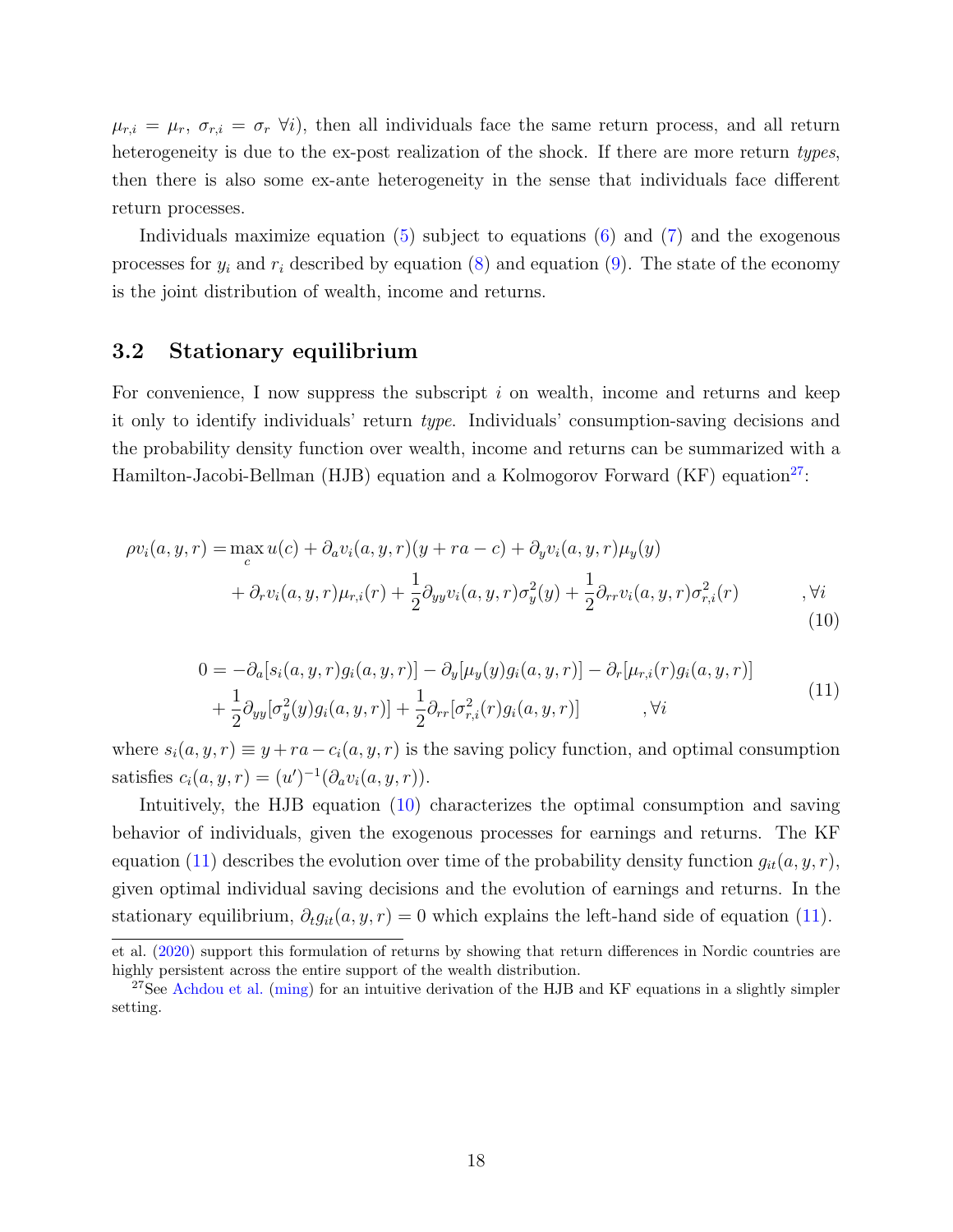$\mu_{r,i} = \mu_r$, $\sigma_{r,i} = \sigma_r$ $\forall i$), then all individuals face the same return process, and all return heterogeneity is due to the ex-post realization of the shock. If there are more return *types*, then there is also some ex-ante heterogeneity in the sense that individuals face different return processes.

Individuals maximize equation (5) subject to equations (6) and (7) and the exogenous processes for $y_i$ and $r_i$ described by equation (8) and equation (9). The state of the economy is the joint distribution of wealth, income and returns.

## 3.2 Stationary equilibrium

For convenience, I now suppress the subscript $i$ on wealth, income and returns and keep it only to identify individuals' return *type*. Individuals' consumption-saving decisions and the probability density function over wealth, income and returns can be summarized with a Hamilton-Jacobi-Bellman (HJB) equation and a Kolmogorov Forward (KF) equation[27]:

$$
\begin{aligned}
\rho v_i(a,y,r) = & \max_c u(c) + \partial_a v_i(a,y,r)(y + ra - c) + \partial_y v_i(a,y,r)\mu_y(y) \\
& + \partial_r v_i(a,y,r)\mu_{r,i}(r) + \frac{1}{2}\partial_{yy} v_i(a,y,r)\sigma_y^2(y) + \frac{1}{2}\partial_{rr} v_i(a,y,r)\sigma_{r,i}^2(r) \qquad ,\forall i
\end{aligned}
\tag{10}
$$

$$
\begin{aligned}
0 = & -\partial_a[s_i(a,y,r)g_i(a,y,r)] - \partial_y[\mu_y(y)g_i(a,y,r)] - \partial_r[\mu_{r,i}(r)g_i(a,y,r)] \\
& + \frac{1}{2}\partial_{yy}[\sigma_y^2(y)g_i(a,y,r)] + \frac{1}{2}\partial_{rr}[\sigma_{r,i}^2(r)g_i(a,y,r)] \qquad ,\forall i
\end{aligned}
\tag{11}
$$

where $s_i(a,y,r) \equiv y + ra - c_i(a,y,r)$ is the saving policy function, and optimal consumption satisfies $c_i(a,y,r) = (u')^{-1}(\partial_a v_i(a,y,r))$.

Intuitively, the HJB equation (10) characterizes the optimal consumption and saving behavior of individuals, given the exogenous processes for earnings and returns. The KF equation (11) describes the evolution over time of the probability density function $g_{it}(a,y,r)$, given optimal individual saving decisions and the evolution of earnings and returns. In the stationary equilibrium, $\partial_t g_{it}(a,y,r) = 0$ which explains the left-hand side of equation (11).

et al. (2020) support this formulation of returns by showing that return differences in Nordic countries are highly persistent across the entire support of the wealth distribution.

[27] See Achdou et al. (ming) for an intuitive derivation of the HJB and KF equations in a slightly simpler setting.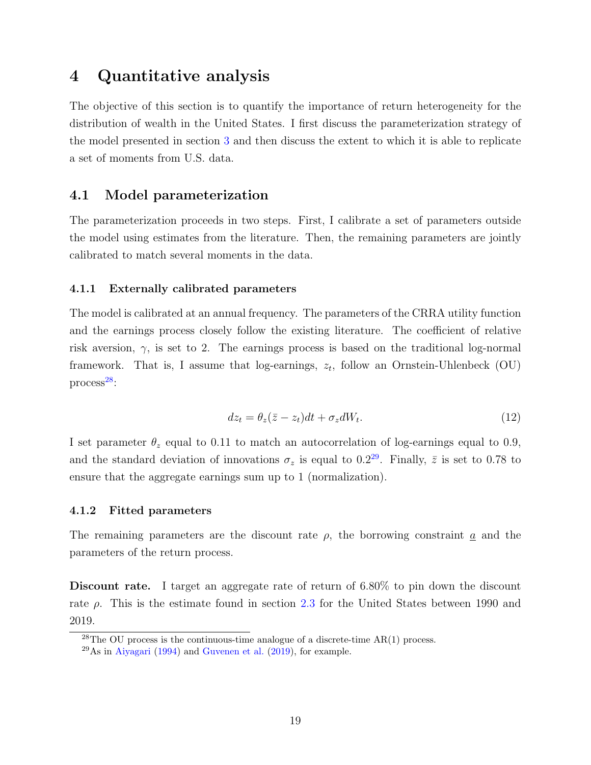# 4 Quantitative analysis

The objective of this section is to quantify the importance of return heterogeneity for the distribution of wealth in the United States. I first discuss the parameterization strategy of the model presented in section 3 and then discuss the extent to which it is able to replicate a set of moments from U.S. data.

## 4.1 Model parameterization

The parameterization proceeds in two steps. First, I calibrate a set of parameters outside the model using estimates from the literature. Then, the remaining parameters are jointly calibrated to match several moments in the data.

### 4.1.1 Externally calibrated parameters

The model is calibrated at an annual frequency. The parameters of the CRRA utility function and the earnings process closely follow the existing literature. The coefficient of relative risk aversion, $\gamma$, is set to 2. The earnings process is based on the traditional log-normal framework. That is, I assume that log-earnings, $z_t$, follow an Ornstein-Uhlenbeck (OU) process[28]:

$$dz_t = \theta_z(\bar{z} - z_t)dt + \sigma_z dW_t. \tag{12}$$

I set parameter $\theta_z$ equal to 0.11 to match an autocorrelation of log-earnings equal to 0.9, and the standard deviation of innovations $\sigma_z$ is equal to 0.2[29]. Finally, $\bar{z}$ is set to 0.78 to ensure that the aggregate earnings sum up to 1 (normalization).

### 4.1.2 Fitted parameters

The remaining parameters are the discount rate $\rho$, the borrowing constraint $\underline{a}$ and the parameters of the return process.

**Discount rate.** I target an aggregate rate of return of 6.80% to pin down the discount rate $\rho$. This is the estimate found in section 2.3 for the United States between 1990 and 2019.

[28] The OU process is the continuous-time analogue of a discrete-time AR(1) process.

[29] As in Aiyagari (1994) and Guvenen et al. (2019), for example.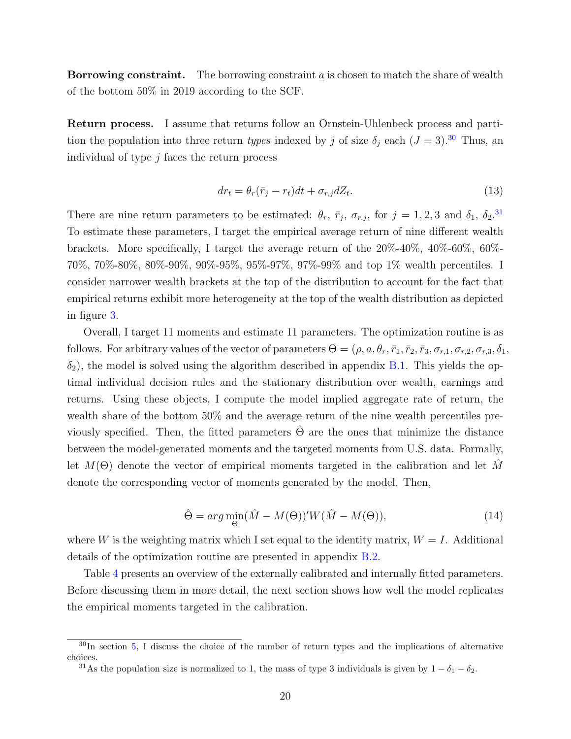**Borrowing constraint.** The borrowing constraint $\underline{a}$ is chosen to match the share of wealth of the bottom 50% in 2019 according to the SCF.

**Return process.** I assume that returns follow an Ornstein-Uhlenbeck process and partition the population into three return *types* indexed by $j$ of size $\delta_j$ each ($J = 3$).[30] Thus, an individual of type $j$ faces the return process

$$dr_t = \theta_r(\bar{r}_j - r_t)dt + \sigma_{r,j}dZ_t. \tag{13}$$

There are nine return parameters to be estimated: $\theta_r$, $\bar{r}_j$, $\sigma_{r,j}$, for $j = 1, 2, 3$ and $\delta_1$, $\delta_2$.[31] To estimate these parameters, I target the empirical average return of nine different wealth brackets. More specifically, I target the average return of the 20%-40%, 40%-60%, 60%-70%, 70%-80%, 80%-90%, 90%-95%, 95%-97%, 97%-99% and top 1% wealth percentiles. I consider narrower wealth brackets at the top of the distribution to account for the fact that empirical returns exhibit more heterogeneity at the top of the wealth distribution as depicted in figure 3.

Overall, I target 11 moments and estimate 11 parameters. The optimization routine is as follows. For arbitrary values of the vector of parameters $\Theta = (\rho, \underline{a}, \theta_r, \bar{r}_1, \bar{r}_2, \bar{r}_3, \sigma_{r,1}, \sigma_{r,2}, \sigma_{r,3}, \delta_1, \delta_2)$, the model is solved using the algorithm described in appendix B.1. This yields the optimal individual decision rules and the stationary distribution over wealth, earnings and returns. Using these objects, I compute the model implied aggregate rate of return, the wealth share of the bottom 50% and the average return of the nine wealth percentiles previously specified. Then, the fitted parameters $\hat{\Theta}$ are the ones that minimize the distance between the model-generated moments and the targeted moments from U.S. data. Formally, let $M(\Theta)$ denote the vector of empirical moments targeted in the calibration and let $\hat{M}$ denote the corresponding vector of moments generated by the model. Then,

$$\hat{\Theta} = arg\min_{\Theta}(\hat{M} - M(\Theta))'W(\hat{M} - M(\Theta)), \tag{14}$$

where $W$ is the weighting matrix which I set equal to the identity matrix, $W = I$. Additional details of the optimization routine are presented in appendix B.2.

Table 4 presents an overview of the externally calibrated and internally fitted parameters. Before discussing them in more detail, the next section shows how well the model replicates the empirical moments targeted in the calibration.

[30] In section 5, I discuss the choice of the number of return types and the implications of alternative choices.

[31] As the population size is normalized to 1, the mass of type 3 individuals is given by $1 - \delta_1 - \delta_2$.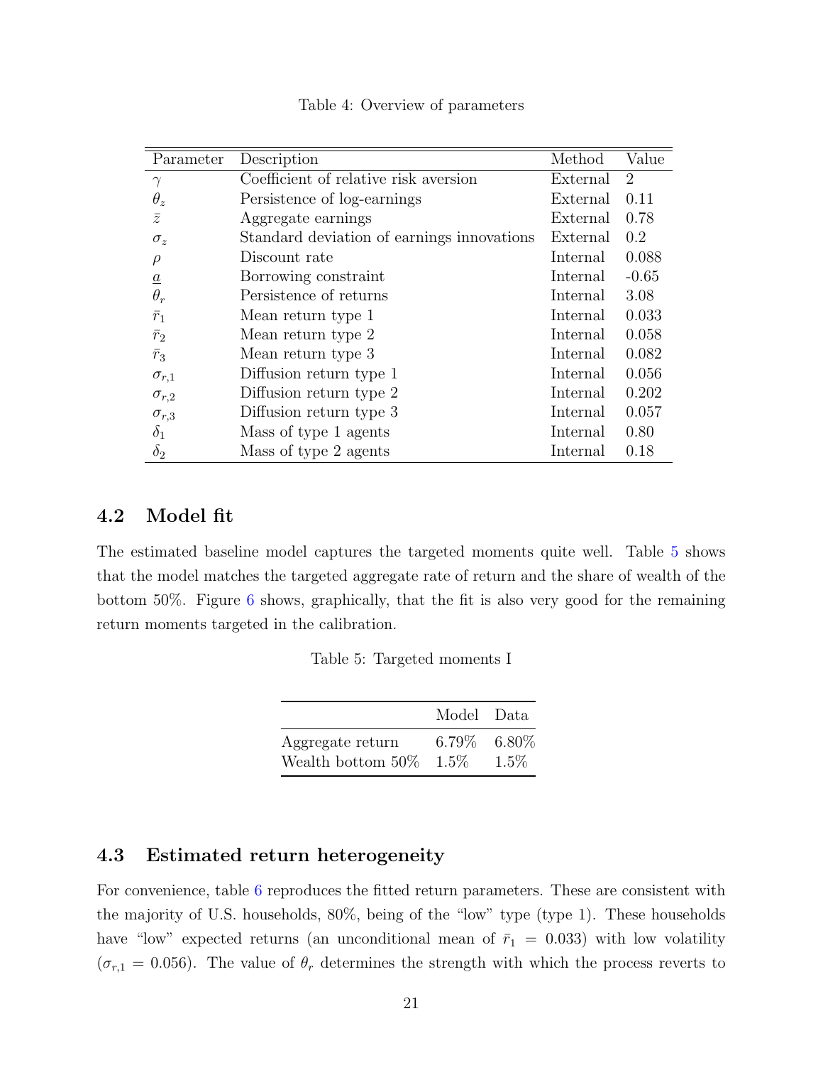Table 4: Overview of parameters

| Parameter | Description | Method | Value |
|---|---|---|---|
| $\gamma$ | Coefficient of relative risk aversion | External | 2 |
| $\theta_z$ | Persistence of log-earnings | External | 0.11 |
| $\bar{z}$ | Aggregate earnings | External | 0.78 |
| $\sigma_z$ | Standard deviation of earnings innovations | External | 0.2 |
| $\rho$ | Discount rate | Internal | 0.088 |
| $\underline{a}$ | Borrowing constraint | Internal | -0.65 |
| $\theta_r$ | Persistence of returns | Internal | 3.08 |
| $\bar{r}_1$ | Mean return type 1 | Internal | 0.033 |
| $\bar{r}_2$ | Mean return type 2 | Internal | 0.058 |
| $\bar{r}_3$ | Mean return type 3 | Internal | 0.082 |
| $\sigma_{r,1}$ | Diffusion return type 1 | Internal | 0.056 |
| $\sigma_{r,2}$ | Diffusion return type 2 | Internal | 0.202 |
| $\sigma_{r,3}$ | Diffusion return type 3 | Internal | 0.057 |
| $\delta_1$ | Mass of type 1 agents | Internal | 0.80 |
| $\delta_2$ | Mass of type 2 agents | Internal | 0.18 |

## 4.2 Model fit

The estimated baseline model captures the targeted moments quite well. Table 5 shows that the model matches the targeted aggregate rate of return and the share of wealth of the bottom 50%. Figure 6 shows, graphically, that the fit is also very good for the remaining return moments targeted in the calibration.

Table 5: Targeted moments I

| | Model | Data |
|---|---|---|
| Aggregate return | 6.79% | 6.80% |
| Wealth bottom 50% | 1.5% | 1.5% |

## 4.3 Estimated return heterogeneity

For convenience, table 6 reproduces the fitted return parameters. These are consistent with the majority of U.S. households, 80%, being of the "low" type (type 1). These households have "low" expected returns (an unconditional mean of $\bar{r}_1 = 0.033$) with low volatility ($\sigma_{r,1} = 0.056$). The value of $\theta_r$ determines the strength with which the process reverts to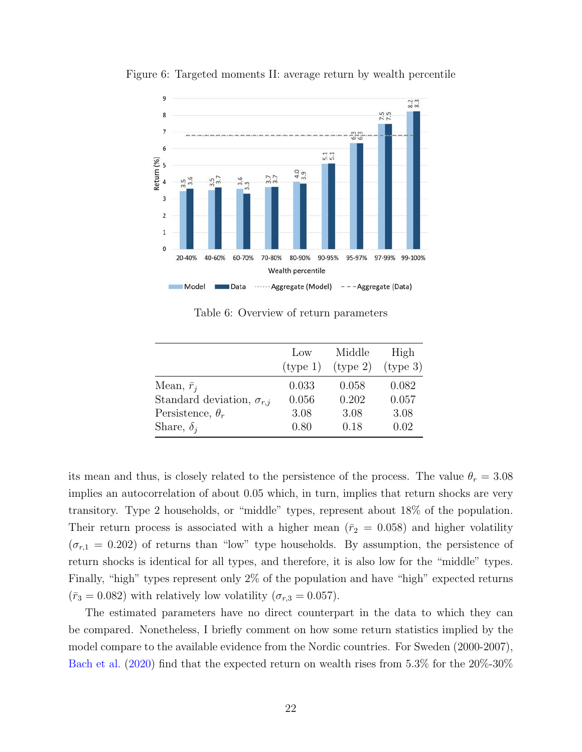Figure 6: Targeted moments II: average return by wealth percentile

Table 6: Overview of return parameters

| | Low (type 1) | Middle (type 2) | High (type 3) |
|---|---|---|---|
| Mean, $\bar{r}_j$ | 0.033 | 0.058 | 0.082 |
| Standard deviation, $\sigma_{r,j}$ | 0.056 | 0.202 | 0.057 |
| Persistence, $\theta_r$ | 3.08 | 3.08 | 3.08 |
| Share, $\delta_j$ | 0.80 | 0.18 | 0.02 |

its mean and thus, is closely related to the persistence of the process. The value $\theta_r = 3.08$ implies an autocorrelation of about 0.05 which, in turn, implies that return shocks are very transitory. Type 2 households, or "middle" types, represent about 18% of the population. Their return process is associated with a higher mean ($\bar{r}_2 = 0.058$) and higher volatility ($\sigma_{r,1} = 0.202$) of returns than "low" type households. By assumption, the persistence of return shocks is identical for all types, and therefore, it is also low for the "middle" types. Finally, "high" types represent only 2% of the population and have "high" expected returns ($\bar{r}_3 = 0.082$) with relatively low volatility ($\sigma_{r,3} = 0.057$).

The estimated parameters have no direct counterpart in the data to which they can be compared. Nonetheless, I briefly comment on how some return statistics implied by the model compare to the available evidence from the Nordic countries. For Sweden (2000-2007), Bach et al. (2020) find that the expected return on wealth rises from 5.3% for the 20%-30%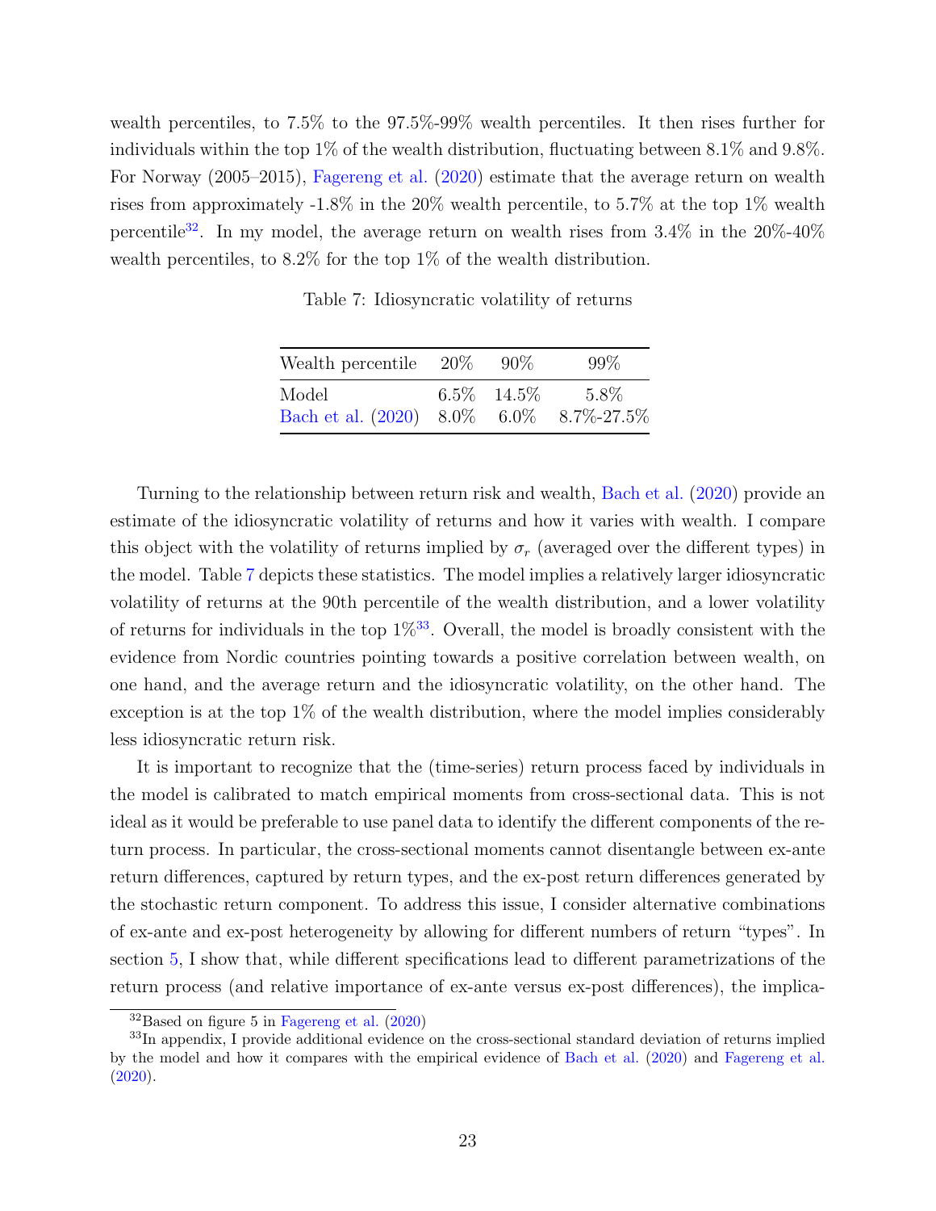wealth percentiles, to 7.5% to the 97.5%-99% wealth percentiles. It then rises further for individuals within the top 1% of the wealth distribution, fluctuating between 8.1% and 9.8%. For Norway (2005–2015), Fagereng et al. (2020) estimate that the average return on wealth rises from approximately -1.8% in the 20% wealth percentile, to 5.7% at the top 1% wealth percentile[32]. In my model, the average return on wealth rises from 3.4% in the 20%-40% wealth percentiles, to 8.2% for the top 1% of the wealth distribution.

Table 7: Idiosyncratic volatility of returns

| Wealth percentile | 20% | 90% | 99% |
|---|---|---|---|
| Model | 6.5% | 14.5% | 5.8% |
| Bach et al. (2020) | 8.0% | 6.0% | 8.7%-27.5% |

Turning to the relationship between return risk and wealth, Bach et al. (2020) provide an estimate of the idiosyncratic volatility of returns and how it varies with wealth. I compare this object with the volatility of returns implied by $\sigma_r$ (averaged over the different types) in the model. Table 7 depicts these statistics. The model implies a relatively larger idiosyncratic volatility of returns at the 90th percentile of the wealth distribution, and a lower volatility of returns for individuals in the top 1%[33]. Overall, the model is broadly consistent with the evidence from Nordic countries pointing towards a positive correlation between wealth, on one hand, and the average return and the idiosyncratic volatility, on the other hand. The exception is at the top 1% of the wealth distribution, where the model implies considerably less idiosyncratic return risk.

It is important to recognize that the (time-series) return process faced by individuals in the model is calibrated to match empirical moments from cross-sectional data. This is not ideal as it would be preferable to use panel data to identify the different components of the return process. In particular, the cross-sectional moments cannot disentangle between ex-ante return differences, captured by return types, and the ex-post return differences generated by the stochastic return component. To address this issue, I consider alternative combinations of ex-ante and ex-post heterogeneity by allowing for different numbers of return "types". In section 5, I show that, while different specifications lead to different parametrizations of the return process (and relative importance of ex-ante versus ex-post differences), the implica-

[32] Based on figure 5 in Fagereng et al. (2020)

[33] In appendix, I provide additional evidence on the cross-sectional standard deviation of returns implied by the model and how it compares with the empirical evidence of Bach et al. (2020) and Fagereng et al. (2020).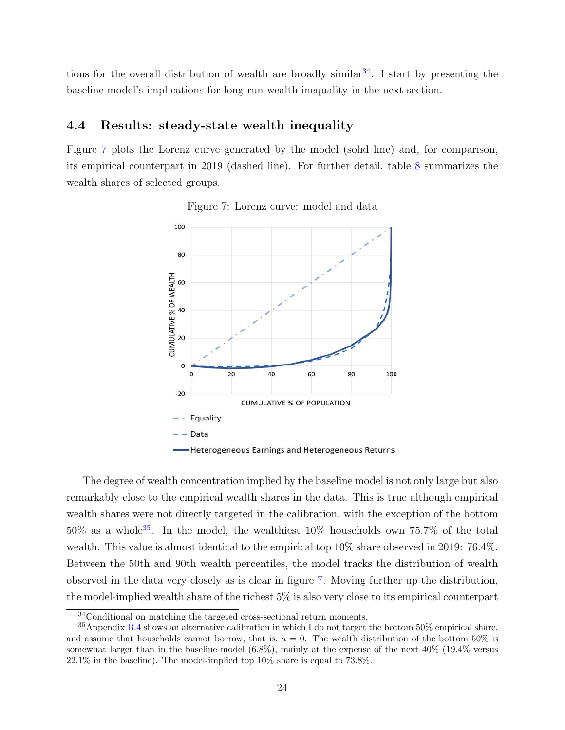tions for the overall distribution of wealth are broadly similar[34]. I start by presenting the baseline model's implications for long-run wealth inequality in the next section.

### 4.4 Results: steady-state wealth inequality

Figure 7 plots the Lorenz curve generated by the model (solid line) and, for comparison, its empirical counterpart in 2019 (dashed line). For further detail, table 8 summarizes the wealth shares of selected groups.

Figure 7: Lorenz curve: model and data

The degree of wealth concentration implied by the baseline model is not only large but also remarkably close to the empirical wealth shares in the data. This is true although empirical wealth shares were not directly targeted in the calibration, with the exception of the bottom 50% as a whole[35]. In the model, the wealthiest 10% households own 75.7% of the total wealth. This value is almost identical to the empirical top 10% share observed in 2019: 76.4%. Between the 50th and 90th wealth percentiles, the model tracks the distribution of wealth observed in the data very closely as is clear in figure 7. Moving further up the distribution, the model-implied wealth share of the richest 5% is also very close to its empirical counterpart

[34] Conditional on matching the targeted cross-sectional return moments.

[35] Appendix B.4 shows an alternative calibration in which I do not target the bottom 50% empirical share, and assume that households cannot borrow, that is, $\underline{a} = 0$. The wealth distribution of the bottom 50% is somewhat larger than in the baseline model (6.8%), mainly at the expense of the next 40% (19.4% versus 22.1% in the baseline). The model-implied top 10% share is equal to 73.8%.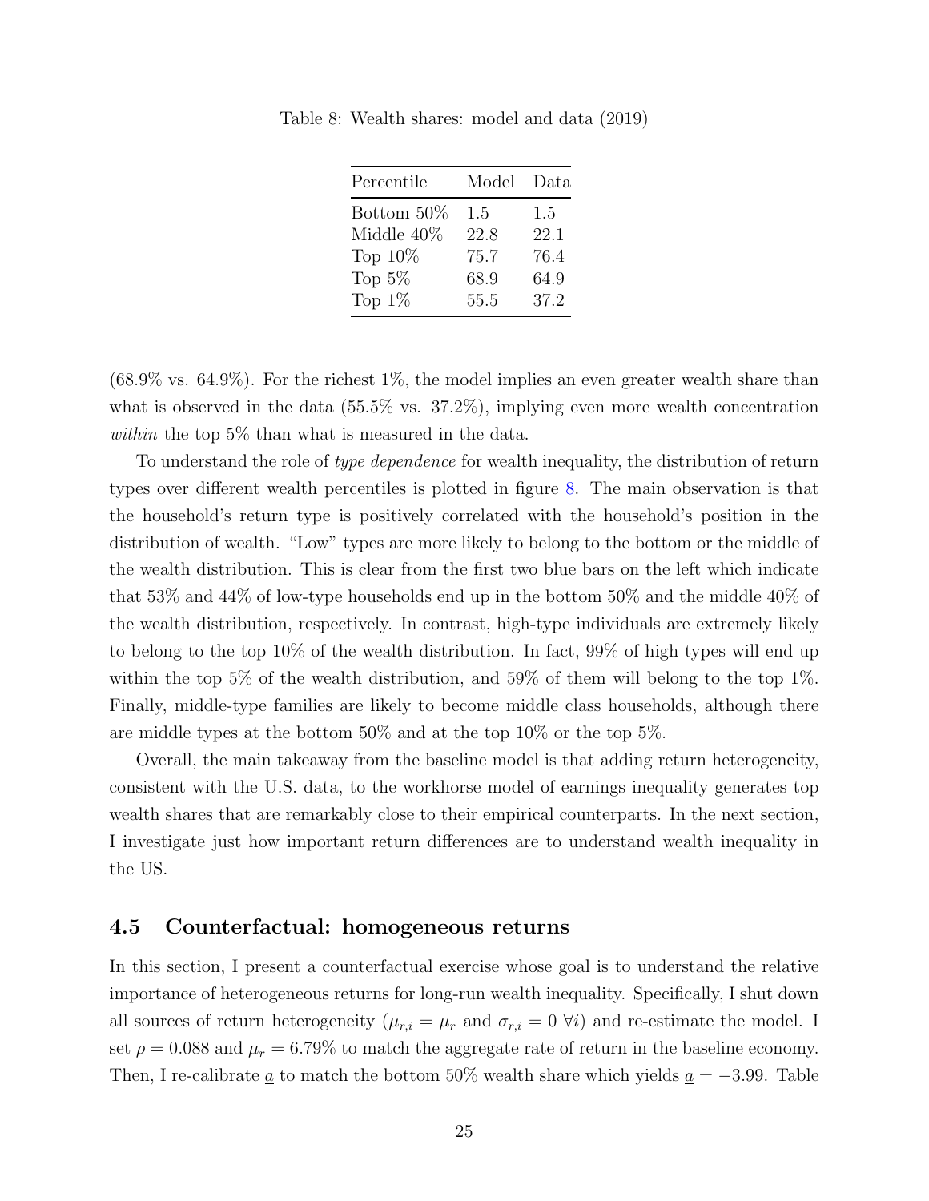Table 8: Wealth shares: model and data (2019)

| Percentile | Model | Data |
|---|---|---|
| Bottom 50% | 1.5 | 1.5 |
| Middle 40% | 22.8 | 22.1 |
| Top 10% | 75.7 | 76.4 |
| Top 5% | 68.9 | 64.9 |
| Top 1% | 55.5 | 37.2 |

(68.9% vs. 64.9%). For the richest 1%, the model implies an even greater wealth share than what is observed in the data (55.5% vs. 37.2%), implying even more wealth concentration *within* the top 5% than what is measured in the data.

To understand the role of *type dependence* for wealth inequality, the distribution of return types over different wealth percentiles is plotted in figure 8. The main observation is that the household's return type is positively correlated with the household's position in the distribution of wealth. "Low" types are more likely to belong to the bottom or the middle of the wealth distribution. This is clear from the first two blue bars on the left which indicate that 53% and 44% of low-type households end up in the bottom 50% and the middle 40% of the wealth distribution, respectively. In contrast, high-type individuals are extremely likely to belong to the top 10% of the wealth distribution. In fact, 99% of high types will end up within the top 5% of the wealth distribution, and 59% of them will belong to the top 1%. Finally, middle-type families are likely to become middle class households, although there are middle types at the bottom 50% and at the top 10% or the top 5%.

Overall, the main takeaway from the baseline model is that adding return heterogeneity, consistent with the U.S. data, to the workhorse model of earnings inequality generates top wealth shares that are remarkably close to their empirical counterparts. In the next section, I investigate just how important return differences are to understand wealth inequality in the US.

### 4.5 Counterfactual: homogeneous returns

In this section, I present a counterfactual exercise whose goal is to understand the relative importance of heterogeneous returns for long-run wealth inequality. Specifically, I shut down all sources of return heterogeneity ($\mu_{r,i} = \mu_r$ and $\sigma_{r,i} = 0 \ \forall i$) and re-estimate the model. I set $\rho = 0.088$ and $\mu_r = 6.79\%$ to match the aggregate rate of return in the baseline economy. Then, I re-calibrate $\underline{a}$ to match the bottom 50% wealth share which yields $\underline{a} = -3.99$. Table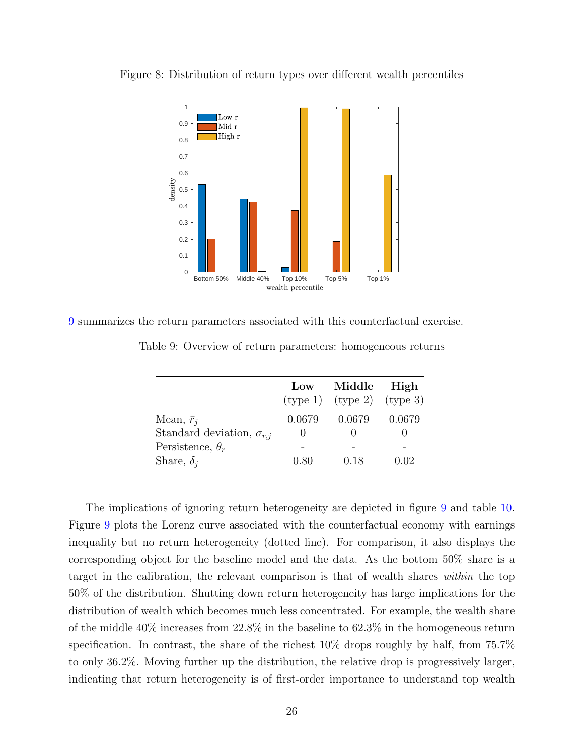Figure 8: Distribution of return types over different wealth percentiles

9 summarizes the return parameters associated with this counterfactual exercise.

Table 9: Overview of return parameters: homogeneous returns

| | **Low** (type 1) | **Middle** (type 2) | **High** (type 3) |
|---|---|---|---|
| Mean, $\bar{r}_j$ | 0.0679 | 0.0679 | 0.0679 |
| Standard deviation, $\sigma_{r,j}$ | 0 | 0 | 0 |
| Persistence, $\theta_r$ | - | - | - |
| Share, $\delta_j$ | 0.80 | 0.18 | 0.02 |

The implications of ignoring return heterogeneity are depicted in figure 9 and table 10. Figure 9 plots the Lorenz curve associated with the counterfactual economy with earnings inequality but no return heterogeneity (dotted line). For comparison, it also displays the corresponding object for the baseline model and the data. As the bottom 50% share is a target in the calibration, the relevant comparison is that of wealth shares *within* the top 50% of the distribution. Shutting down return heterogeneity has large implications for the distribution of wealth which becomes much less concentrated. For example, the wealth share of the middle 40% increases from 22.8% in the baseline to 62.3% in the homogeneous return specification. In contrast, the share of the richest 10% drops roughly by half, from 75.7% to only 36.2%. Moving further up the distribution, the relative drop is progressively larger, indicating that return heterogeneity is of first-order importance to understand top wealth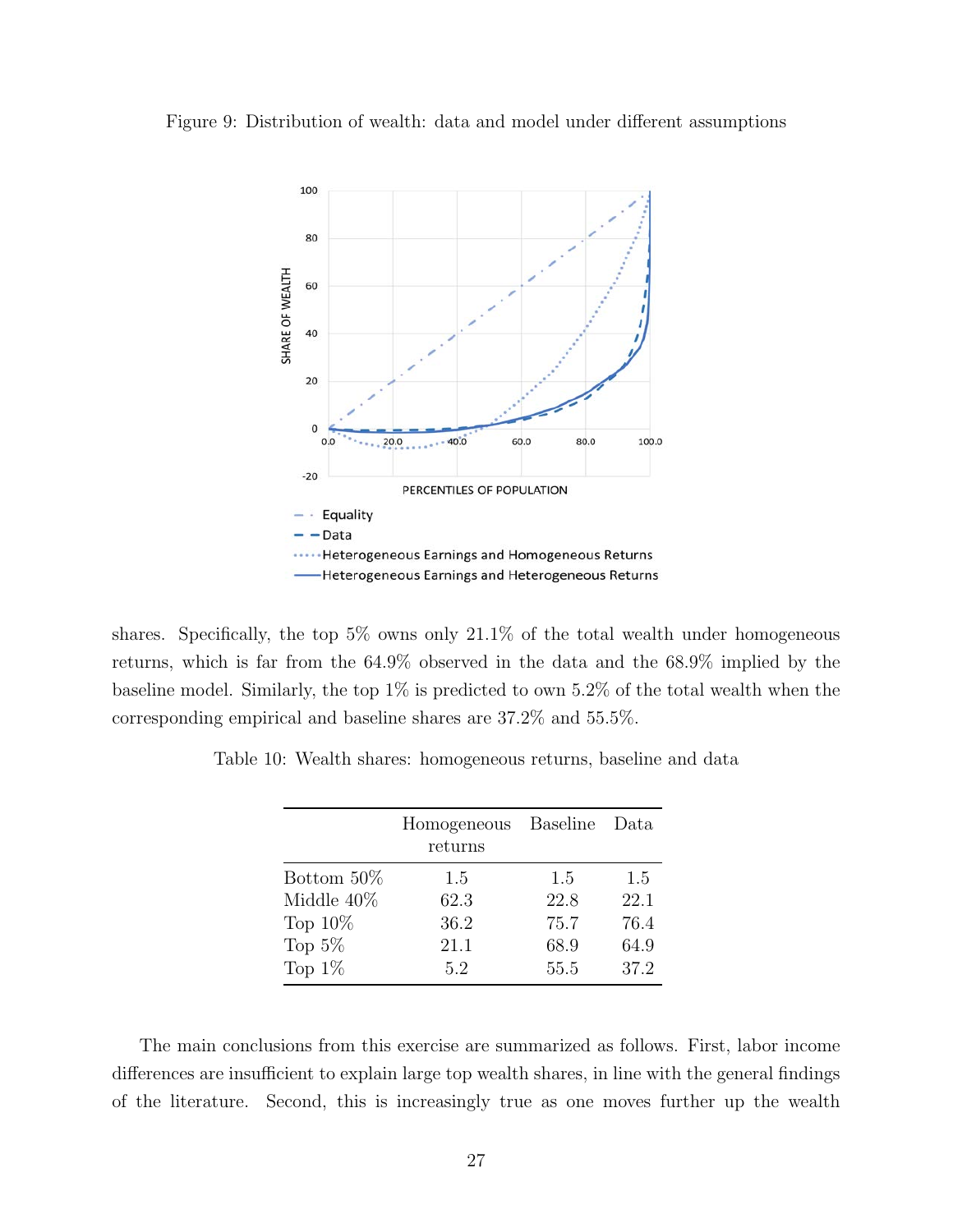Figure 9: Distribution of wealth: data and model under different assumptions

shares. Specifically, the top 5% owns only 21.1% of the total wealth under homogeneous returns, which is far from the 64.9% observed in the data and the 68.9% implied by the baseline model. Similarly, the top 1% is predicted to own 5.2% of the total wealth when the corresponding empirical and baseline shares are 37.2% and 55.5%.

Table 10: Wealth shares: homogeneous returns, baseline and data

| | Homogeneous returns | Baseline | Data |
|---|---|---|---|
| Bottom 50% | 1.5 | 1.5 | 1.5 |
| Middle 40% | 62.3 | 22.8 | 22.1 |
| Top 10% | 36.2 | 75.7 | 76.4 |
| Top 5% | 21.1 | 68.9 | 64.9 |
| Top 1% | 5.2 | 55.5 | 37.2 |

The main conclusions from this exercise are summarized as follows. First, labor income differences are insufficient to explain large top wealth shares, in line with the general findings of the literature. Second, this is increasingly true as one moves further up the wealth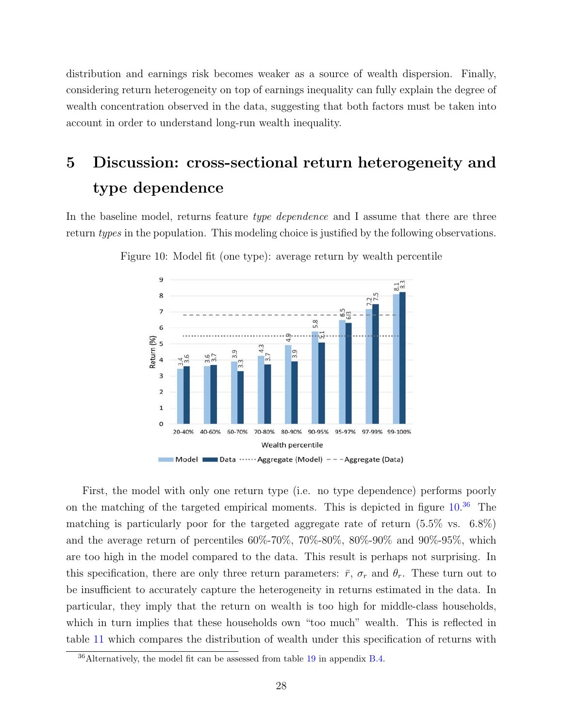distribution and earnings risk becomes weaker as a source of wealth dispersion. Finally, considering return heterogeneity on top of earnings inequality can fully explain the degree of wealth concentration observed in the data, suggesting that both factors must be taken into account in order to understand long-run wealth inequality.

# 5 Discussion: cross-sectional return heterogeneity and type dependence

In the baseline model, returns feature *type dependence* and I assume that there are three return *types* in the population. This modeling choice is justified by the following observations.

Figure 10: Model fit (one type): average return by wealth percentile

First, the model with only one return type (i.e. no type dependence) performs poorly on the matching of the targeted empirical moments. This is depicted in figure 10.[36] The matching is particularly poor for the targeted aggregate rate of return (5.5% vs. 6.8%) and the average return of percentiles 60%-70%, 70%-80%, 80%-90% and 90%-95%, which are too high in the model compared to the data. This result is perhaps not surprising. In this specification, there are only three return parameters: $\bar{r}$, $\sigma_r$ and $\theta_r$. These turn out to be insufficient to accurately capture the heterogeneity in returns estimated in the data. In particular, they imply that the return on wealth is too high for middle-class households, which in turn implies that these households own "too much" wealth. This is reflected in table 11 which compares the distribution of wealth under this specification of returns with

[36] Alternatively, the model fit can be assessed from table 19 in appendix B.4.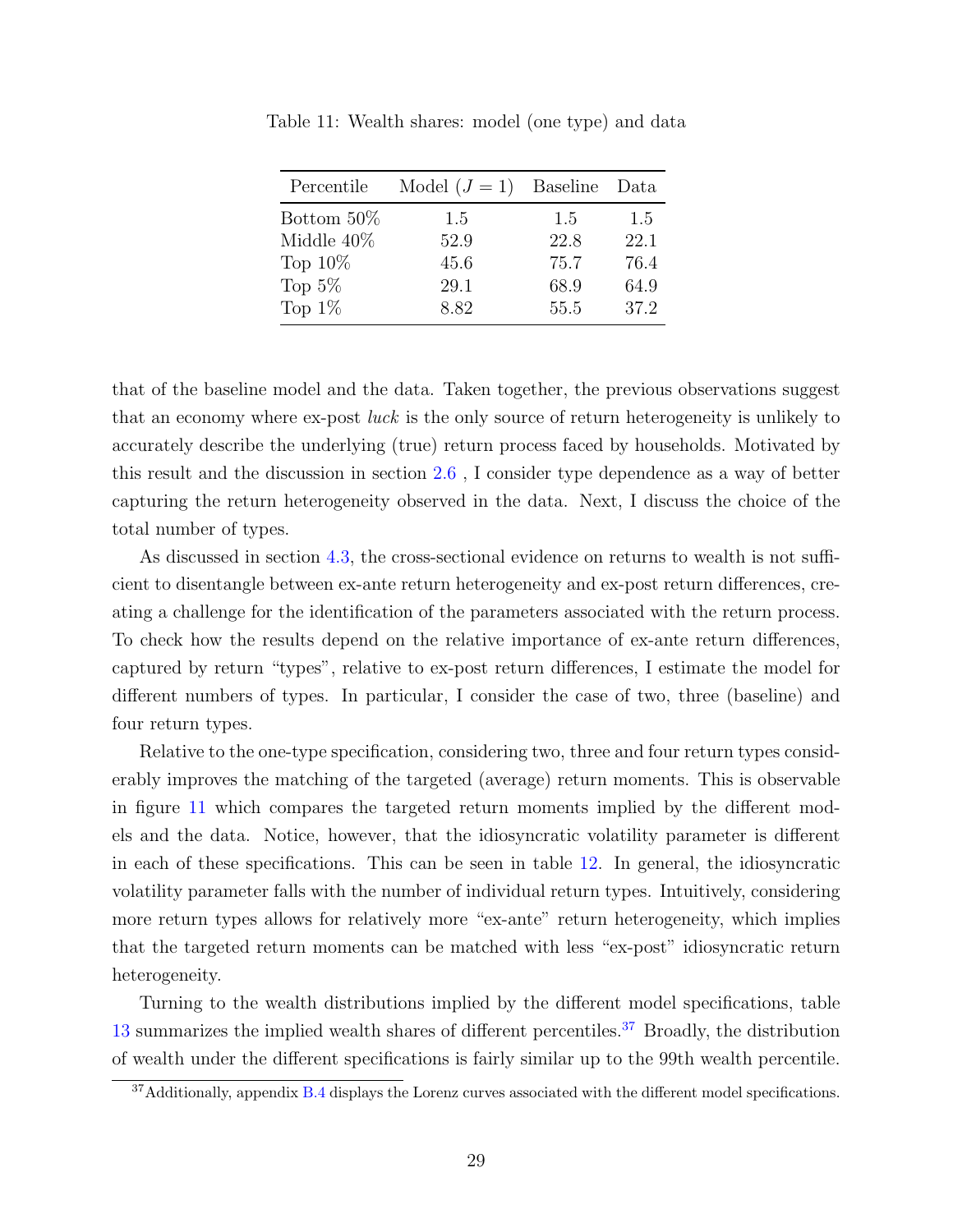Table 11: Wealth shares: model (one type) and data

| Percentile | Model ($J = 1$) | Baseline | Data |
|---|---|---|---|
| Bottom 50% | 1.5 | 1.5 | 1.5 |
| Middle 40% | 52.9 | 22.8 | 22.1 |
| Top 10% | 45.6 | 75.7 | 76.4 |
| Top 5% | 29.1 | 68.9 | 64.9 |
| Top 1% | 8.82 | 55.5 | 37.2 |

that of the baseline model and the data. Taken together, the previous observations suggest that an economy where ex-post *luck* is the only source of return heterogeneity is unlikely to accurately describe the underlying (true) return process faced by households. Motivated by this result and the discussion in section 2.6 , I consider type dependence as a way of better capturing the return heterogeneity observed in the data. Next, I discuss the choice of the total number of types.

As discussed in section 4.3, the cross-sectional evidence on returns to wealth is not sufficient to disentangle between ex-ante return heterogeneity and ex-post return differences, creating a challenge for the identification of the parameters associated with the return process. To check how the results depend on the relative importance of ex-ante return differences, captured by return "types", relative to ex-post return differences, I estimate the model for different numbers of types. In particular, I consider the case of two, three (baseline) and four return types.

Relative to the one-type specification, considering two, three and four return types considerably improves the matching of the targeted (average) return moments. This is observable in figure 11 which compares the targeted return moments implied by the different models and the data. Notice, however, that the idiosyncratic volatility parameter is different in each of these specifications. This can be seen in table 12. In general, the idiosyncratic volatility parameter falls with the number of individual return types. Intuitively, considering more return types allows for relatively more "ex-ante" return heterogeneity, which implies that the targeted return moments can be matched with less "ex-post" idiosyncratic return heterogeneity.

Turning to the wealth distributions implied by the different model specifications, table 13 summarizes the implied wealth shares of different percentiles.[37] Broadly, the distribution of wealth under the different specifications is fairly similar up to the 99th wealth percentile.

[37] Additionally, appendix B.4 displays the Lorenz curves associated with the different model specifications.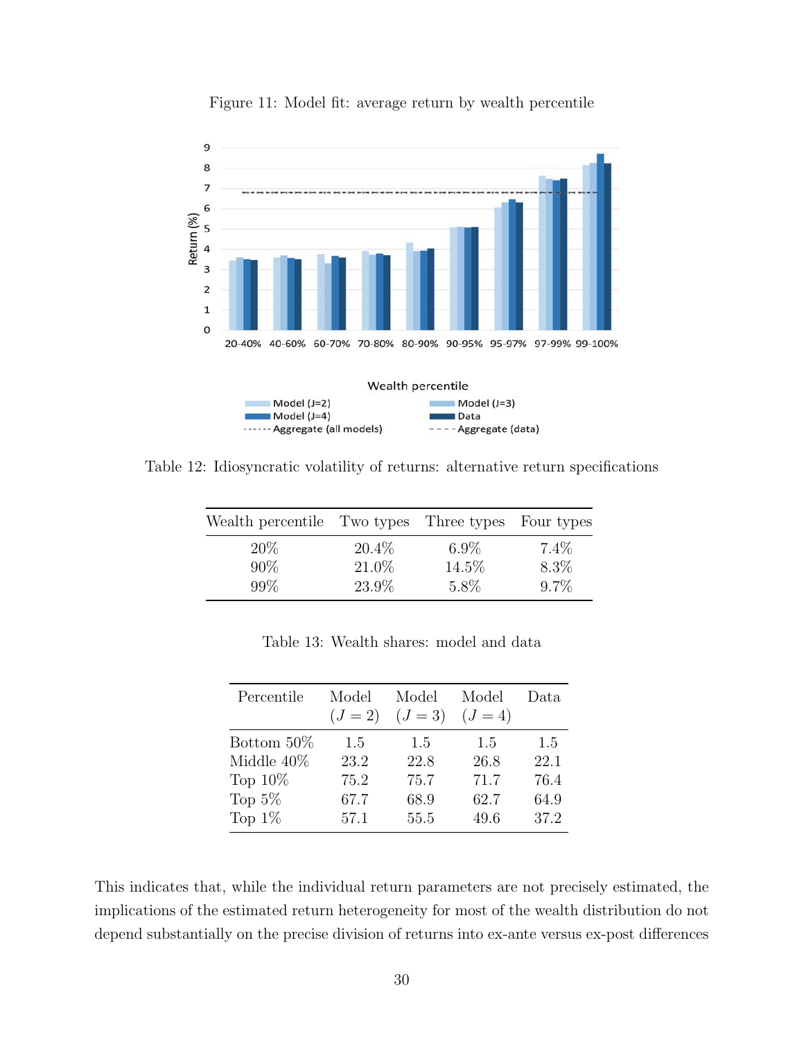Figure 11: Model fit: average return by wealth percentile

Table 12: Idiosyncratic volatility of returns: alternative return specifications

| Wealth percentile | Two types | Three types | Four types |
|---|---|---|---|
| 20% | 20.4% | 6.9% | 7.4% |
| 90% | 21.0% | 14.5% | 8.3% |
| 99% | 23.9% | 5.8% | 9.7% |

Table 13: Wealth shares: model and data

| Percentile | Model ($J = 2$) | Model ($J = 3$) | Model ($J = 4$) | Data |
|---|---|---|---|---|
| Bottom 50% | 1.5 | 1.5 | 1.5 | 1.5 |
| Middle 40% | 23.2 | 22.8 | 26.8 | 22.1 |
| Top 10% | 75.2 | 75.7 | 71.7 | 76.4 |
| Top 5% | 67.7 | 68.9 | 62.7 | 64.9 |
| Top 1% | 57.1 | 55.5 | 49.6 | 37.2 |

This indicates that, while the individual return parameters are not precisely estimated, the implications of the estimated return heterogeneity for most of the wealth distribution do not depend substantially on the precise division of returns into ex-ante versus ex-post differences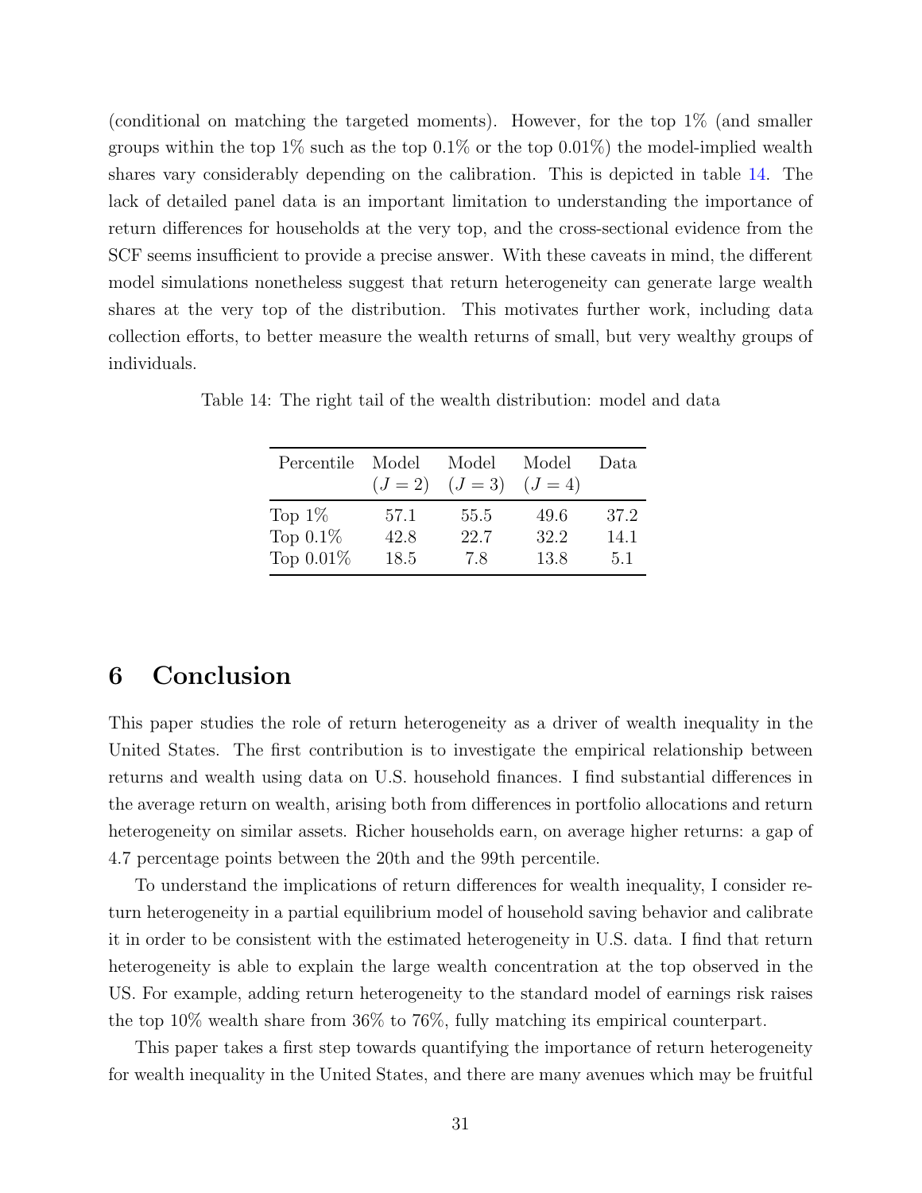(conditional on matching the targeted moments). However, for the top 1% (and smaller groups within the top 1% such as the top 0.1% or the top 0.01%) the model-implied wealth shares vary considerably depending on the calibration. This is depicted in table 14. The lack of detailed panel data is an important limitation to understanding the importance of return differences for households at the very top, and the cross-sectional evidence from the SCF seems insufficient to provide a precise answer. With these caveats in mind, the different model simulations nonetheless suggest that return heterogeneity can generate large wealth shares at the very top of the distribution. This motivates further work, including data collection efforts, to better measure the wealth returns of small, but very wealthy groups of individuals.

Table 14: The right tail of the wealth distribution: model and data

| Percentile | Model ($J = 2$) | Model ($J = 3$) | Model ($J = 4$) | Data |
|---|---|---|---|---|
| Top 1% | 57.1 | 55.5 | 49.6 | 37.2 |
| Top 0.1% | 42.8 | 22.7 | 32.2 | 14.1 |
| Top 0.01% | 18.5 | 7.8 | 13.8 | 5.1 |

# 6 Conclusion

This paper studies the role of return heterogeneity as a driver of wealth inequality in the United States. The first contribution is to investigate the empirical relationship between returns and wealth using data on U.S. household finances. I find substantial differences in the average return on wealth, arising both from differences in portfolio allocations and return heterogeneity on similar assets. Richer households earn, on average higher returns: a gap of 4.7 percentage points between the 20th and the 99th percentile.

To understand the implications of return differences for wealth inequality, I consider return heterogeneity in a partial equilibrium model of household saving behavior and calibrate it in order to be consistent with the estimated heterogeneity in U.S. data. I find that return heterogeneity is able to explain the large wealth concentration at the top observed in the US. For example, adding return heterogeneity to the standard model of earnings risk raises the top 10% wealth share from 36% to 76%, fully matching its empirical counterpart.

This paper takes a first step towards quantifying the importance of return heterogeneity for wealth inequality in the United States, and there are many avenues which may be fruitful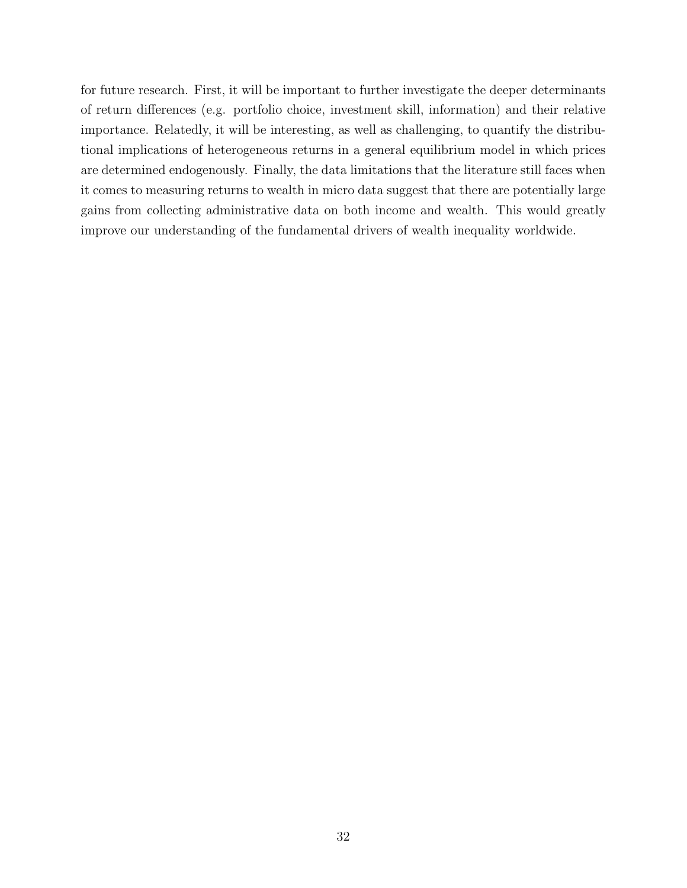for future research. First, it will be important to further investigate the deeper determinants of return differences (e.g. portfolio choice, investment skill, information) and their relative importance. Relatedly, it will be interesting, as well as challenging, to quantify the distributional implications of heterogeneous returns in a general equilibrium model in which prices are determined endogenously. Finally, the data limitations that the literature still faces when it comes to measuring returns to wealth in micro data suggest that there are potentially large gains from collecting administrative data on both income and wealth. This would greatly improve our understanding of the fundamental drivers of wealth inequality worldwide.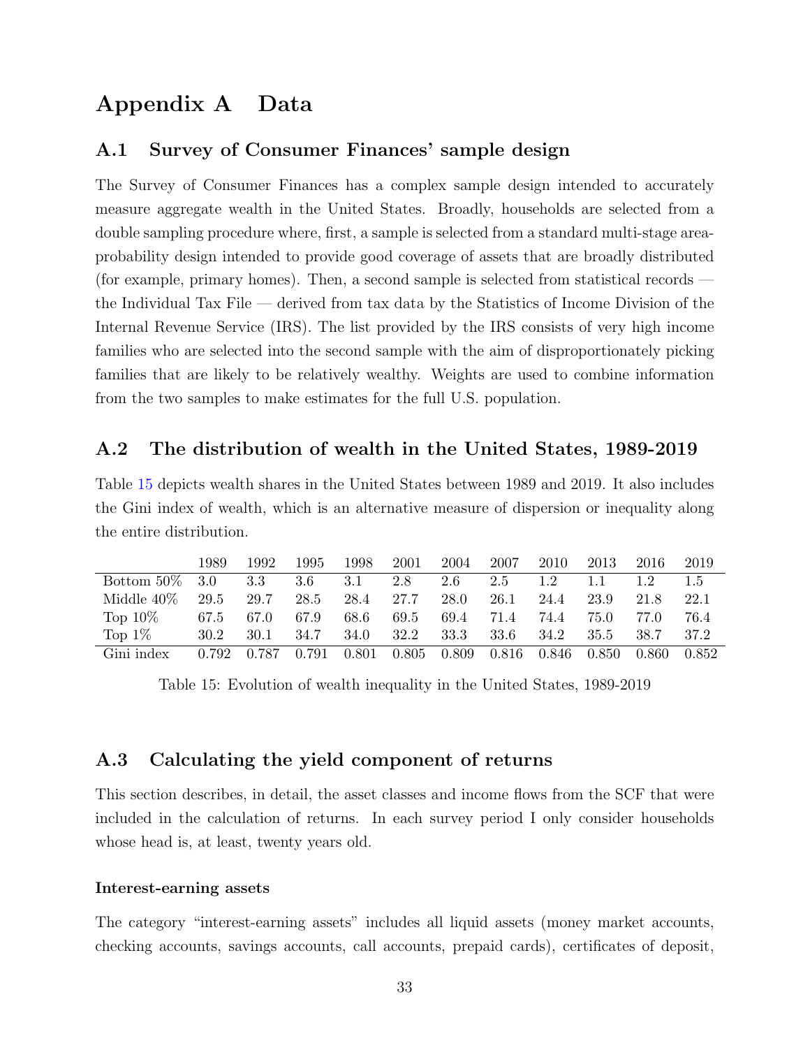# Appendix A Data

## A.1 Survey of Consumer Finances' sample design

The Survey of Consumer Finances has a complex sample design intended to accurately measure aggregate wealth in the United States. Broadly, households are selected from a double sampling procedure where, first, a sample is selected from a standard multi-stage area-probability design intended to provide good coverage of assets that are broadly distributed (for example, primary homes). Then, a second sample is selected from statistical records — the Individual Tax File — derived from tax data by the Statistics of Income Division of the Internal Revenue Service (IRS). The list provided by the IRS consists of very high income families who are selected into the second sample with the aim of disproportionately picking families that are likely to be relatively wealthy. Weights are used to combine information from the two samples to make estimates for the full U.S. population.

## A.2 The distribution of wealth in the United States, 1989-2019

Table 15 depicts wealth shares in the United States between 1989 and 2019. It also includes the Gini index of wealth, which is an alternative measure of dispersion or inequality along the entire distribution.

| | 1989 | 1992 | 1995 | 1998 | 2001 | 2004 | 2007 | 2010 | 2013 | 2016 | 2019 |
|---|---|---|---|---|---|---|---|---|---|---|---|
| Bottom 50% | 3.0 | 3.3 | 3.6 | 3.1 | 2.8 | 2.6 | 2.5 | 1.2 | 1.1 | 1.2 | 1.5 |
| Middle 40% | 29.5 | 29.7 | 28.5 | 28.4 | 27.7 | 28.0 | 26.1 | 24.4 | 23.9 | 21.8 | 22.1 |
| Top 10% | 67.5 | 67.0 | 67.9 | 68.6 | 69.5 | 69.4 | 71.4 | 74.4 | 75.0 | 77.0 | 76.4 |
| Top 1% | 30.2 | 30.1 | 34.7 | 34.0 | 32.2 | 33.3 | 33.6 | 34.2 | 35.5 | 38.7 | 37.2 |
| Gini index | 0.792 | 0.787 | 0.791 | 0.801 | 0.805 | 0.809 | 0.816 | 0.846 | 0.850 | 0.860 | 0.852 |

Table 15: Evolution of wealth inequality in the United States, 1989-2019

## A.3 Calculating the yield component of returns

This section describes, in detail, the asset classes and income flows from the SCF that were included in the calculation of returns. In each survey period I only consider households whose head is, at least, twenty years old.

#### Interest-earning assets

The category "interest-earning assets" includes all liquid assets (money market accounts, checking accounts, savings accounts, call accounts, prepaid cards), certificates of deposit,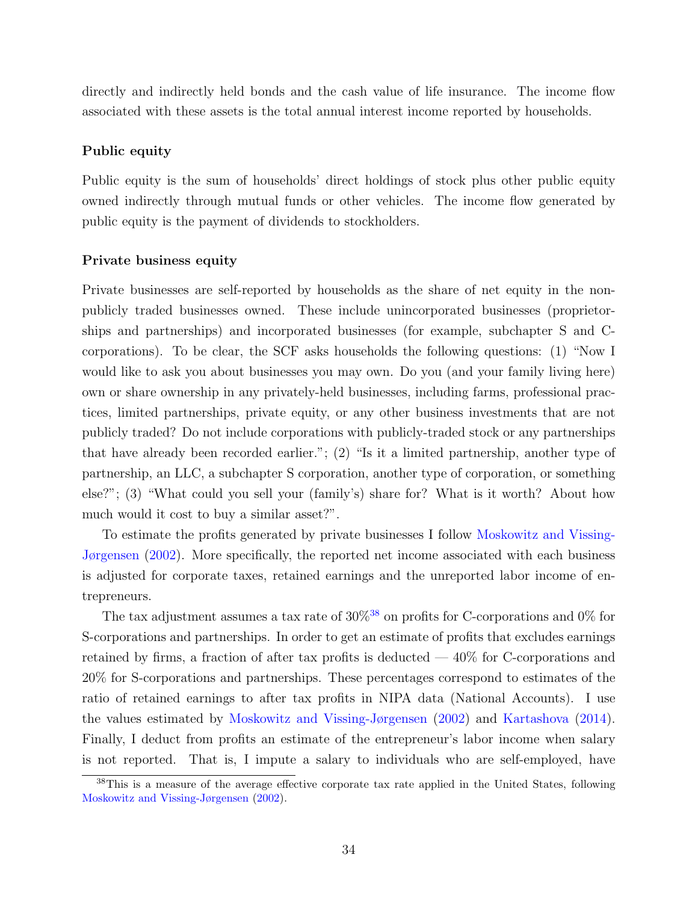directly and indirectly held bonds and the cash value of life insurance. The income flow associated with these assets is the total annual interest income reported by households.

#### Public equity

Public equity is the sum of households' direct holdings of stock plus other public equity owned indirectly through mutual funds or other vehicles. The income flow generated by public equity is the payment of dividends to stockholders.

#### Private business equity

Private businesses are self-reported by households as the share of net equity in the non-publicly traded businesses owned. These include unincorporated businesses (proprietorships and partnerships) and incorporated businesses (for example, subchapter S and C-corporations). To be clear, the SCF asks households the following questions: (1) "Now I would like to ask you about businesses you may own. Do you (and your family living here) own or share ownership in any privately-held businesses, including farms, professional practices, limited partnerships, private equity, or any other business investments that are not publicly traded? Do not include corporations with publicly-traded stock or any partnerships that have already been recorded earlier."; (2) "Is it a limited partnership, another type of partnership, an LLC, a subchapter S corporation, another type of corporation, or something else?"; (3) "What could you sell your (family's) share for? What is it worth? About how much would it cost to buy a similar asset?".

To estimate the profits generated by private businesses I follow Moskowitz and Vissing-Jørgensen (2002). More specifically, the reported net income associated with each business is adjusted for corporate taxes, retained earnings and the unreported labor income of entrepreneurs.

The tax adjustment assumes a tax rate of 30%[38] on profits for C-corporations and 0% for S-corporations and partnerships. In order to get an estimate of profits that excludes earnings retained by firms, a fraction of after tax profits is deducted — 40% for C-corporations and 20% for S-corporations and partnerships. These percentages correspond to estimates of the ratio of retained earnings to after tax profits in NIPA data (National Accounts). I use the values estimated by Moskowitz and Vissing-Jørgensen (2002) and Kartashova (2014). Finally, I deduct from profits an estimate of the entrepreneur's labor income when salary is not reported. That is, I impute a salary to individuals who are self-employed, have

[38] This is a measure of the average effective corporate tax rate applied in the United States, following Moskowitz and Vissing-Jørgensen (2002).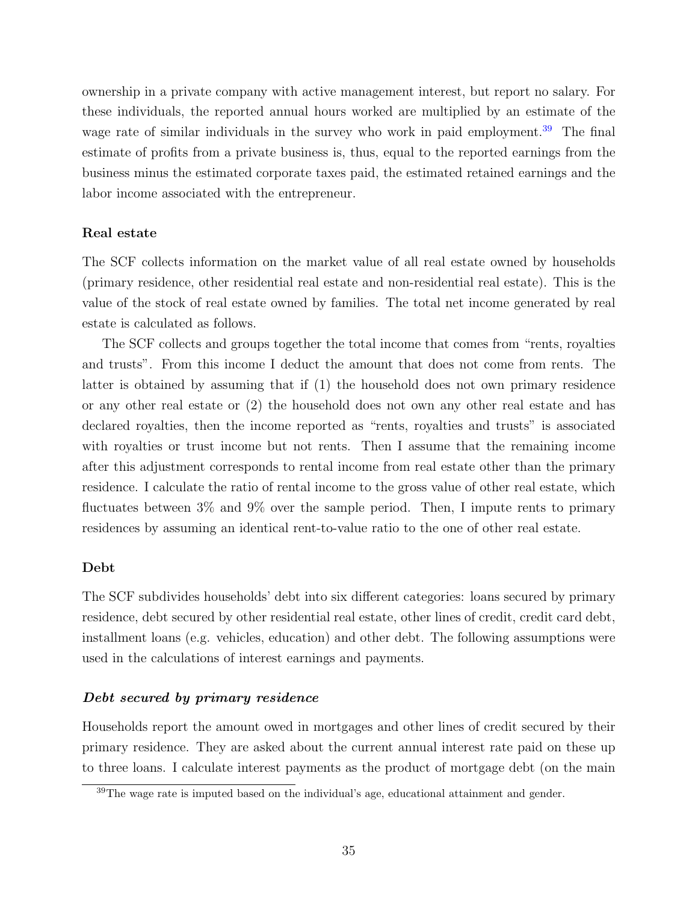ownership in a private company with active management interest, but report no salary. For these individuals, the reported annual hours worked are multiplied by an estimate of the wage rate of similar individuals in the survey who work in paid employment.[39] The final estimate of profits from a private business is, thus, equal to the reported earnings from the business minus the estimated corporate taxes paid, the estimated retained earnings and the labor income associated with the entrepreneur.

### Real estate

The SCF collects information on the market value of all real estate owned by households (primary residence, other residential real estate and non-residential real estate). This is the value of the stock of real estate owned by families. The total net income generated by real estate is calculated as follows.

The SCF collects and groups together the total income that comes from "rents, royalties and trusts". From this income I deduct the amount that does not come from rents. The latter is obtained by assuming that if (1) the household does not own primary residence or any other real estate or (2) the household does not own any other real estate and has declared royalties, then the income reported as "rents, royalties and trusts" is associated with royalties or trust income but not rents. Then I assume that the remaining income after this adjustment corresponds to rental income from real estate other than the primary residence. I calculate the ratio of rental income to the gross value of other real estate, which fluctuates between 3% and 9% over the sample period. Then, I impute rents to primary residences by assuming an identical rent-to-value ratio to the one of other real estate.

### Debt

The SCF subdivides households' debt into six different categories: loans secured by primary residence, debt secured by other residential real estate, other lines of credit, credit card debt, installment loans (e.g. vehicles, education) and other debt. The following assumptions were used in the calculations of interest earnings and payments.

#### *Debt secured by primary residence*

Households report the amount owed in mortgages and other lines of credit secured by their primary residence. They are asked about the current annual interest rate paid on these up to three loans. I calculate interest payments as the product of mortgage debt (on the main

[39] The wage rate is imputed based on the individual's age, educational attainment and gender.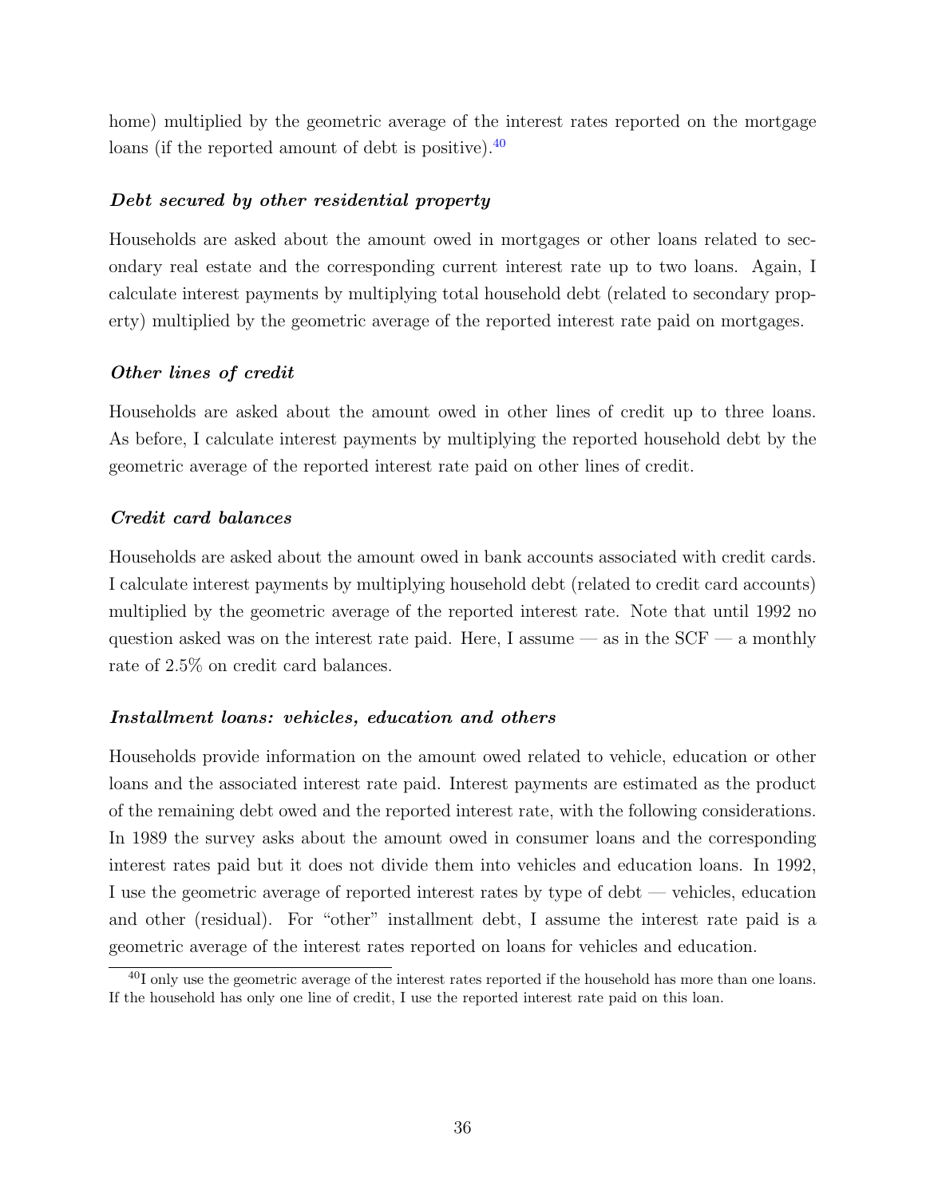home) multiplied by the geometric average of the interest rates reported on the mortgage loans (if the reported amount of debt is positive).[40]

***Debt secured by other residential property***

Households are asked about the amount owed in mortgages or other loans related to secondary real estate and the corresponding current interest rate up to two loans. Again, I calculate interest payments by multiplying total household debt (related to secondary property) multiplied by the geometric average of the reported interest rate paid on mortgages.

***Other lines of credit***

Households are asked about the amount owed in other lines of credit up to three loans. As before, I calculate interest payments by multiplying the reported household debt by the geometric average of the reported interest rate paid on other lines of credit.

***Credit card balances***

Households are asked about the amount owed in bank accounts associated with credit cards. I calculate interest payments by multiplying household debt (related to credit card accounts) multiplied by the geometric average of the reported interest rate. Note that until 1992 no question asked was on the interest rate paid. Here, I assume — as in the SCF — a monthly rate of 2.5% on credit card balances.

***Installment loans: vehicles, education and others***

Households provide information on the amount owed related to vehicle, education or other loans and the associated interest rate paid. Interest payments are estimated as the product of the remaining debt owed and the reported interest rate, with the following considerations. In 1989 the survey asks about the amount owed in consumer loans and the corresponding interest rates paid but it does not divide them into vehicles and education loans. In 1992, I use the geometric average of reported interest rates by type of debt — vehicles, education and other (residual). For "other" installment debt, I assume the interest rate paid is a geometric average of the interest rates reported on loans for vehicles and education.

[40] I only use the geometric average of the interest rates reported if the household has more than one loans. If the household has only one line of credit, I use the reported interest rate paid on this loan.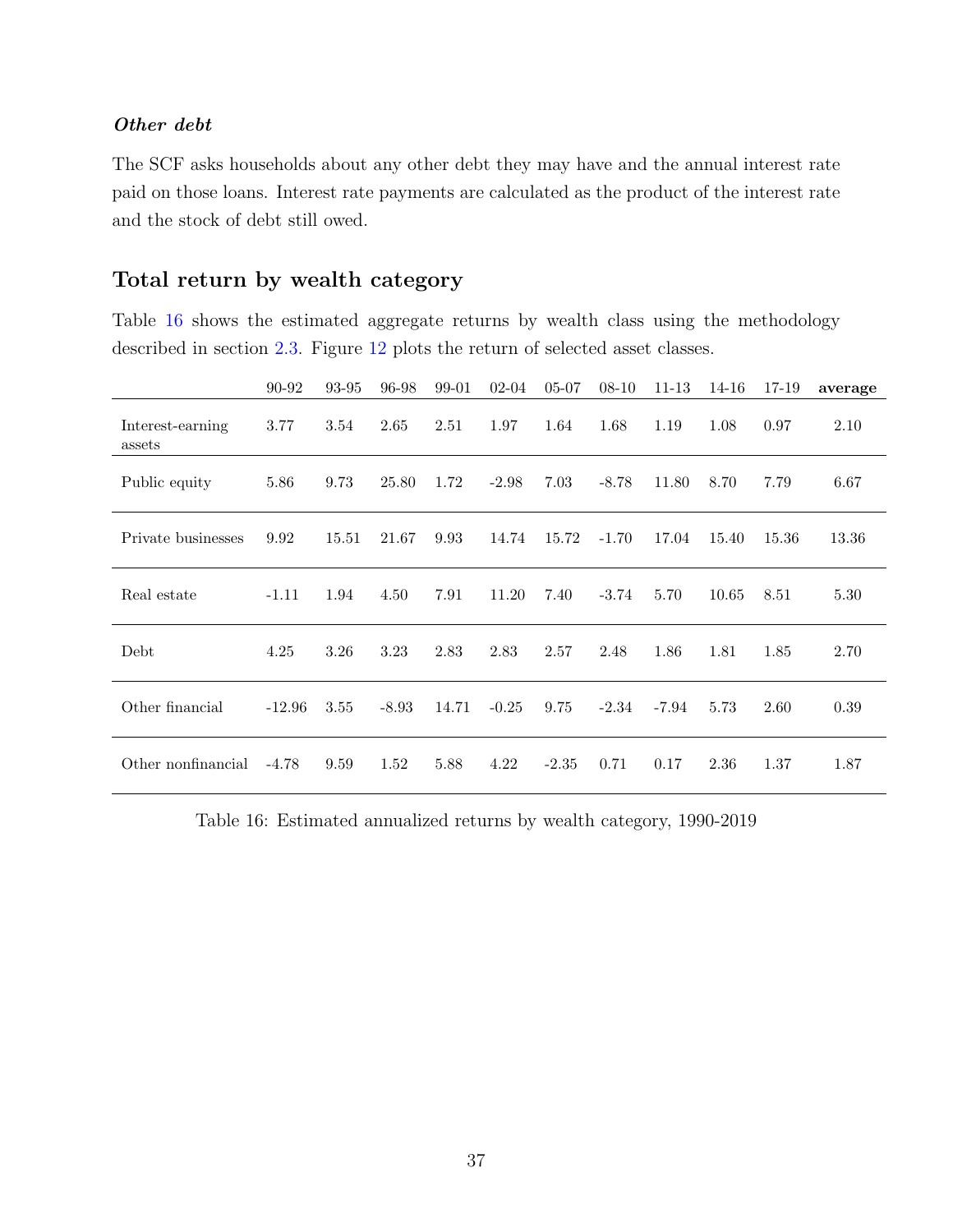### *Other debt*

The SCF asks households about any other debt they may have and the annual interest rate paid on those loans. Interest rate payments are calculated as the product of the interest rate and the stock of debt still owed.

## Total return by wealth category

Table 16 shows the estimated aggregate returns by wealth class using the methodology described in section 2.3. Figure 12 plots the return of selected asset classes.

| | 90-92 | 93-95 | 96-98 | 99-01 | 02-04 | 05-07 | 08-10 | 11-13 | 14-16 | 17-19 | **average** |
|---|---|---|---|---|---|---|---|---|---|---|---|
| Interest-earning assets | 3.77 | 3.54 | 2.65 | 2.51 | 1.97 | 1.64 | 1.68 | 1.19 | 1.08 | 0.97 | 2.10 |
| Public equity | 5.86 | 9.73 | 25.80 | 1.72 | -2.98 | 7.03 | -8.78 | 11.80 | 8.70 | 7.79 | 6.67 |
| Private businesses | 9.92 | 15.51 | 21.67 | 9.93 | 14.74 | 15.72 | -1.70 | 17.04 | 15.40 | 15.36 | 13.36 |
| Real estate | -1.11 | 1.94 | 4.50 | 7.91 | 11.20 | 7.40 | -3.74 | 5.70 | 10.65 | 8.51 | 5.30 |
| Debt | 4.25 | 3.26 | 3.23 | 2.83 | 2.83 | 2.57 | 2.48 | 1.86 | 1.81 | 1.85 | 2.70 |
| Other financial | -12.96 | 3.55 | -8.93 | 14.71 | -0.25 | 9.75 | -2.34 | -7.94 | 5.73 | 2.60 | 0.39 |
| Other nonfinancial | -4.78 | 9.59 | 1.52 | 5.88 | 4.22 | -2.35 | 0.71 | 0.17 | 2.36 | 1.37 | 1.87 |

Table 16: Estimated annualized returns by wealth category, 1990-2019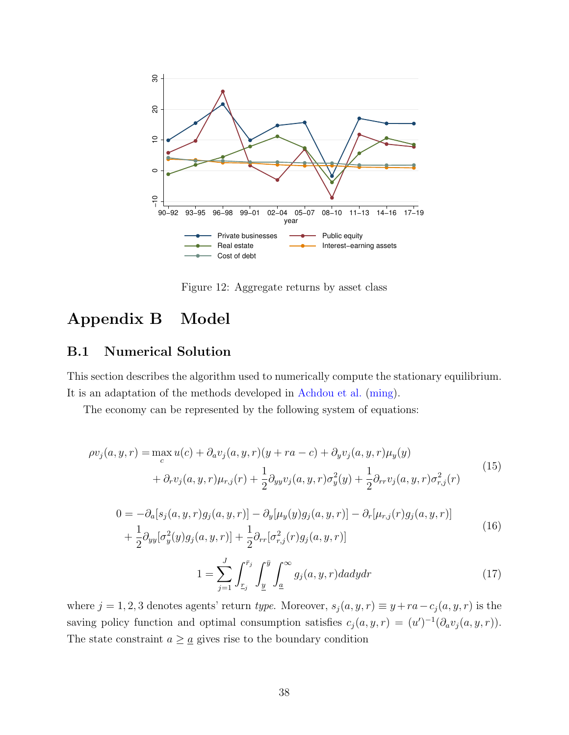Figure 12: Aggregate returns by asset class

# Appendix B Model

## B.1 Numerical Solution

This section describes the algorithm used to numerically compute the stationary equilibrium. It is an adaptation of the methods developed in Achdou et al. (ming).

The economy can be represented by the following system of equations:

$$
\begin{aligned}
\rho v_j(a,y,r) = & \max_c u(c) + \partial_a v_j(a,y,r)(y + ra - c) + \partial_y v_j(a,y,r)\mu_y(y) \\
& + \partial_r v_j(a,y,r)\mu_{r,j}(r) + \frac{1}{2}\partial_{yy} v_j(a,y,r)\sigma_y^2(y) + \frac{1}{2}\partial_{rr} v_j(a,y,r)\sigma_{r,j}^2(r)
\end{aligned} \tag{15}
$$

$$
\begin{aligned}
0 = & -\partial_a[s_j(a,y,r)g_j(a,y,r)] - \partial_y[\mu_y(y)g_j(a,y,r)] - \partial_r[\mu_{r,j}(r)g_j(a,y,r)] \\
& + \frac{1}{2}\partial_{yy}[\sigma_y^2(y)g_j(a,y,r)] + \frac{1}{2}\partial_{rr}[\sigma_{r,j}^2(r)g_j(a,y,r)]
\end{aligned} \tag{16}
$$

$$
1 = \sum_{j=1}^{J} \int_{\underline{r}_j}^{\bar{r}_j} \int_{\underline{y}}^{\bar{y}} \int_{\underline{a}}^{\infty} g_j(a,y,r)\,da\,dy\,dr \tag{17}
$$

where $j = 1,2,3$ denotes agents' return *type*. Moreover, $s_j(a,y,r) \equiv y + ra - c_j(a,y,r)$ is the saving policy function and optimal consumption satisfies $c_j(a,y,r) = (u')^{-1}(\partial_a v_j(a,y,r))$. The state constraint $a \geq \underline{a}$ gives rise to the boundary condition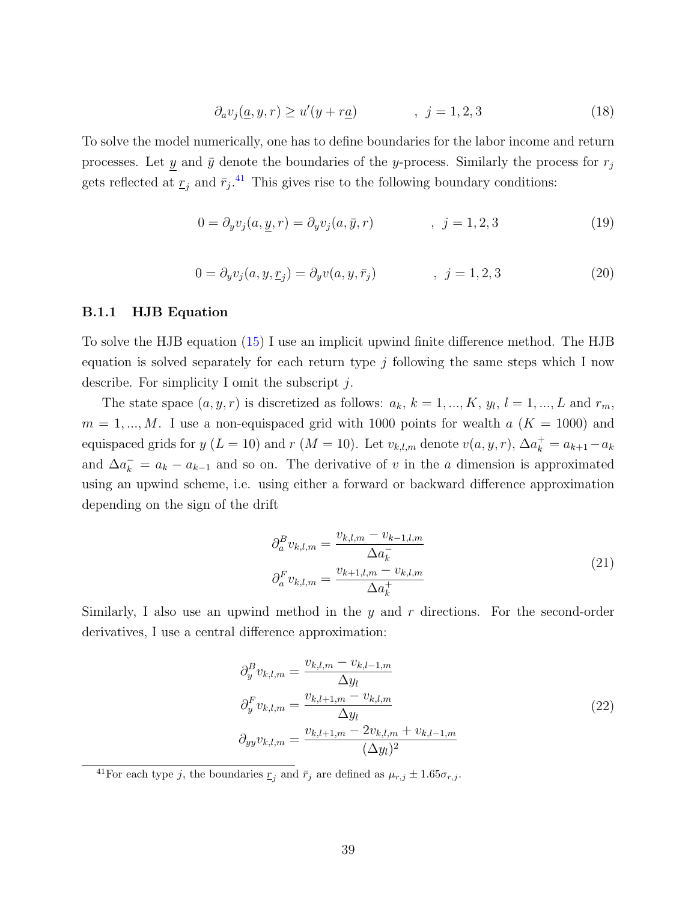$$\partial_a v_j(\underline{a}, y, r) \geq u'(y + r\underline{a}) \qquad , \; j = 1, 2, 3 \tag{18}$$

To solve the model numerically, one has to define boundaries for the labor income and return processes. Let $\underline{y}$ and $\bar{y}$ denote the boundaries of the $y$-process. Similarly the process for $r_j$ gets reflected at $\underline{r}_j$ and $\bar{r}_j$.[41] This gives rise to the following boundary conditions:

$$0 = \partial_y v_j(a, \underline{y}, r) = \partial_y v_j(a, \bar{y}, r) \qquad , \; j = 1, 2, 3 \tag{19}$$

$$0 = \partial_y v_j(a, y, \underline{r}_j) = \partial_y v(a, y, \bar{r}_j) \qquad , \; j = 1, 2, 3 \tag{20}$$

### B.1.1 HJB Equation

To solve the HJB equation (15) I use an implicit upwind finite difference method. The HJB equation is solved separately for each return type $j$ following the same steps which I now describe. For simplicity I omit the subscript $j$.

The state space $(a, y, r)$ is discretized as follows: $a_k$, $k = 1, ..., K$, $y_l$, $l = 1, ..., L$ and $r_m$, $m = 1, ..., M$. I use a non-equispaced grid with 1000 points for wealth $a$ ($K = 1000$) and equispaced grids for $y$ ($L = 10$) and $r$ ($M = 10$). Let $v_{k,l,m}$ denote $v(a, y, r)$, $\Delta a_k^+ = a_{k+1} - a_k$ and $\Delta a_k^- = a_k - a_{k-1}$ and so on. The derivative of $v$ in the $a$ dimension is approximated using an upwind scheme, i.e. using either a forward or backward difference approximation depending on the sign of the drift

$$\begin{aligned}
\partial_a^B v_{k,l,m} &= \frac{v_{k,l,m} - v_{k-1,l,m}}{\Delta a_k^-} \\
\partial_a^F v_{k,l,m} &= \frac{v_{k+1,l,m} - v_{k,l,m}}{\Delta a_k^+}
\end{aligned} \tag{21}$$

Similarly, I also use an upwind method in the $y$ and $r$ directions. For the second-order derivatives, I use a central difference approximation:

$$\begin{aligned}
\partial_y^B v_{k,l,m} &= \frac{v_{k,l,m} - v_{k,l-1,m}}{\Delta y_l} \\
\partial_y^F v_{k,l,m} &= \frac{v_{k,l+1,m} - v_{k,l,m}}{\Delta y_l} \\
\partial_{yy} v_{k,l,m} &= \frac{v_{k,l+1,m} - 2v_{k,l,m} + v_{k,l-1,m}}{(\Delta y_l)^2}
\end{aligned} \tag{22}$$

[41] For each type $j$, the boundaries $\underline{r}_j$ and $\bar{r}_j$ are defined as $\mu_{r,j} \pm 1.65\sigma_{r,j}$.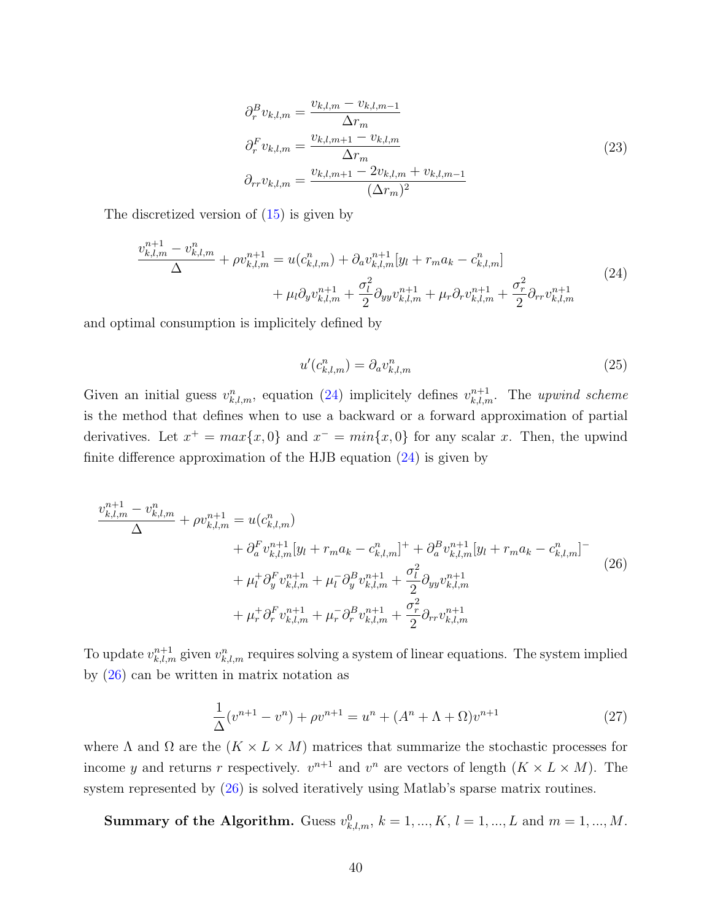$$
\begin{aligned}
\partial_r^B v_{k,l,m} &= \frac{v_{k,l,m} - v_{k,l,m-1}}{\Delta r_m} \\
\partial_r^F v_{k,l,m} &= \frac{v_{k,l,m+1} - v_{k,l,m}}{\Delta r_m} \\
\partial_{rr} v_{k,l,m} &= \frac{v_{k,l,m+1} - 2v_{k,l,m} + v_{k,l,m-1}}{(\Delta r_m)^2}
\end{aligned} \tag{23}
$$

The discretized version of (15) is given by

$$
\begin{aligned}
\frac{v_{k,l,m}^{n+1} - v_{k,l,m}^{n}}{\Delta} + \rho v_{k,l,m}^{n+1} = u(c_{k,l,m}^{n}) + \partial_a v_{k,l,m}^{n+1}[y_l + r_m a_k - c_{k,l,m}^{n}] \\
+ \mu_l \partial_y v_{k,l,m}^{n+1} + \frac{\sigma_l^2}{2}\partial_{yy} v_{k,l,m}^{n+1} + \mu_r \partial_r v_{k,l,m}^{n+1} + \frac{\sigma_r^2}{2}\partial_{rr} v_{k,l,m}^{n+1}
\end{aligned} \tag{24}
$$

and optimal consumption is implicitely defined by

$$
u'(c_{k,l,m}^{n}) = \partial_a v_{k,l,m}^{n} \tag{25}
$$

Given an initial guess $v_{k,l,m}^{n}$, equation (24) implicitely defines $v_{k,l,m}^{n+1}$. The *upwind scheme* is the method that defines when to use a backward or a forward approximation of partial derivatives. Let $x^+ = max\{x, 0\}$ and $x^- = min\{x, 0\}$ for any scalar $x$. Then, the upwind finite difference approximation of the HJB equation (24) is given by

$$
\begin{aligned}
\frac{v_{k,l,m}^{n+1} - v_{k,l,m}^{n}}{\Delta} + \rho v_{k,l,m}^{n+1} &= u(c_{k,l,m}^{n}) \\
&+ \partial_a^F v_{k,l,m}^{n+1}[y_l + r_m a_k - c_{k,l,m}^{n}]^+ + \partial_a^B v_{k,l,m}^{n+1}[y_l + r_m a_k - c_{k,l,m}^{n}]^- \\
&+ \mu_l^+ \partial_y^F v_{k,l,m}^{n+1} + \mu_l^- \partial_y^B v_{k,l,m}^{n+1} + \frac{\sigma_l^2}{2}\partial_{yy} v_{k,l,m}^{n+1} \\
&+ \mu_r^+ \partial_r^F v_{k,l,m}^{n+1} + \mu_r^- \partial_r^B v_{k,l,m}^{n+1} + \frac{\sigma_r^2}{2}\partial_{rr} v_{k,l,m}^{n+1}
\end{aligned} \tag{26}
$$

To update $v_{k,l,m}^{n+1}$ given $v_{k,l,m}^{n}$ requires solving a system of linear equations. The system implied by (26) can be written in matrix notation as

$$
\frac{1}{\Delta}(v^{n+1} - v^{n}) + \rho v^{n+1} = u^n + (A^n + \Lambda + \Omega)v^{n+1} \tag{27}
$$

where $\Lambda$ and $\Omega$ are the $(K \times L \times M)$ matrices that summarize the stochastic processes for income $y$ and returns $r$ respectively. $v^{n+1}$ and $v^n$ are vectors of length $(K \times L \times M)$. The system represented by (26) is solved iteratively using Matlab's sparse matrix routines.

**Summary of the Algorithm.** Guess $v_{k,l,m}^{0}$, $k = 1, ..., K$, $l = 1, ..., L$ and $m = 1, ..., M$.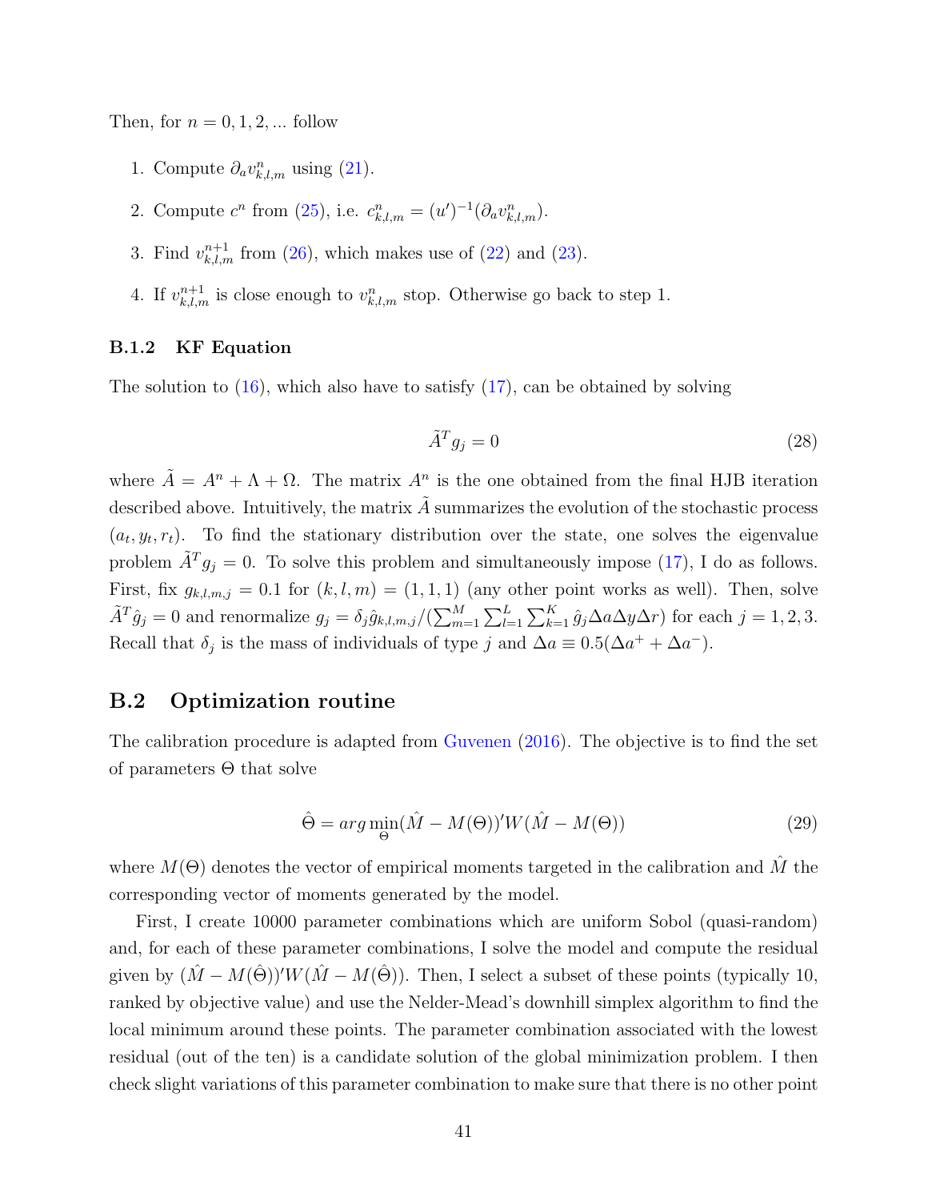Then, for $n = 0, 1, 2, ...$ follow

1. Compute $\partial_a v^n_{k,l,m}$ using (21).
2. Compute $c^n$ from (25), i.e. $c^n_{k,l,m} = (u')^{-1}(\partial_a v^n_{k,l,m})$.
3. Find $v^{n+1}_{k,l,m}$ from (26), which makes use of (22) and (23).
4. If $v^{n+1}_{k,l,m}$ is close enough to $v^n_{k,l,m}$ stop. Otherwise go back to step 1.

### B.1.2 KF Equation

The solution to (16), which also have to satisfy (17), can be obtained by solving

$$\tilde{A}^T g_j = 0 \tag{28}$$

where $\tilde{A} = A^n + \Lambda + \Omega$. The matrix $A^n$ is the one obtained from the final HJB iteration described above. Intuitively, the matrix $\tilde{A}$ summarizes the evolution of the stochastic process $(a_t, y_t, r_t)$. To find the stationary distribution over the state, one solves the eigenvalue problem $\tilde{A}^T g_j = 0$. To solve this problem and simultaneously impose (17), I do as follows. First, fix $g_{k,l,m,j} = 0.1$ for $(k, l, m) = (1, 1, 1)$ (any other point works as well). Then, solve $\tilde{A}^T \hat{g}_j = 0$ and renormalize $g_j = \delta_j \hat{g}_{k,l,m,j} / (\sum_{m=1}^{M} \sum_{l=1}^{L} \sum_{k=1}^{K} \hat{g}_j \Delta a \Delta y \Delta r)$ for each $j = 1, 2, 3$. Recall that $\delta_j$ is the mass of individuals of type $j$ and $\Delta a \equiv 0.5(\Delta a^+ + \Delta a^-)$.

## B.2 Optimization routine

The calibration procedure is adapted from Guvenen (2016). The objective is to find the set of parameters $\Theta$ that solve

$$\hat{\Theta} = arg \min_{\Theta} (\hat{M} - M(\Theta))' W (\hat{M} - M(\Theta)) \tag{29}$$

where $M(\Theta)$ denotes the vector of empirical moments targeted in the calibration and $\hat{M}$ the corresponding vector of moments generated by the model.

First, I create 10000 parameter combinations which are uniform Sobol (quasi-random) and, for each of these parameter combinations, I solve the model and compute the residual given by $(\hat{M} - M(\hat{\Theta}))' W (\hat{M} - M(\hat{\Theta}))$. Then, I select a subset of these points (typically 10, ranked by objective value) and use the Nelder-Mead's downhill simplex algorithm to find the local minimum around these points. The parameter combination associated with the lowest residual (out of the ten) is a candidate solution of the global minimization problem. I then check slight variations of this parameter combination to make sure that there is no other point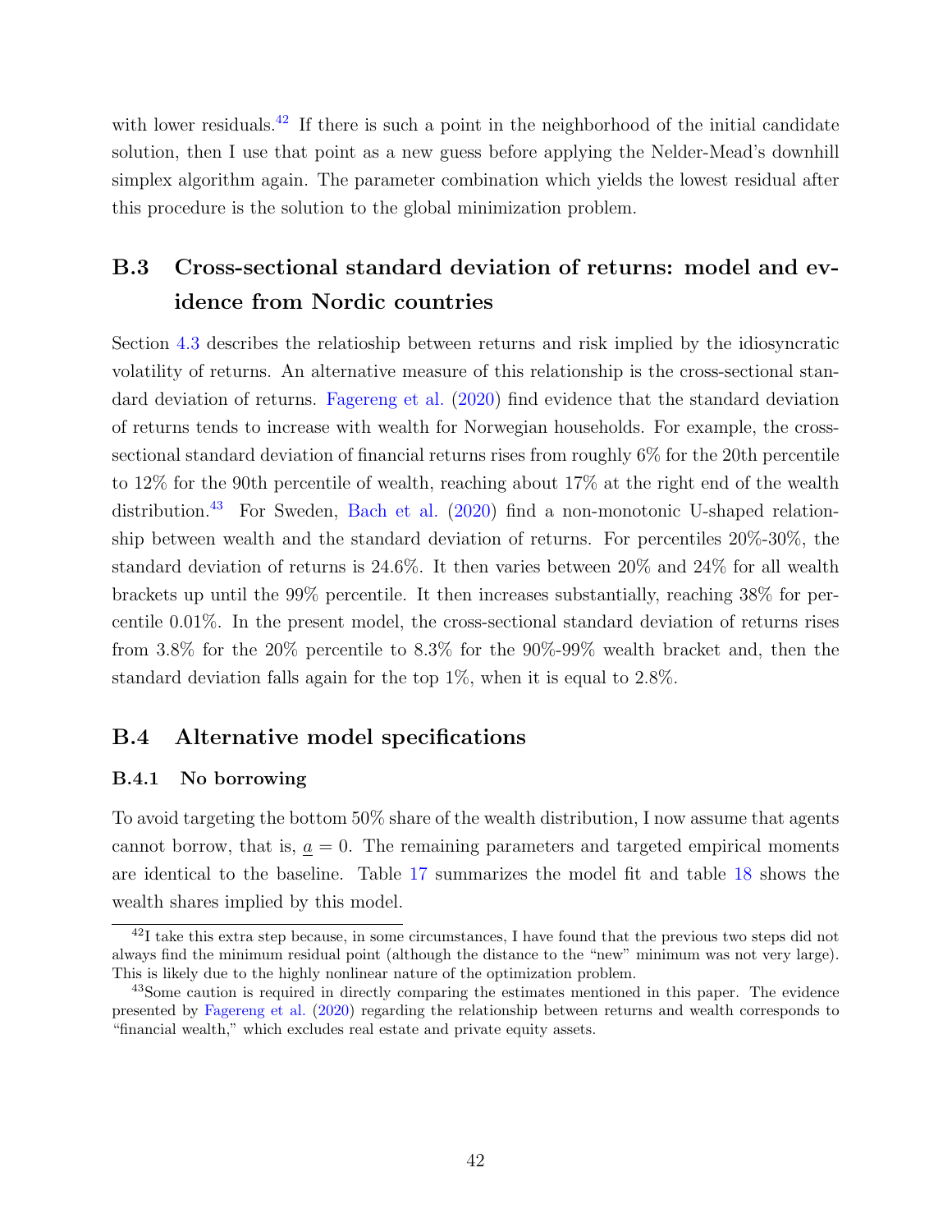with lower residuals.[42] If there is such a point in the neighborhood of the initial candidate solution, then I use that point as a new guess before applying the Nelder-Mead's downhill simplex algorithm again. The parameter combination which yields the lowest residual after this procedure is the solution to the global minimization problem.

## B.3 Cross-sectional standard deviation of returns: model and evidence from Nordic countries

Section 4.3 describes the relatioship between returns and risk implied by the idiosyncratic volatility of returns. An alternative measure of this relationship is the cross-sectional standard deviation of returns. Fagereng et al. (2020) find evidence that the standard deviation of returns tends to increase with wealth for Norwegian households. For example, the cross-sectional standard deviation of financial returns rises from roughly 6% for the 20th percentile to 12% for the 90th percentile of wealth, reaching about 17% at the right end of the wealth distribution.[43] For Sweden, Bach et al. (2020) find a non-monotonic U-shaped relationship between wealth and the standard deviation of returns. For percentiles 20%-30%, the standard deviation of returns is 24.6%. It then varies between 20% and 24% for all wealth brackets up until the 99% percentile. It then increases substantially, reaching 38% for percentile 0.01%. In the present model, the cross-sectional standard deviation of returns rises from 3.8% for the 20% percentile to 8.3% for the 90%-99% wealth bracket and, then the standard deviation falls again for the top 1%, when it is equal to 2.8%.

## B.4 Alternative model specifications

### B.4.1 No borrowing

To avoid targeting the bottom 50% share of the wealth distribution, I now assume that agents cannot borrow, that is, $\underline{a} = 0$. The remaining parameters and targeted empirical moments are identical to the baseline. Table 17 summarizes the model fit and table 18 shows the wealth shares implied by this model.

[42] I take this extra step because, in some circumstances, I have found that the previous two steps did not always find the minimum residual point (although the distance to the "new" minimum was not very large). This is likely due to the highly nonlinear nature of the optimization problem.

[43] Some caution is required in directly comparing the estimates mentioned in this paper. The evidence presented by Fagereng et al. (2020) regarding the relationship between returns and wealth corresponds to "financial wealth," which excludes real estate and private equity assets.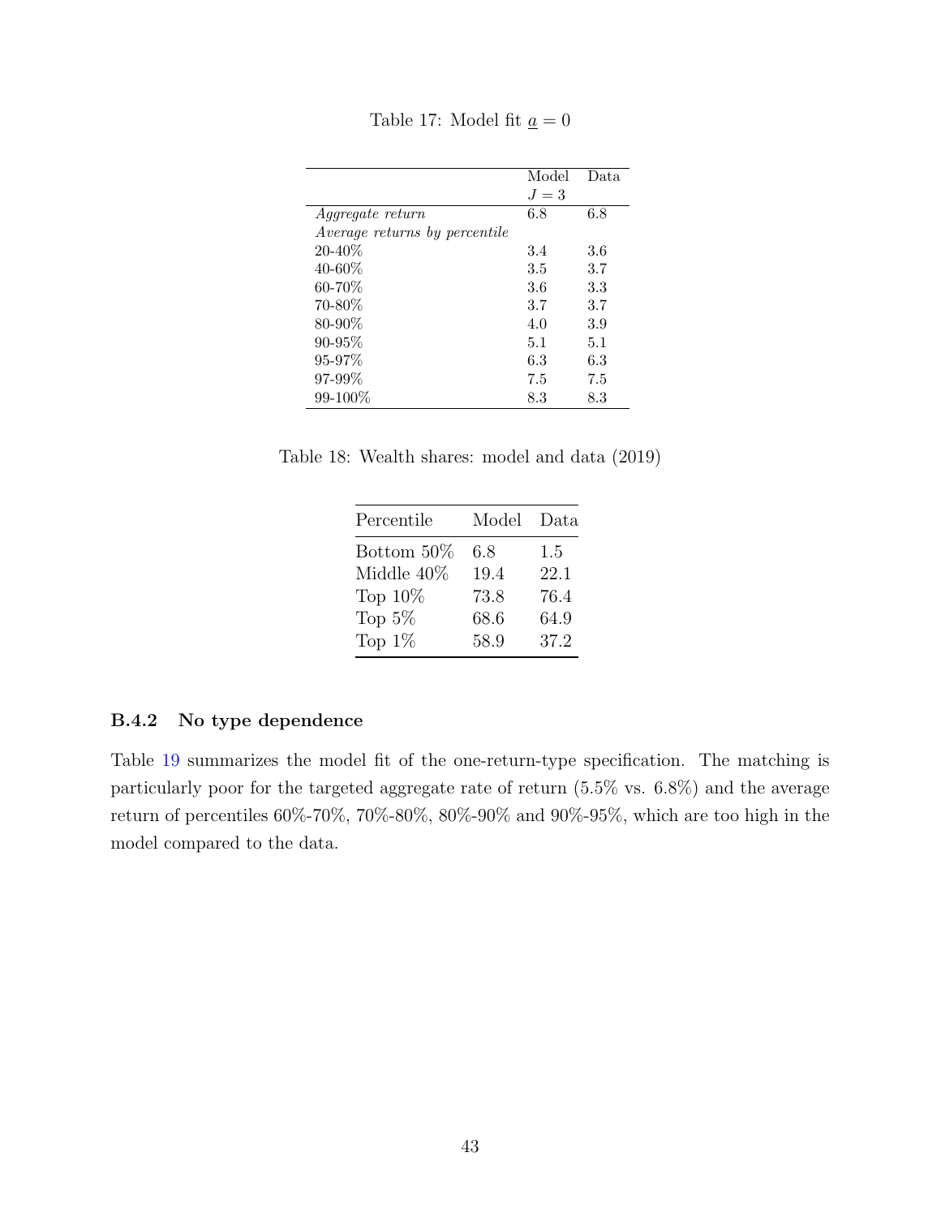Table 17: Model fit $\underline{a} = 0$

| | Model $J = 3$ | Data |
|---|---|---|
| *Aggregate return* | 6.8 | 6.8 |
| *Average returns by percentile* | | |
| 20-40% | 3.4 | 3.6 |
| 40-60% | 3.5 | 3.7 |
| 60-70% | 3.6 | 3.3 |
| 70-80% | 3.7 | 3.7 |
| 80-90% | 4.0 | 3.9 |
| 90-95% | 5.1 | 5.1 |
| 95-97% | 6.3 | 6.3 |
| 97-99% | 7.5 | 7.5 |
| 99-100% | 8.3 | 8.3 |

Table 18: Wealth shares: model and data (2019)

| Percentile | Model | Data |
|---|---|---|
| Bottom 50% | 6.8 | 1.5 |
| Middle 40% | 19.4 | 22.1 |
| Top 10% | 73.8 | 76.4 |
| Top 5% | 68.6 | 64.9 |
| Top 1% | 58.9 | 37.2 |

### B.4.2 No type dependence

Table 19 summarizes the model fit of the one-return-type specification. The matching is particularly poor for the targeted aggregate rate of return (5.5% vs. 6.8%) and the average return of percentiles 60%-70%, 70%-80%, 80%-90% and 90%-95%, which are too high in the model compared to the data.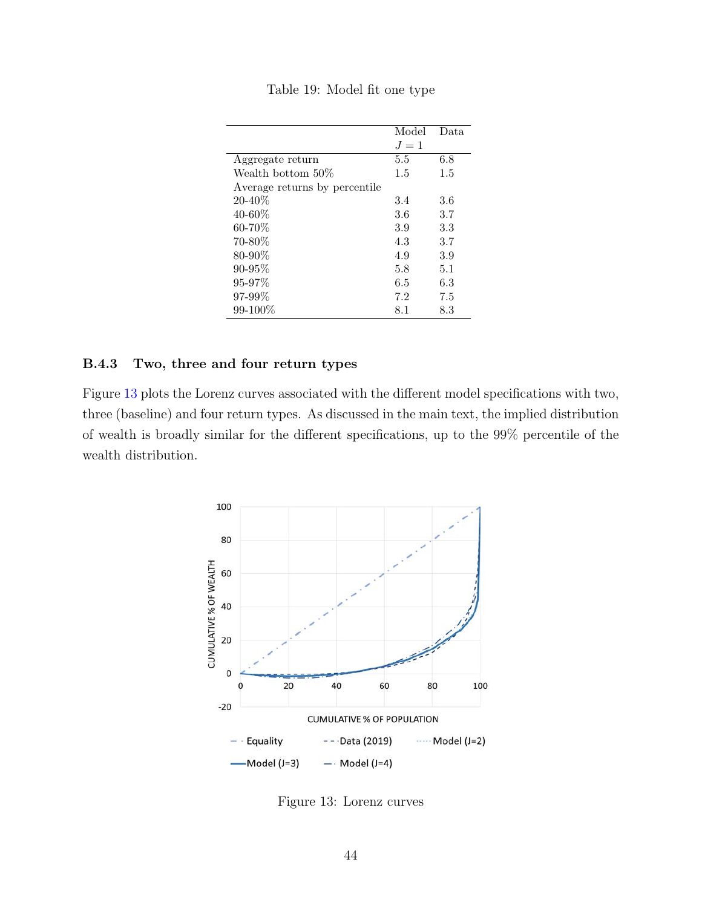Table 19: Model fit one type

|  | Model $J = 1$ | Data |
|---|---|---|
| Aggregate return | 5.5 | 6.8 |
| Wealth bottom 50% | 1.5 | 1.5 |
| Average returns by percentile | | |
| 20-40% | 3.4 | 3.6 |
| 40-60% | 3.6 | 3.7 |
| 60-70% | 3.9 | 3.3 |
| 70-80% | 4.3 | 3.7 |
| 80-90% | 4.9 | 3.9 |
| 90-95% | 5.8 | 5.1 |
| 95-97% | 6.5 | 6.3 |
| 97-99% | 7.2 | 7.5 |
| 99-100% | 8.1 | 8.3 |

### B.4.3 Two, three and four return types

Figure 13 plots the Lorenz curves associated with the different model specifications with two, three (baseline) and four return types. As discussed in the main text, the implied distribution of wealth is broadly similar for the different specifications, up to the 99% percentile of the wealth distribution.

Figure 13: Lorenz curves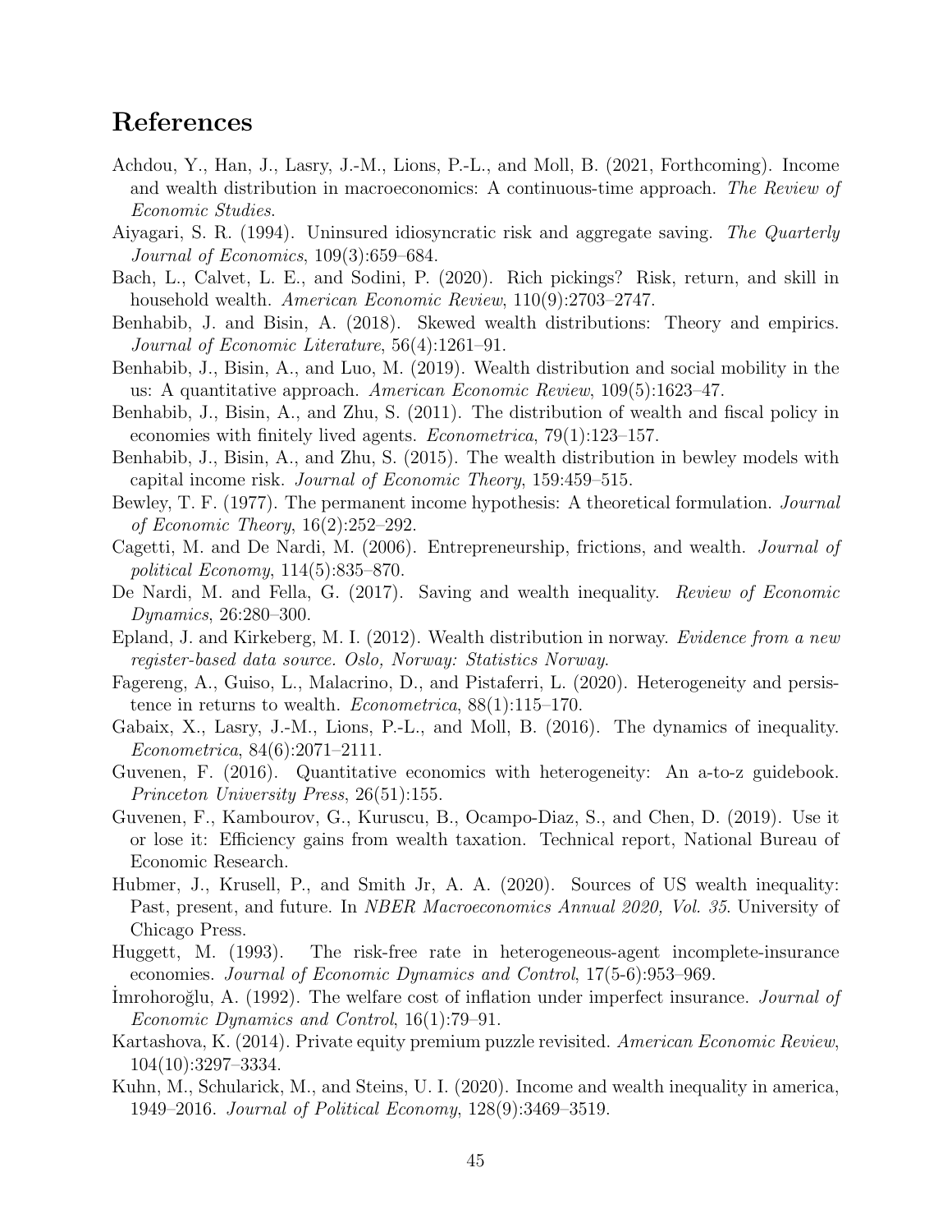# References

Achdou, Y., Han, J., Lasry, J.-M., Lions, P.-L., and Moll, B. (2021, Forthcoming). Income and wealth distribution in macroeconomics: A continuous-time approach. *The Review of Economic Studies*.

Aiyagari, S. R. (1994). Uninsured idiosyncratic risk and aggregate saving. *The Quarterly Journal of Economics*, 109(3):659–684.

Bach, L., Calvet, L. E., and Sodini, P. (2020). Rich pickings? Risk, return, and skill in household wealth. *American Economic Review*, 110(9):2703–2747.

Benhabib, J. and Bisin, A. (2018). Skewed wealth distributions: Theory and empirics. *Journal of Economic Literature*, 56(4):1261–91.

Benhabib, J., Bisin, A., and Luo, M. (2019). Wealth distribution and social mobility in the us: A quantitative approach. *American Economic Review*, 109(5):1623–47.

Benhabib, J., Bisin, A., and Zhu, S. (2011). The distribution of wealth and fiscal policy in economies with finitely lived agents. *Econometrica*, 79(1):123–157.

Benhabib, J., Bisin, A., and Zhu, S. (2015). The wealth distribution in bewley models with capital income risk. *Journal of Economic Theory*, 159:459–515.

Bewley, T. F. (1977). The permanent income hypothesis: A theoretical formulation. *Journal of Economic Theory*, 16(2):252–292.

Cagetti, M. and De Nardi, M. (2006). Entrepreneurship, frictions, and wealth. *Journal of political Economy*, 114(5):835–870.

De Nardi, M. and Fella, G. (2017). Saving and wealth inequality. *Review of Economic Dynamics*, 26:280–300.

Epland, J. and Kirkeberg, M. I. (2012). Wealth distribution in norway. *Evidence from a new register-based data source. Oslo, Norway: Statistics Norway*.

Fagereng, A., Guiso, L., Malacrino, D., and Pistaferri, L. (2020). Heterogeneity and persistence in returns to wealth. *Econometrica*, 88(1):115–170.

Gabaix, X., Lasry, J.-M., Lions, P.-L., and Moll, B. (2016). The dynamics of inequality. *Econometrica*, 84(6):2071–2111.

Guvenen, F. (2016). Quantitative economics with heterogeneity: An a-to-z guidebook. *Princeton University Press*, 26(51):155.

Guvenen, F., Kambourov, G., Kuruscu, B., Ocampo-Diaz, S., and Chen, D. (2019). Use it or lose it: Efficiency gains from wealth taxation. Technical report, National Bureau of Economic Research.

Hubmer, J., Krusell, P., and Smith Jr, A. A. (2020). Sources of US wealth inequality: Past, present, and future. In *NBER Macroeconomics Annual 2020, Vol. 35*. University of Chicago Press.

Huggett, M. (1993). The risk-free rate in heterogeneous-agent incomplete-insurance economies. *Journal of Economic Dynamics and Control*, 17(5-6):953–969.

İmrohoroğlu, A. (1992). The welfare cost of inflation under imperfect insurance. *Journal of Economic Dynamics and Control*, 16(1):79–91.

Kartashova, K. (2014). Private equity premium puzzle revisited. *American Economic Review*, 104(10):3297–3334.

Kuhn, M., Schularick, M., and Steins, U. I. (2020). Income and wealth inequality in america, 1949–2016. *Journal of Political Economy*, 128(9):3469–3519.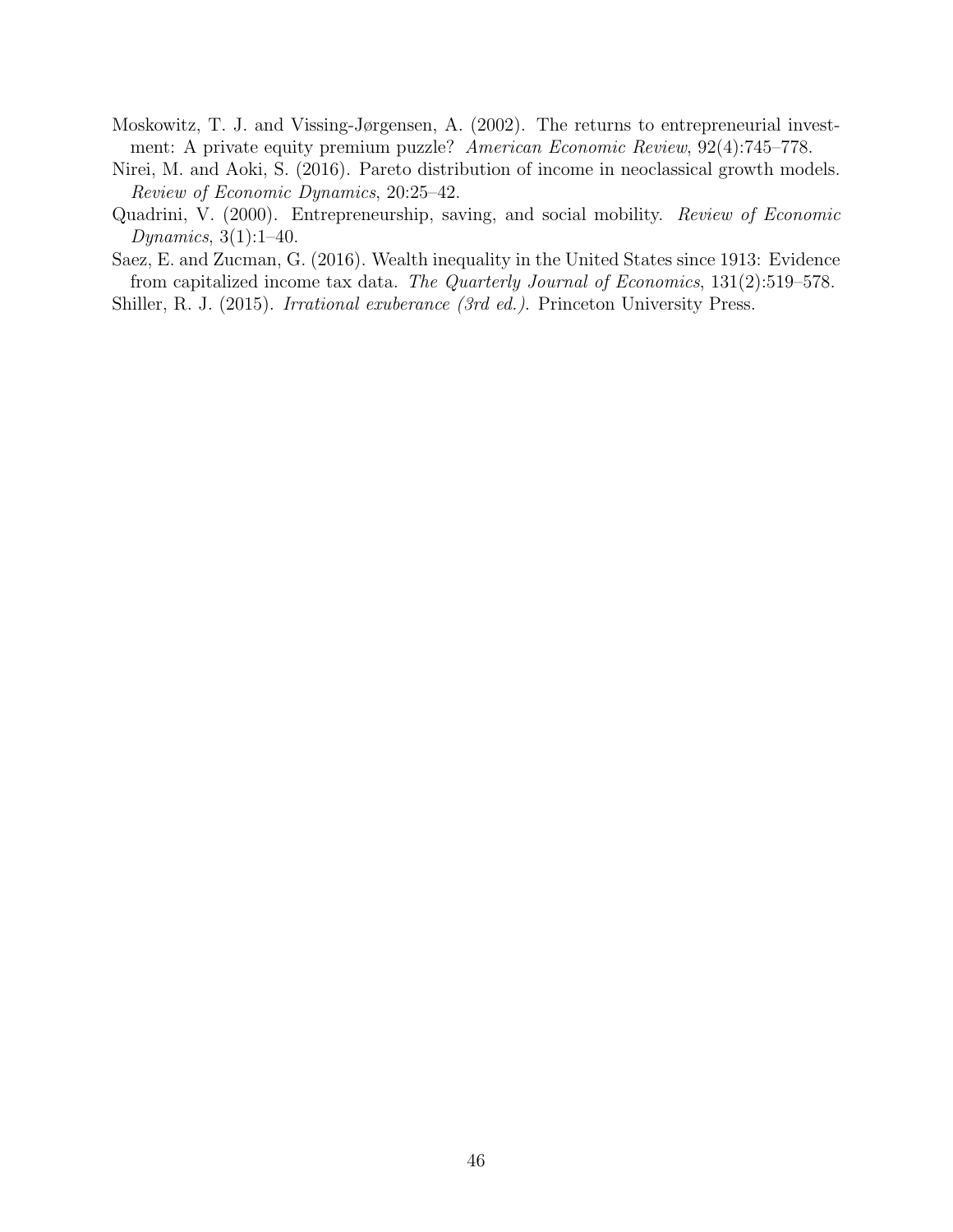Moskowitz, T. J. and Vissing-Jørgensen, A. (2002). The returns to entrepreneurial investment: A private equity premium puzzle? *American Economic Review*, 92(4):745–778.

Nirei, M. and Aoki, S. (2016). Pareto distribution of income in neoclassical growth models. *Review of Economic Dynamics*, 20:25–42.

Quadrini, V. (2000). Entrepreneurship, saving, and social mobility. *Review of Economic Dynamics*, 3(1):1–40.

Saez, E. and Zucman, G. (2016). Wealth inequality in the United States since 1913: Evidence from capitalized income tax data. *The Quarterly Journal of Economics*, 131(2):519–578.

Shiller, R. J. (2015). *Irrational exuberance (3rd ed.)*. Princeton University Press.